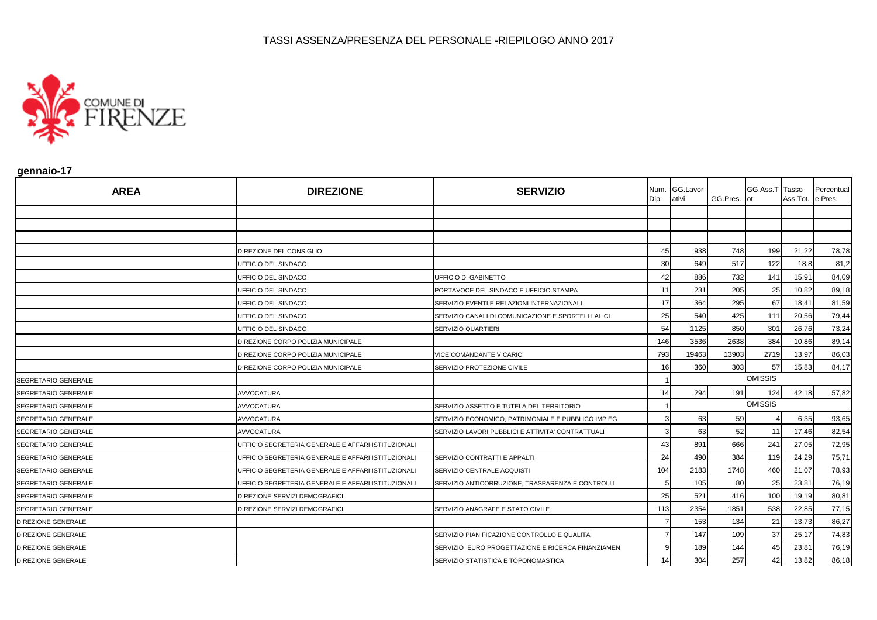# TASSI ASSENZA/PRESENZA DEL PERSONALE -RIEPILOGO ANNO 2017

COMUNE DI FIRENZE

**gennaio-17**

| AREA | DIREZIONE | SERVIZIO | Num. Dip. | GG.Lavorativi | GG.Pres. | GG.Ass.Tot. | Tasso Ass.Tot. | Percentuale Pres. |
|---|---|---|---|---|---|---|---|---|
| | | | | | | | | |
| | | | | | | | | |
| | | | | | | | | |
| | DIREZIONE DEL CONSIGLIO | | 45 | 938 | 748 | 199 | 21,22 | 78,78 |
| | UFFICIO DEL SINDACO | | 30 | 649 | 517 | 122 | 18,8 | 81,2 |
| | UFFICIO DEL SINDACO | UFFICIO DI GABINETTO | 42 | 886 | 732 | 141 | 15,91 | 84,09 |
| | UFFICIO DEL SINDACO | PORTAVOCE DEL SINDACO E UFFICIO STAMPA | 11 | 231 | 205 | 25 | 10,82 | 89,18 |
| | UFFICIO DEL SINDACO | SERVIZIO EVENTI E RELAZIONI INTERNAZIONALI | 17 | 364 | 295 | 67 | 18,41 | 81,59 |
| | UFFICIO DEL SINDACO | SERVIZIO CANALI DI COMUNICAZIONE E SPORTELLI AL CI | 25 | 540 | 425 | 111 | 20,56 | 79,44 |
| | UFFICIO DEL SINDACO | SERVIZIO QUARTIERI | 54 | 1125 | 850 | 301 | 26,76 | 73,24 |
| | DIREZIONE CORPO POLIZIA MUNICIPALE | | 146 | 3536 | 2638 | 384 | 10,86 | 89,14 |
| | DIREZIONE CORPO POLIZIA MUNICIPALE | VICE COMANDANTE VICARIO | 793 | 19463 | 13903 | 2719 | 13,97 | 86,03 |
| | DIREZIONE CORPO POLIZIA MUNICIPALE | SERVIZIO PROTEZIONE CIVILE | 16 | 360 | 303 | 57 | 15,83 | 84,17 |
| SEGRETARIO GENERALE | | | 1 | | | OMISSIS | | |
| SEGRETARIO GENERALE | AVVOCATURA | | 14 | 294 | 191 | 124 | 42,18 | 57,82 |
| SEGRETARIO GENERALE | AVVOCATURA | SERVIZIO ASSETTO E TUTELA DEL TERRITORIO | 1 | | | OMISSIS | | |
| SEGRETARIO GENERALE | AVVOCATURA | SERVIZIO ECONOMICO, PATRIMONIALE E PUBBLICO IMPIEG | 3 | 63 | 59 | 4 | 6,35 | 93,65 |
| SEGRETARIO GENERALE | AVVOCATURA | SERVIZIO LAVORI PUBBLICI E ATTIVITA' CONTRATTUALI | 3 | 63 | 52 | 11 | 17,46 | 82,54 |
| SEGRETARIO GENERALE | UFFICIO SEGRETERIA GENERALE E AFFARI ISTITUZIONALI | | 43 | 891 | 666 | 241 | 27,05 | 72,95 |
| SEGRETARIO GENERALE | UFFICIO SEGRETERIA GENERALE E AFFARI ISTITUZIONALI | SERVIZIO CONTRATTI E APPALTI | 24 | 490 | 384 | 119 | 24,29 | 75,71 |
| SEGRETARIO GENERALE | UFFICIO SEGRETERIA GENERALE E AFFARI ISTITUZIONALI | SERVIZIO CENTRALE ACQUISTI | 104 | 2183 | 1748 | 460 | 21,07 | 78,93 |
| SEGRETARIO GENERALE | UFFICIO SEGRETERIA GENERALE E AFFARI ISTITUZIONALI | SERVIZIO ANTICORRUZIONE, TRASPARENZA E CONTROLLI | 5 | 105 | 80 | 25 | 23,81 | 76,19 |
| SEGRETARIO GENERALE | DIREZIONE SERVIZI DEMOGRAFICI | | 25 | 521 | 416 | 100 | 19,19 | 80,81 |
| SEGRETARIO GENERALE | DIREZIONE SERVIZI DEMOGRAFICI | SERVIZIO ANAGRAFE E STATO CIVILE | 113 | 2354 | 1851 | 538 | 22,85 | 77,15 |
| DIREZIONE GENERALE | | | 7 | 153 | 134 | 21 | 13,73 | 86,27 |
| DIREZIONE GENERALE | | SERVIZIO PIANIFICAZIONE CONTROLLO E QUALITA' | 7 | 147 | 109 | 37 | 25,17 | 74,83 |
| DIREZIONE GENERALE | | SERVIZIO EURO PROGETTAZIONE E RICERCA FINANZIAMEN | 9 | 189 | 144 | 45 | 23,81 | 76,19 |
| DIREZIONE GENERALE | | SERVIZIO STATISTICA E TOPONOMASTICA | 14 | 304 | 257 | 42 | 13,82 | 86,18 |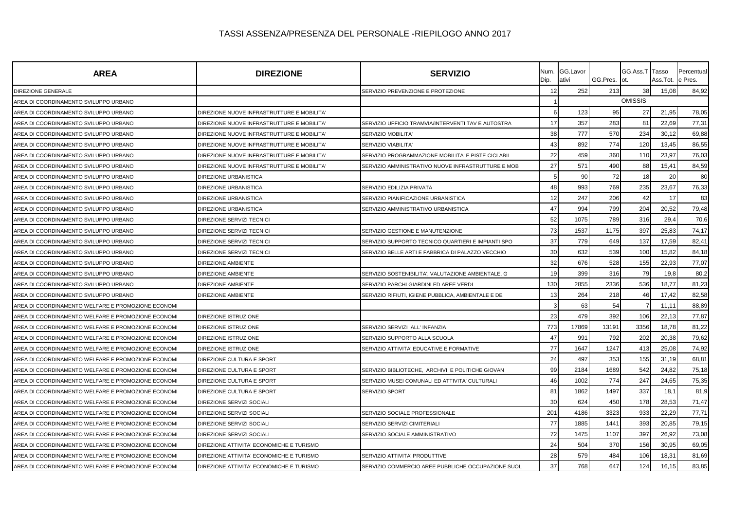# TASSI ASSENZA/PRESENZA DEL PERSONALE -RIEPILOGO ANNO 2017

| AREA | DIREZIONE | SERVIZIO | Num. Dip. | GG.Lavorativi | GG.Pres. | GG.Ass.Tot. | Tasso Ass.Tot. | Percentuale Pres. |
|---|---|---|---|---|---|---|---|---|
| DIREZIONE GENERALE | | SERVIZIO PREVENZIONE E PROTEZIONE | 12 | 252 | 213 | 38 | 15,08 | 84,92 |
| AREA DI COORDINAMENTO SVILUPPO URBANO | | | 1 | | | OMISSIS | | |
| AREA DI COORDINAMENTO SVILUPPO URBANO | DIREZIONE NUOVE INFRASTRUTTURE E MOBILITA' | | 6 | 123 | 95 | 27 | 21,95 | 78,05 |
| AREA DI COORDINAMENTO SVILUPPO URBANO | DIREZIONE NUOVE INFRASTRUTTURE E MOBILITA' | SERVIZIO UFFICIO TRAMVIA/INTERVENTI TAV E AUTOSTRA | 17 | 357 | 283 | 81 | 22,69 | 77,31 |
| AREA DI COORDINAMENTO SVILUPPO URBANO | DIREZIONE NUOVE INFRASTRUTTURE E MOBILITA' | SERVIZIO MOBILITA' | 38 | 777 | 570 | 234 | 30,12 | 69,88 |
| AREA DI COORDINAMENTO SVILUPPO URBANO | DIREZIONE NUOVE INFRASTRUTTURE E MOBILITA' | SERVIZIO VIABILITA' | 43 | 892 | 774 | 120 | 13,45 | 86,55 |
| AREA DI COORDINAMENTO SVILUPPO URBANO | DIREZIONE NUOVE INFRASTRUTTURE E MOBILITA' | SERVIZIO PROGRAMMAZIONE MOBILITA' E PISTE CICLABIL | 22 | 459 | 360 | 110 | 23,97 | 76,03 |
| AREA DI COORDINAMENTO SVILUPPO URBANO | DIREZIONE NUOVE INFRASTRUTTURE E MOBILITA' | SERVIZIO AMMINISTRATIVO NUOVE INFRASTRUTTURE E MOB | 27 | 571 | 490 | 88 | 15,41 | 84,59 |
| AREA DI COORDINAMENTO SVILUPPO URBANO | DIREZIONE URBANISTICA | | 5 | 90 | 72 | 18 | 20 | 80 |
| AREA DI COORDINAMENTO SVILUPPO URBANO | DIREZIONE URBANISTICA | SERVIZIO EDILIZIA PRIVATA | 48 | 993 | 769 | 235 | 23,67 | 76,33 |
| AREA DI COORDINAMENTO SVILUPPO URBANO | DIREZIONE URBANISTICA | SERVIZIO PIANIFICAZIONE URBANISTICA | 12 | 247 | 206 | 42 | 17 | 83 |
| AREA DI COORDINAMENTO SVILUPPO URBANO | DIREZIONE URBANISTICA | SERVIZIO AMMINISTRATIVO URBANISTICA | 47 | 994 | 799 | 204 | 20,52 | 79,48 |
| AREA DI COORDINAMENTO SVILUPPO URBANO | DIREZIONE SERVIZI TECNICI | | 52 | 1075 | 789 | 316 | 29,4 | 70,6 |
| AREA DI COORDINAMENTO SVILUPPO URBANO | DIREZIONE SERVIZI TECNICI | SERVIZIO GESTIONE E MANUTENZIONE | 73 | 1537 | 1175 | 397 | 25,83 | 74,17 |
| AREA DI COORDINAMENTO SVILUPPO URBANO | DIREZIONE SERVIZI TECNICI | SERVIZIO SUPPORTO TECNICO QUARTIERI E IMPIANTI SPO | 37 | 779 | 649 | 137 | 17,59 | 82,41 |
| AREA DI COORDINAMENTO SVILUPPO URBANO | DIREZIONE SERVIZI TECNICI | SERVIZIO BELLE ARTI E FABBRICA DI PALAZZO VECCHIO | 30 | 632 | 539 | 100 | 15,82 | 84,18 |
| AREA DI COORDINAMENTO SVILUPPO URBANO | DIREZIONE AMBIENTE | | 32 | 676 | 528 | 155 | 22,93 | 77,07 |
| AREA DI COORDINAMENTO SVILUPPO URBANO | DIREZIONE AMBIENTE | SERVIZIO SOSTENIBILITA', VALUTAZIONE AMBIENTALE, G | 19 | 399 | 316 | 79 | 19,8 | 80,2 |
| AREA DI COORDINAMENTO SVILUPPO URBANO | DIREZIONE AMBIENTE | SERVIZIO PARCHI GIARDINI ED AREE VERDI | 130 | 2855 | 2336 | 536 | 18,77 | 81,23 |
| AREA DI COORDINAMENTO SVILUPPO URBANO | DIREZIONE AMBIENTE | SERVIZIO RIFIUTI, IGIENE PUBBLICA, AMBIENTALE E DE | 13 | 264 | 218 | 46 | 17,42 | 82,58 |
| AREA DI COORDINAMENTO WELFARE E PROMOZIONE ECONOMI | | | 3 | 63 | 54 | 7 | 11,11 | 88,89 |
| AREA DI COORDINAMENTO WELFARE E PROMOZIONE ECONOMI | DIREZIONE ISTRUZIONE | | 23 | 479 | 392 | 106 | 22,13 | 77,87 |
| AREA DI COORDINAMENTO WELFARE E PROMOZIONE ECONOMI | DIREZIONE ISTRUZIONE | SERVIZIO SERVIZI ALL' INFANZIA | 773 | 17869 | 13191 | 3356 | 18,78 | 81,22 |
| AREA DI COORDINAMENTO WELFARE E PROMOZIONE ECONOMI | DIREZIONE ISTRUZIONE | SERVIZIO SUPPORTO ALLA SCUOLA | 47 | 991 | 792 | 202 | 20,38 | 79,62 |
| AREA DI COORDINAMENTO WELFARE E PROMOZIONE ECONOMI | DIREZIONE ISTRUZIONE | SERVIZIO ATTIVITA' EDUCATIVE E FORMATIVE | 77 | 1647 | 1247 | 413 | 25,08 | 74,92 |
| AREA DI COORDINAMENTO WELFARE E PROMOZIONE ECONOMI | DIREZIONE CULTURA E SPORT | | 24 | 497 | 353 | 155 | 31,19 | 68,81 |
| AREA DI COORDINAMENTO WELFARE E PROMOZIONE ECONOMI | DIREZIONE CULTURA E SPORT | SERVIZIO BIBLIOTECHE, ARCHIVI E POLITICHE GIOVAN | 99 | 2184 | 1689 | 542 | 24,82 | 75,18 |
| AREA DI COORDINAMENTO WELFARE E PROMOZIONE ECONOMI | DIREZIONE CULTURA E SPORT | SERVIZIO MUSEI COMUNALI ED ATTIVITA' CULTURALI | 46 | 1002 | 774 | 247 | 24,65 | 75,35 |
| AREA DI COORDINAMENTO WELFARE E PROMOZIONE ECONOMI | DIREZIONE CULTURA E SPORT | SERVIZIO SPORT | 81 | 1862 | 1497 | 337 | 18,1 | 81,9 |
| AREA DI COORDINAMENTO WELFARE E PROMOZIONE ECONOMI | DIREZIONE SERVIZI SOCIALI | | 30 | 624 | 450 | 178 | 28,53 | 71,47 |
| AREA DI COORDINAMENTO WELFARE E PROMOZIONE ECONOMI | DIREZIONE SERVIZI SOCIALI | SERVIZIO SOCIALE PROFESSIONALE | 201 | 4186 | 3323 | 933 | 22,29 | 77,71 |
| AREA DI COORDINAMENTO WELFARE E PROMOZIONE ECONOMI | DIREZIONE SERVIZI SOCIALI | SERVIZIO SERVIZI CIMITERIALI | 77 | 1885 | 1441 | 393 | 20,85 | 79,15 |
| AREA DI COORDINAMENTO WELFARE E PROMOZIONE ECONOMI | DIREZIONE SERVIZI SOCIALI | SERVIZIO SOCIALE AMMINISTRATIVO | 72 | 1475 | 1107 | 397 | 26,92 | 73,08 |
| AREA DI COORDINAMENTO WELFARE E PROMOZIONE ECONOMI | DIREZIONE ATTIVITA' ECONOMICHE E TURISMO | | 24 | 504 | 370 | 156 | 30,95 | 69,05 |
| AREA DI COORDINAMENTO WELFARE E PROMOZIONE ECONOMI | DIREZIONE ATTIVITA' ECONOMICHE E TURISMO | SERVIZIO ATTIVITA' PRODUTTIVE | 28 | 579 | 484 | 106 | 18,31 | 81,69 |
| AREA DI COORDINAMENTO WELFARE E PROMOZIONE ECONOMI | DIREZIONE ATTIVITA' ECONOMICHE E TURISMO | SERVIZIO COMMERCIO AREE PUBBLICHE OCCUPAZIONE SUOL | 37 | 768 | 647 | 124 | 16,15 | 83,85 |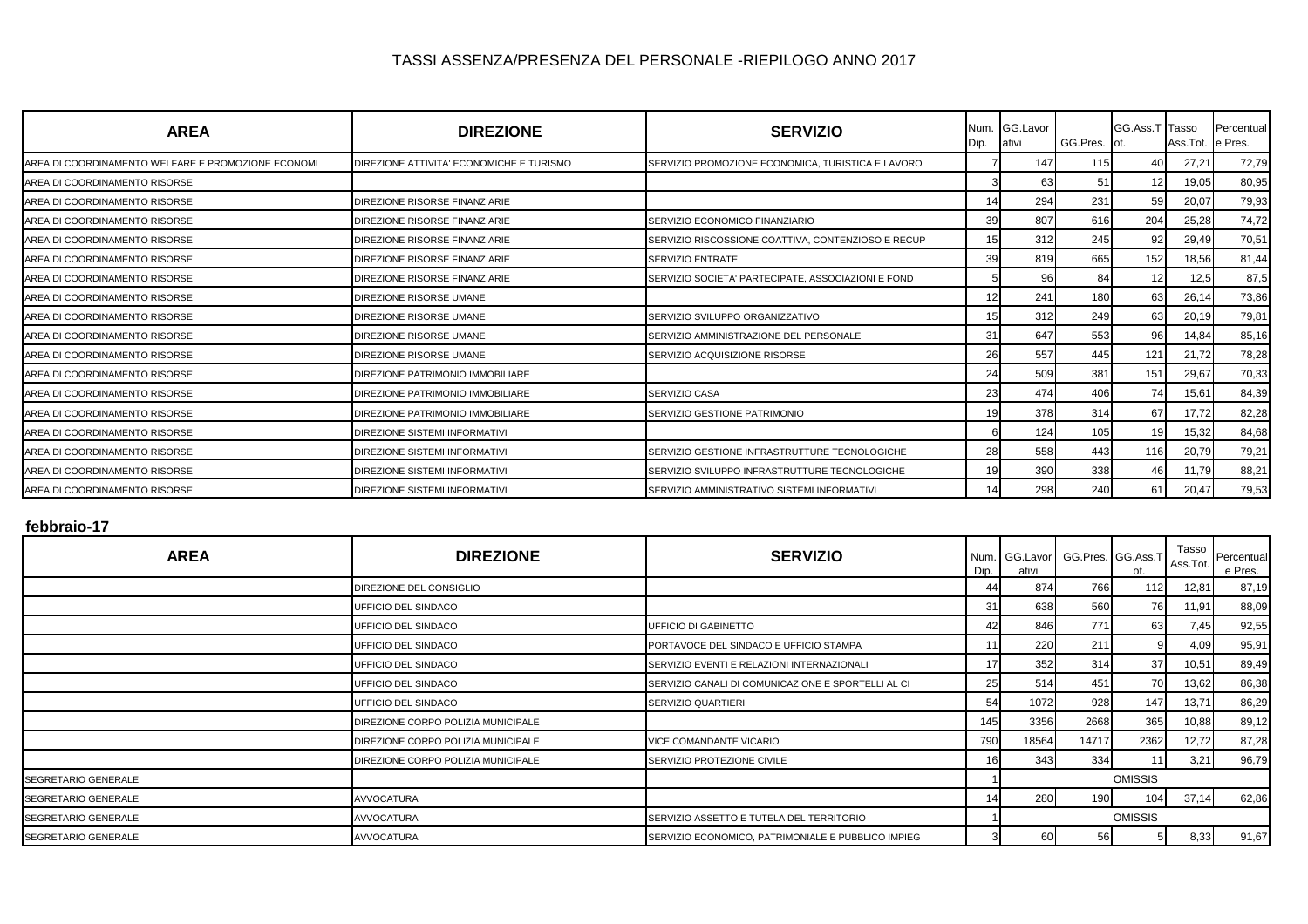## TASSI ASSENZA/PRESENZA DEL PERSONALE -RIEPILOGO ANNO 2017

| AREA | DIREZIONE | SERVIZIO | Num. Dip. | GG.Lavorativi | GG.Pres. | GG.Ass.Tot. | Tasso Ass.Tot. | Percentuale Pres. |
|---|---|---|---|---|---|---|---|---|
| AREA DI COORDINAMENTO WELFARE E PROMOZIONE ECONOMI | DIREZIONE ATTIVITA' ECONOMICHE E TURISMO | SERVIZIO PROMOZIONE ECONOMICA, TURISTICA E LAVORO | 7 | 147 | 115 | 40 | 27,21 | 72,79 |
| AREA DI COORDINAMENTO RISORSE | | | 3 | 63 | 51 | 12 | 19,05 | 80,95 |
| AREA DI COORDINAMENTO RISORSE | DIREZIONE RISORSE FINANZIARIE | | 14 | 294 | 231 | 59 | 20,07 | 79,93 |
| AREA DI COORDINAMENTO RISORSE | DIREZIONE RISORSE FINANZIARIE | SERVIZIO ECONOMICO FINANZIARIO | 39 | 807 | 616 | 204 | 25,28 | 74,72 |
| AREA DI COORDINAMENTO RISORSE | DIREZIONE RISORSE FINANZIARIE | SERVIZIO RISCOSSIONE COATTIVA, CONTENZIOSO E RECUP | 15 | 312 | 245 | 92 | 29,49 | 70,51 |
| AREA DI COORDINAMENTO RISORSE | DIREZIONE RISORSE FINANZIARIE | SERVIZIO ENTRATE | 39 | 819 | 665 | 152 | 18,56 | 81,44 |
| AREA DI COORDINAMENTO RISORSE | DIREZIONE RISORSE FINANZIARIE | SERVIZIO SOCIETA' PARTECIPATE, ASSOCIAZIONI E FOND | 5 | 96 | 84 | 12 | 12,5 | 87,5 |
| AREA DI COORDINAMENTO RISORSE | DIREZIONE RISORSE UMANE | | 12 | 241 | 180 | 63 | 26,14 | 73,86 |
| AREA DI COORDINAMENTO RISORSE | DIREZIONE RISORSE UMANE | SERVIZIO SVILUPPO ORGANIZZATIVO | 15 | 312 | 249 | 63 | 20,19 | 79,81 |
| AREA DI COORDINAMENTO RISORSE | DIREZIONE RISORSE UMANE | SERVIZIO AMMINISTRAZIONE DEL PERSONALE | 31 | 647 | 553 | 96 | 14,84 | 85,16 |
| AREA DI COORDINAMENTO RISORSE | DIREZIONE RISORSE UMANE | SERVIZIO ACQUISIZIONE RISORSE | 26 | 557 | 445 | 121 | 21,72 | 78,28 |
| AREA DI COORDINAMENTO RISORSE | DIREZIONE PATRIMONIO IMMOBILIARE | | 24 | 509 | 381 | 151 | 29,67 | 70,33 |
| AREA DI COORDINAMENTO RISORSE | DIREZIONE PATRIMONIO IMMOBILIARE | SERVIZIO CASA | 23 | 474 | 406 | 74 | 15,61 | 84,39 |
| AREA DI COORDINAMENTO RISORSE | DIREZIONE PATRIMONIO IMMOBILIARE | SERVIZIO GESTIONE PATRIMONIO | 19 | 378 | 314 | 67 | 17,72 | 82,28 |
| AREA DI COORDINAMENTO RISORSE | DIREZIONE SISTEMI INFORMATIVI | | 6 | 124 | 105 | 19 | 15,32 | 84,68 |
| AREA DI COORDINAMENTO RISORSE | DIREZIONE SISTEMI INFORMATIVI | SERVIZIO GESTIONE INFRASTRUTTURE TECNOLOGICHE | 28 | 558 | 443 | 116 | 20,79 | 79,21 |
| AREA DI COORDINAMENTO RISORSE | DIREZIONE SISTEMI INFORMATIVI | SERVIZIO SVILUPPO INFRASTRUTTURE TECNOLOGICHE | 19 | 390 | 338 | 46 | 11,79 | 88,21 |
| AREA DI COORDINAMENTO RISORSE | DIREZIONE SISTEMI INFORMATIVI | SERVIZIO AMMINISTRATIVO SISTEMI INFORMATIVI | 14 | 298 | 240 | 61 | 20,47 | 79,53 |

**febbraio-17**

| AREA | DIREZIONE | SERVIZIO | Num. Dip. | GG.Lavorativi | GG.Pres. | GG.Ass.Tot. | Tasso Ass.Tot. | Percentuale Pres. |
|---|---|---|---|---|---|---|---|---|
| | DIREZIONE DEL CONSIGLIO | | 44 | 874 | 766 | 112 | 12,81 | 87,19 |
| | UFFICIO DEL SINDACO | | 31 | 638 | 560 | 76 | 11,91 | 88,09 |
| | UFFICIO DEL SINDACO | UFFICIO DI GABINETTO | 42 | 846 | 771 | 63 | 7,45 | 92,55 |
| | UFFICIO DEL SINDACO | PORTAVOCE DEL SINDACO E UFFICIO STAMPA | 11 | 220 | 211 | 9 | 4,09 | 95,91 |
| | UFFICIO DEL SINDACO | SERVIZIO EVENTI E RELAZIONI INTERNAZIONALI | 17 | 352 | 314 | 37 | 10,51 | 89,49 |
| | UFFICIO DEL SINDACO | SERVIZIO CANALI DI COMUNICAZIONE E SPORTELLI AL CI | 25 | 514 | 451 | 70 | 13,62 | 86,38 |
| | UFFICIO DEL SINDACO | SERVIZIO QUARTIERI | 54 | 1072 | 928 | 147 | 13,71 | 86,29 |
| | DIREZIONE CORPO POLIZIA MUNICIPALE | | 145 | 3356 | 2668 | 365 | 10,88 | 89,12 |
| | DIREZIONE CORPO POLIZIA MUNICIPALE | VICE COMANDANTE VICARIO | 790 | 18564 | 14717 | 2362 | 12,72 | 87,28 |
| | DIREZIONE CORPO POLIZIA MUNICIPALE | SERVIZIO PROTEZIONE CIVILE | 16 | 343 | 334 | 11 | 3,21 | 96,79 |
| SEGRETARIO GENERALE | | | 1 | | | OMISSIS | | |
| SEGRETARIO GENERALE | AVVOCATURA | | 14 | 280 | 190 | 104 | 37,14 | 62,86 |
| SEGRETARIO GENERALE | AVVOCATURA | SERVIZIO ASSETTO E TUTELA DEL TERRITORIO | 1 | | | OMISSIS | | |
| SEGRETARIO GENERALE | AVVOCATURA | SERVIZIO ECONOMICO, PATRIMONIALE E PUBBLICO IMPIEG | 3 | 60 | 56 | 5 | 8,33 | 91,67 |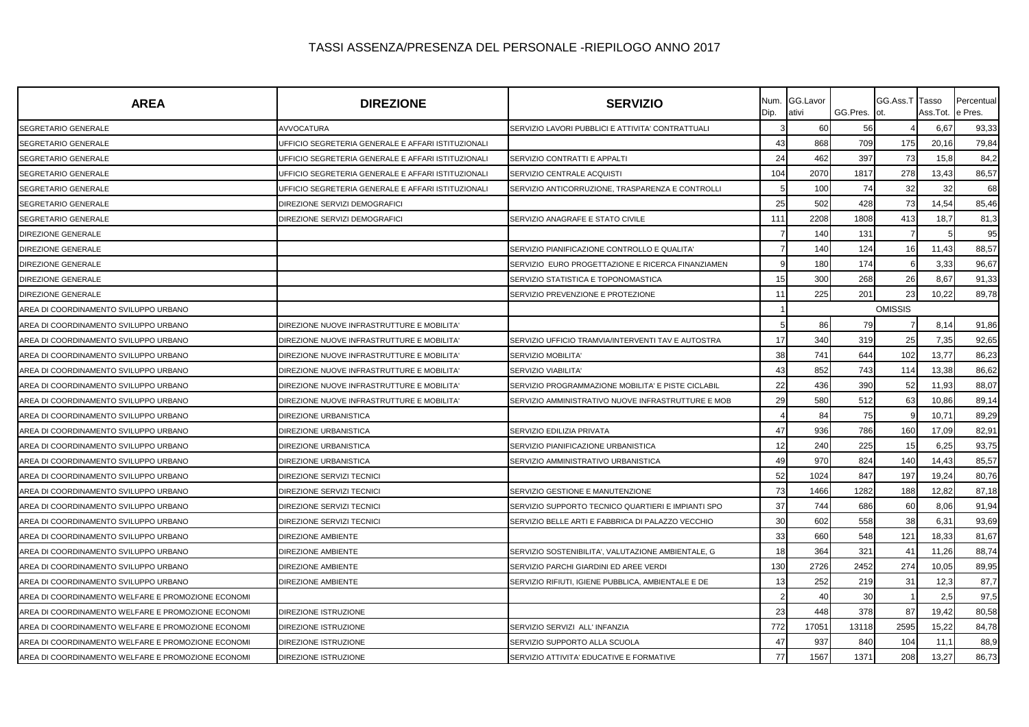# TASSI ASSENZA/PRESENZA DEL PERSONALE -RIEPILOGO ANNO 2017

| AREA | DIREZIONE | SERVIZIO | Num. Dip. | GG.Lavorativi | GG.Pres. | GG.Ass.Tot. | Tasso Ass.Tot. | Percentuale Pres. |
|---|---|---|---|---|---|---|---|---|
| SEGRETARIO GENERALE | AVVOCATURA | SERVIZIO LAVORI PUBBLICI E ATTIVITA' CONTRATTUALI | 3 | 60 | 56 | 4 | 6,67 | 93,33 |
| SEGRETARIO GENERALE | UFFICIO SEGRETERIA GENERALE E AFFARI ISTITUZIONALI | | 43 | 868 | 709 | 175 | 20,16 | 79,84 |
| SEGRETARIO GENERALE | UFFICIO SEGRETERIA GENERALE E AFFARI ISTITUZIONALI | SERVIZIO CONTRATTI E APPALTI | 24 | 462 | 397 | 73 | 15,8 | 84,2 |
| SEGRETARIO GENERALE | UFFICIO SEGRETERIA GENERALE E AFFARI ISTITUZIONALI | SERVIZIO CENTRALE ACQUISTI | 104 | 2070 | 1817 | 278 | 13,43 | 86,57 |
| SEGRETARIO GENERALE | UFFICIO SEGRETERIA GENERALE E AFFARI ISTITUZIONALI | SERVIZIO ANTICORRUZIONE, TRASPARENZA E CONTROLLI | 5 | 100 | 74 | 32 | 32 | 68 |
| SEGRETARIO GENERALE | DIREZIONE SERVIZI DEMOGRAFICI | | 25 | 502 | 428 | 73 | 14,54 | 85,46 |
| SEGRETARIO GENERALE | DIREZIONE SERVIZI DEMOGRAFICI | SERVIZIO ANAGRAFE E STATO CIVILE | 111 | 2208 | 1808 | 413 | 18,7 | 81,3 |
| DIREZIONE GENERALE | | | 7 | 140 | 131 | 7 | 5 | 95 |
| DIREZIONE GENERALE | | SERVIZIO PIANIFICAZIONE CONTROLLO E QUALITA' | 7 | 140 | 124 | 16 | 11,43 | 88,57 |
| DIREZIONE GENERALE | | SERVIZIO EURO PROGETTAZIONE E RICERCA FINANZIAMEN | 9 | 180 | 174 | 6 | 3,33 | 96,67 |
| DIREZIONE GENERALE | | SERVIZIO STATISTICA E TOPONOMASTICA | 15 | 300 | 268 | 26 | 8,67 | 91,33 |
| DIREZIONE GENERALE | | SERVIZIO PREVENZIONE E PROTEZIONE | 11 | 225 | 201 | 23 | 10,22 | 89,78 |
| AREA DI COORDINAMENTO SVILUPPO URBANO | | | 1 | | | OMISSIS | | |
| AREA DI COORDINAMENTO SVILUPPO URBANO | DIREZIONE NUOVE INFRASTRUTTURE E MOBILITA' | | 5 | 86 | 79 | 7 | 8,14 | 91,86 |
| AREA DI COORDINAMENTO SVILUPPO URBANO | DIREZIONE NUOVE INFRASTRUTTURE E MOBILITA' | SERVIZIO UFFICIO TRAMVIA/INTERVENTI TAV E AUTOSTRA | 17 | 340 | 319 | 25 | 7,35 | 92,65 |
| AREA DI COORDINAMENTO SVILUPPO URBANO | DIREZIONE NUOVE INFRASTRUTTURE E MOBILITA' | SERVIZIO MOBILITA' | 38 | 741 | 644 | 102 | 13,77 | 86,23 |
| AREA DI COORDINAMENTO SVILUPPO URBANO | DIREZIONE NUOVE INFRASTRUTTURE E MOBILITA' | SERVIZIO VIABILITA' | 43 | 852 | 743 | 114 | 13,38 | 86,62 |
| AREA DI COORDINAMENTO SVILUPPO URBANO | DIREZIONE NUOVE INFRASTRUTTURE E MOBILITA' | SERVIZIO PROGRAMMAZIONE MOBILITA' E PISTE CICLABIL | 22 | 436 | 390 | 52 | 11,93 | 88,07 |
| AREA DI COORDINAMENTO SVILUPPO URBANO | DIREZIONE NUOVE INFRASTRUTTURE E MOBILITA' | SERVIZIO AMMINISTRATIVO NUOVE INFRASTRUTTURE E MOB | 29 | 580 | 512 | 63 | 10,86 | 89,14 |
| AREA DI COORDINAMENTO SVILUPPO URBANO | DIREZIONE URBANISTICA | | 4 | 84 | 75 | 9 | 10,71 | 89,29 |
| AREA DI COORDINAMENTO SVILUPPO URBANO | DIREZIONE URBANISTICA | SERVIZIO EDILIZIA PRIVATA | 47 | 936 | 786 | 160 | 17,09 | 82,91 |
| AREA DI COORDINAMENTO SVILUPPO URBANO | DIREZIONE URBANISTICA | SERVIZIO PIANIFICAZIONE URBANISTICA | 12 | 240 | 225 | 15 | 6,25 | 93,75 |
| AREA DI COORDINAMENTO SVILUPPO URBANO | DIREZIONE URBANISTICA | SERVIZIO AMMINISTRATIVO URBANISTICA | 49 | 970 | 824 | 140 | 14,43 | 85,57 |
| AREA DI COORDINAMENTO SVILUPPO URBANO | DIREZIONE SERVIZI TECNICI | | 52 | 1024 | 847 | 197 | 19,24 | 80,76 |
| AREA DI COORDINAMENTO SVILUPPO URBANO | DIREZIONE SERVIZI TECNICI | SERVIZIO GESTIONE E MANUTENZIONE | 73 | 1466 | 1282 | 188 | 12,82 | 87,18 |
| AREA DI COORDINAMENTO SVILUPPO URBANO | DIREZIONE SERVIZI TECNICI | SERVIZIO SUPPORTO TECNICO QUARTIERI E IMPIANTI SPO | 37 | 744 | 686 | 60 | 8,06 | 91,94 |
| AREA DI COORDINAMENTO SVILUPPO URBANO | DIREZIONE SERVIZI TECNICI | SERVIZIO BELLE ARTI E FABBRICA DI PALAZZO VECCHIO | 30 | 602 | 558 | 38 | 6,31 | 93,69 |
| AREA DI COORDINAMENTO SVILUPPO URBANO | DIREZIONE AMBIENTE | | 33 | 660 | 548 | 121 | 18,33 | 81,67 |
| AREA DI COORDINAMENTO SVILUPPO URBANO | DIREZIONE AMBIENTE | SERVIZIO SOSTENIBILITA', VALUTAZIONE AMBIENTALE, G | 18 | 364 | 321 | 41 | 11,26 | 88,74 |
| AREA DI COORDINAMENTO SVILUPPO URBANO | DIREZIONE AMBIENTE | SERVIZIO PARCHI GIARDINI ED AREE VERDI | 130 | 2726 | 2452 | 274 | 10,05 | 89,95 |
| AREA DI COORDINAMENTO SVILUPPO URBANO | DIREZIONE AMBIENTE | SERVIZIO RIFIUTI, IGIENE PUBBLICA, AMBIENTALE E DE | 13 | 252 | 219 | 31 | 12,3 | 87,7 |
| AREA DI COORDINAMENTO WELFARE E PROMOZIONE ECONOMI | | | 2 | 40 | 30 | 1 | 2,5 | 97,5 |
| AREA DI COORDINAMENTO WELFARE E PROMOZIONE ECONOMI | DIREZIONE ISTRUZIONE | | 23 | 448 | 378 | 87 | 19,42 | 80,58 |
| AREA DI COORDINAMENTO WELFARE E PROMOZIONE ECONOMI | DIREZIONE ISTRUZIONE | SERVIZIO SERVIZI ALL' INFANZIA | 772 | 17051 | 13118 | 2595 | 15,22 | 84,78 |
| AREA DI COORDINAMENTO WELFARE E PROMOZIONE ECONOMI | DIREZIONE ISTRUZIONE | SERVIZIO SUPPORTO ALLA SCUOLA | 47 | 937 | 840 | 104 | 11,1 | 88,9 |
| AREA DI COORDINAMENTO WELFARE E PROMOZIONE ECONOMI | DIREZIONE ISTRUZIONE | SERVIZIO ATTIVITA' EDUCATIVE E FORMATIVE | 77 | 1567 | 1371 | 208 | 13,27 | 86,73 |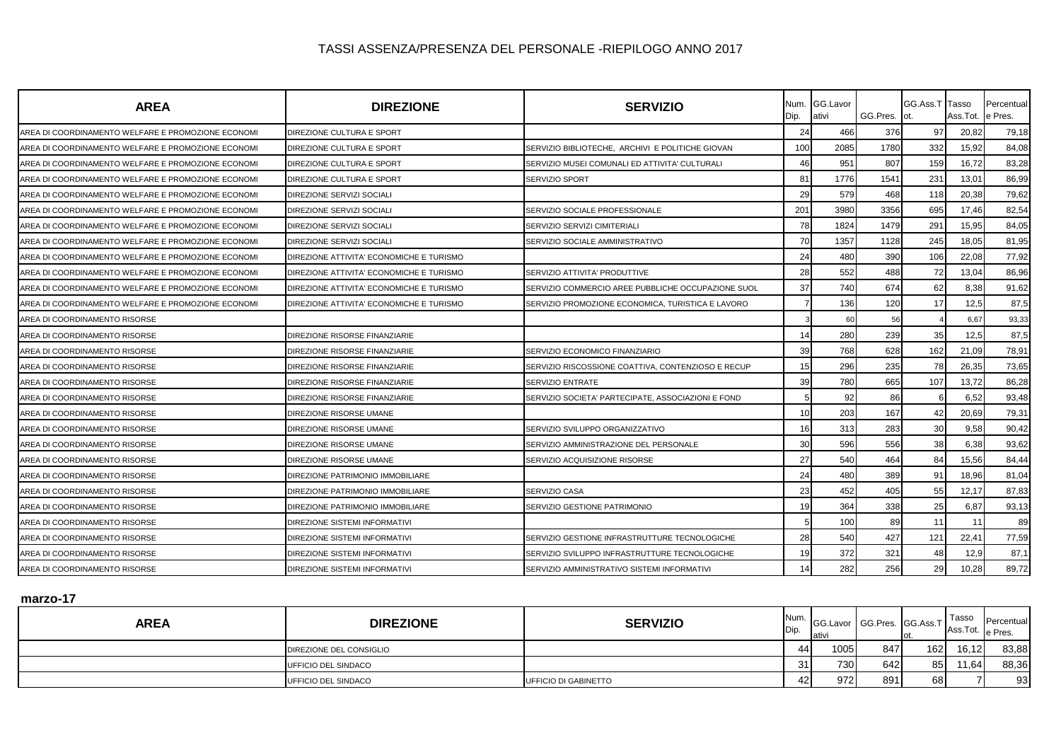## TASSI ASSENZA/PRESENZA DEL PERSONALE -RIEPILOGO ANNO 2017

| AREA | DIREZIONE | SERVIZIO | Num. Dip. | GG.Lavorativi | GG.Pres. | GG.Ass.Tot. | Tasso Ass.Tot. | Percentuale Pres. |
|---|---|---|---|---|---|---|---|---|
| AREA DI COORDINAMENTO WELFARE E PROMOZIONE ECONOMI | DIREZIONE CULTURA E SPORT | | 24 | 466 | 376 | 97 | 20,82 | 79,18 |
| AREA DI COORDINAMENTO WELFARE E PROMOZIONE ECONOMI | DIREZIONE CULTURA E SPORT | SERVIZIO BIBLIOTECHE, ARCHIVI E POLITICHE GIOVAN | 100 | 2085 | 1780 | 332 | 15,92 | 84,08 |
| AREA DI COORDINAMENTO WELFARE E PROMOZIONE ECONOMI | DIREZIONE CULTURA E SPORT | SERVIZIO MUSEI COMUNALI ED ATTIVITA' CULTURALI | 46 | 951 | 807 | 159 | 16,72 | 83,28 |
| AREA DI COORDINAMENTO WELFARE E PROMOZIONE ECONOMI | DIREZIONE CULTURA E SPORT | SERVIZIO SPORT | 81 | 1776 | 1541 | 231 | 13,01 | 86,99 |
| AREA DI COORDINAMENTO WELFARE E PROMOZIONE ECONOMI | DIREZIONE SERVIZI SOCIALI | | 29 | 579 | 468 | 118 | 20,38 | 79,62 |
| AREA DI COORDINAMENTO WELFARE E PROMOZIONE ECONOMI | DIREZIONE SERVIZI SOCIALI | SERVIZIO SOCIALE PROFESSIONALE | 201 | 3980 | 3356 | 695 | 17,46 | 82,54 |
| AREA DI COORDINAMENTO WELFARE E PROMOZIONE ECONOMI | DIREZIONE SERVIZI SOCIALI | SERVIZIO SERVIZI CIMITERIALI | 78 | 1824 | 1479 | 291 | 15,95 | 84,05 |
| AREA DI COORDINAMENTO WELFARE E PROMOZIONE ECONOMI | DIREZIONE SERVIZI SOCIALI | SERVIZIO SOCIALE AMMINISTRATIVO | 70 | 1357 | 1128 | 245 | 18,05 | 81,95 |
| AREA DI COORDINAMENTO WELFARE E PROMOZIONE ECONOMI | DIREZIONE ATTIVITA' ECONOMICHE E TURISMO | | 24 | 480 | 390 | 106 | 22,08 | 77,92 |
| AREA DI COORDINAMENTO WELFARE E PROMOZIONE ECONOMI | DIREZIONE ATTIVITA' ECONOMICHE E TURISMO | SERVIZIO ATTIVITA' PRODUTTIVE | 28 | 552 | 488 | 72 | 13,04 | 86,96 |
| AREA DI COORDINAMENTO WELFARE E PROMOZIONE ECONOMI | DIREZIONE ATTIVITA' ECONOMICHE E TURISMO | SERVIZIO COMMERCIO AREE PUBBLICHE OCCUPAZIONE SUOL | 37 | 740 | 674 | 62 | 8,38 | 91,62 |
| AREA DI COORDINAMENTO WELFARE E PROMOZIONE ECONOMI | DIREZIONE ATTIVITA' ECONOMICHE E TURISMO | SERVIZIO PROMOZIONE ECONOMICA, TURISTICA E LAVORO | 7 | 136 | 120 | 17 | 12,5 | 87,5 |
| AREA DI COORDINAMENTO RISORSE | | | 3 | 60 | 56 | 4 | 6,67 | 93,33 |
| AREA DI COORDINAMENTO RISORSE | DIREZIONE RISORSE FINANZIARIE | | 14 | 280 | 239 | 35 | 12,5 | 87,5 |
| AREA DI COORDINAMENTO RISORSE | DIREZIONE RISORSE FINANZIARIE | SERVIZIO ECONOMICO FINANZIARIO | 39 | 768 | 628 | 162 | 21,09 | 78,91 |
| AREA DI COORDINAMENTO RISORSE | DIREZIONE RISORSE FINANZIARIE | SERVIZIO RISCOSSIONE COATTIVA, CONTENZIOSO E RECUP | 15 | 296 | 235 | 78 | 26,35 | 73,65 |
| AREA DI COORDINAMENTO RISORSE | DIREZIONE RISORSE FINANZIARIE | SERVIZIO ENTRATE | 39 | 780 | 665 | 107 | 13,72 | 86,28 |
| AREA DI COORDINAMENTO RISORSE | DIREZIONE RISORSE FINANZIARIE | SERVIZIO SOCIETA' PARTECIPATE, ASSOCIAZIONI E FOND | 5 | 92 | 86 | 6 | 6,52 | 93,48 |
| AREA DI COORDINAMENTO RISORSE | DIREZIONE RISORSE UMANE | | 10 | 203 | 167 | 42 | 20,69 | 79,31 |
| AREA DI COORDINAMENTO RISORSE | DIREZIONE RISORSE UMANE | SERVIZIO SVILUPPO ORGANIZZATIVO | 16 | 313 | 283 | 30 | 9,58 | 90,42 |
| AREA DI COORDINAMENTO RISORSE | DIREZIONE RISORSE UMANE | SERVIZIO AMMINISTRAZIONE DEL PERSONALE | 30 | 596 | 556 | 38 | 6,38 | 93,62 |
| AREA DI COORDINAMENTO RISORSE | DIREZIONE RISORSE UMANE | SERVIZIO ACQUISIZIONE RISORSE | 27 | 540 | 464 | 84 | 15,56 | 84,44 |
| AREA DI COORDINAMENTO RISORSE | DIREZIONE PATRIMONIO IMMOBILIARE | | 24 | 480 | 389 | 91 | 18,96 | 81,04 |
| AREA DI COORDINAMENTO RISORSE | DIREZIONE PATRIMONIO IMMOBILIARE | SERVIZIO CASA | 23 | 452 | 405 | 55 | 12,17 | 87,83 |
| AREA DI COORDINAMENTO RISORSE | DIREZIONE PATRIMONIO IMMOBILIARE | SERVIZIO GESTIONE PATRIMONIO | 19 | 364 | 338 | 25 | 6,87 | 93,13 |
| AREA DI COORDINAMENTO RISORSE | DIREZIONE SISTEMI INFORMATIVI | | 5 | 100 | 89 | 11 | 11 | 89 |
| AREA DI COORDINAMENTO RISORSE | DIREZIONE SISTEMI INFORMATIVI | SERVIZIO GESTIONE INFRASTRUTTURE TECNOLOGICHE | 28 | 540 | 427 | 121 | 22,41 | 77,59 |
| AREA DI COORDINAMENTO RISORSE | DIREZIONE SISTEMI INFORMATIVI | SERVIZIO SVILUPPO INFRASTRUTTURE TECNOLOGICHE | 19 | 372 | 321 | 48 | 12,9 | 87,1 |
| AREA DI COORDINAMENTO RISORSE | DIREZIONE SISTEMI INFORMATIVI | SERVIZIO AMMINISTRATIVO SISTEMI INFORMATIVI | 14 | 282 | 256 | 29 | 10,28 | 89,72 |

**marzo-17**

| AREA | DIREZIONE | SERVIZIO | Num. Dip. | GG.Lavorativi | GG.Pres. | GG.Ass.Tot. | Tasso Ass.Tot. | Percentuale Pres. |
|---|---|---|---|---|---|---|---|---|
| | DIREZIONE DEL CONSIGLIO | | 44 | 1005 | 847 | 162 | 16,12 | 83,88 |
| | UFFICIO DEL SINDACO | | 31 | 730 | 642 | 85 | 11,64 | 88,36 |
| | UFFICIO DEL SINDACO | UFFICIO DI GABINETTO | 42 | 972 | 891 | 68 | 7 | 93 |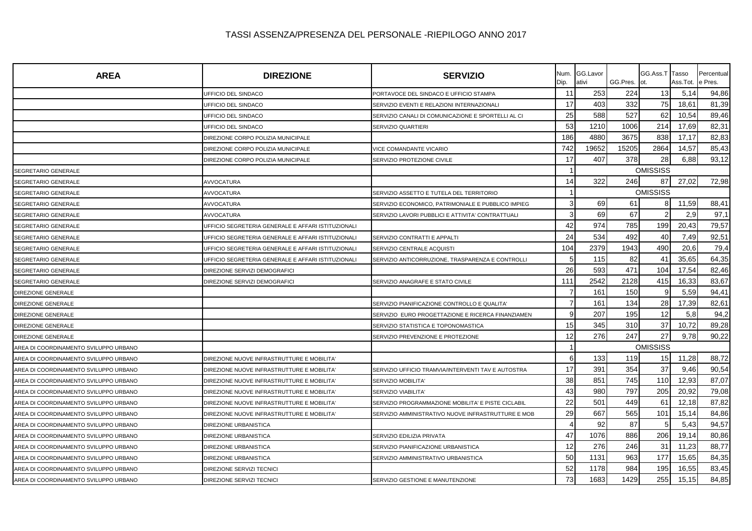## TASSI ASSENZA/PRESENZA DEL PERSONALE -RIEPILOGO ANNO 2017

| AREA | DIREZIONE | SERVIZIO | Num. Dip. | GG.Lavorativi | GG.Pres. | GG.Ass.Tot. | Tasso Ass.Tot. | Percentuale Pres. |
|---|---|---|---|---|---|---|---|---|
| | UFFICIO DEL SINDACO | PORTAVOCE DEL SINDACO E UFFICIO STAMPA | 11 | 253 | 224 | 13 | 5,14 | 94,86 |
| | UFFICIO DEL SINDACO | SERVIZIO EVENTI E RELAZIONI INTERNAZIONALI | 17 | 403 | 332 | 75 | 18,61 | 81,39 |
| | UFFICIO DEL SINDACO | SERVIZIO CANALI DI COMUNICAZIONE E SPORTELLI AL CI | 25 | 588 | 527 | 62 | 10,54 | 89,46 |
| | UFFICIO DEL SINDACO | SERVIZIO QUARTIERI | 53 | 1210 | 1006 | 214 | 17,69 | 82,31 |
| | DIREZIONE CORPO POLIZIA MUNICIPALE | | 186 | 4880 | 3675 | 838 | 17,17 | 82,83 |
| | DIREZIONE CORPO POLIZIA MUNICIPALE | VICE COMANDANTE VICARIO | 742 | 19652 | 15205 | 2864 | 14,57 | 85,43 |
| | DIREZIONE CORPO POLIZIA MUNICIPALE | SERVIZIO PROTEZIONE CIVILE | 17 | 407 | 378 | 28 | 6,88 | 93,12 |
| SEGRETARIO GENERALE | | | 1 | | | OMISSIS | | |
| SEGRETARIO GENERALE | AVVOCATURA | | 14 | 322 | 246 | 87 | 27,02 | 72,98 |
| SEGRETARIO GENERALE | AVVOCATURA | SERVIZIO ASSETTO E TUTELA DEL TERRITORIO | 1 | | | OMISSIS | | |
| SEGRETARIO GENERALE | AVVOCATURA | SERVIZIO ECONOMICO, PATRIMONIALE E PUBBLICO IMPIEG | 3 | 69 | 61 | 8 | 11,59 | 88,41 |
| SEGRETARIO GENERALE | AVVOCATURA | SERVIZIO LAVORI PUBBLICI E ATTIVITA' CONTRATTUALI | 3 | 69 | 67 | 2 | 2,9 | 97,1 |
| SEGRETARIO GENERALE | UFFICIO SEGRETERIA GENERALE E AFFARI ISTITUZIONALI | | 42 | 974 | 785 | 199 | 20,43 | 79,57 |
| SEGRETARIO GENERALE | UFFICIO SEGRETERIA GENERALE E AFFARI ISTITUZIONALI | SERVIZIO CONTRATTI E APPALTI | 24 | 534 | 492 | 40 | 7,49 | 92,51 |
| SEGRETARIO GENERALE | UFFICIO SEGRETERIA GENERALE E AFFARI ISTITUZIONALI | SERVIZIO CENTRALE ACQUISTI | 104 | 2379 | 1943 | 490 | 20,6 | 79,4 |
| SEGRETARIO GENERALE | UFFICIO SEGRETERIA GENERALE E AFFARI ISTITUZIONALI | SERVIZIO ANTICORRUZIONE, TRASPARENZA E CONTROLLI | 5 | 115 | 82 | 41 | 35,65 | 64,35 |
| SEGRETARIO GENERALE | DIREZIONE SERVIZI DEMOGRAFICI | | 26 | 593 | 471 | 104 | 17,54 | 82,46 |
| SEGRETARIO GENERALE | DIREZIONE SERVIZI DEMOGRAFICI | SERVIZIO ANAGRAFE E STATO CIVILE | 111 | 2542 | 2128 | 415 | 16,33 | 83,67 |
| DIREZIONE GENERALE | | | 7 | 161 | 150 | 9 | 5,59 | 94,41 |
| DIREZIONE GENERALE | | SERVIZIO PIANIFICAZIONE CONTROLLO E QUALITA' | 7 | 161 | 134 | 28 | 17,39 | 82,61 |
| DIREZIONE GENERALE | | SERVIZIO EURO PROGETTAZIONE E RICERCA FINANZIAMEN | 9 | 207 | 195 | 12 | 5,8 | 94,2 |
| DIREZIONE GENERALE | | SERVIZIO STATISTICA E TOPONOMASTICA | 15 | 345 | 310 | 37 | 10,72 | 89,28 |
| DIREZIONE GENERALE | | SERVIZIO PREVENZIONE E PROTEZIONE | 12 | 276 | 247 | 27 | 9,78 | 90,22 |
| AREA DI COORDINAMENTO SVILUPPO URBANO | | | 1 | | | OMISSIS | | |
| AREA DI COORDINAMENTO SVILUPPO URBANO | DIREZIONE NUOVE INFRASTRUTTURE E MOBILITA' | | 6 | 133 | 119 | 15 | 11,28 | 88,72 |
| AREA DI COORDINAMENTO SVILUPPO URBANO | DIREZIONE NUOVE INFRASTRUTTURE E MOBILITA' | SERVIZIO UFFICIO TRAMVIA/INTERVENTI TAV E AUTOSTRA | 17 | 391 | 354 | 37 | 9,46 | 90,54 |
| AREA DI COORDINAMENTO SVILUPPO URBANO | DIREZIONE NUOVE INFRASTRUTTURE E MOBILITA' | SERVIZIO MOBILITA' | 38 | 851 | 745 | 110 | 12,93 | 87,07 |
| AREA DI COORDINAMENTO SVILUPPO URBANO | DIREZIONE NUOVE INFRASTRUTTURE E MOBILITA' | SERVIZIO VIABILITA' | 43 | 980 | 797 | 205 | 20,92 | 79,08 |
| AREA DI COORDINAMENTO SVILUPPO URBANO | DIREZIONE NUOVE INFRASTRUTTURE E MOBILITA' | SERVIZIO PROGRAMMAZIONE MOBILITA' E PISTE CICLABIL | 22 | 501 | 449 | 61 | 12,18 | 87,82 |
| AREA DI COORDINAMENTO SVILUPPO URBANO | DIREZIONE NUOVE INFRASTRUTTURE E MOBILITA' | SERVIZIO AMMINISTRATIVO NUOVE INFRASTRUTTURE E MOB | 29 | 667 | 565 | 101 | 15,14 | 84,86 |
| AREA DI COORDINAMENTO SVILUPPO URBANO | DIREZIONE URBANISTICA | | 4 | 92 | 87 | 5 | 5,43 | 94,57 |
| AREA DI COORDINAMENTO SVILUPPO URBANO | DIREZIONE URBANISTICA | SERVIZIO EDILIZIA PRIVATA | 47 | 1076 | 886 | 206 | 19,14 | 80,86 |
| AREA DI COORDINAMENTO SVILUPPO URBANO | DIREZIONE URBANISTICA | SERVIZIO PIANIFICAZIONE URBANISTICA | 12 | 276 | 246 | 31 | 11,23 | 88,77 |
| AREA DI COORDINAMENTO SVILUPPO URBANO | DIREZIONE URBANISTICA | SERVIZIO AMMINISTRATIVO URBANISTICA | 50 | 1131 | 963 | 177 | 15,65 | 84,35 |
| AREA DI COORDINAMENTO SVILUPPO URBANO | DIREZIONE SERVIZI TECNICI | | 52 | 1178 | 984 | 195 | 16,55 | 83,45 |
| AREA DI COORDINAMENTO SVILUPPO URBANO | DIREZIONE SERVIZI TECNICI | SERVIZIO GESTIONE E MANUTENZIONE | 73 | 1683 | 1429 | 255 | 15,15 | 84,85 |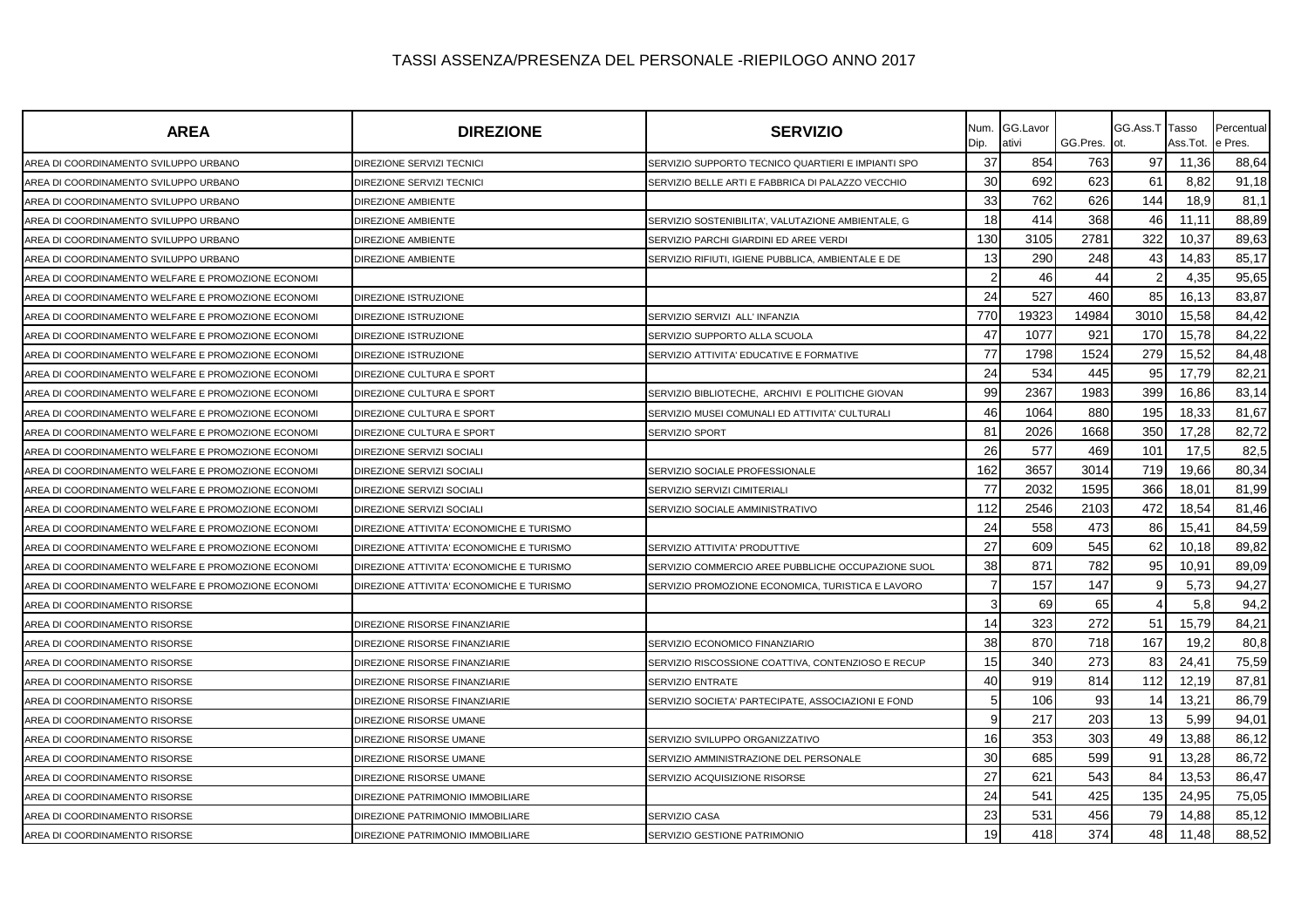# TASSI ASSENZA/PRESENZA DEL PERSONALE -RIEPILOGO ANNO 2017

| AREA | DIREZIONE | SERVIZIO | Num. Dip. | GG.Lavorativi | GG.Pres. | GG.Ass.Tot. | Tasso Ass.Tot. | Percentuale Pres. |
|---|---|---|---|---|---|---|---|---|
| AREA DI COORDINAMENTO SVILUPPO URBANO | DIREZIONE SERVIZI TECNICI | SERVIZIO SUPPORTO TECNICO QUARTIERI E IMPIANTI SPO | 37 | 854 | 763 | 97 | 11,36 | 88,64 |
| AREA DI COORDINAMENTO SVILUPPO URBANO | DIREZIONE SERVIZI TECNICI | SERVIZIO BELLE ARTI E FABBRICA DI PALAZZO VECCHIO | 30 | 692 | 623 | 61 | 8,82 | 91,18 |
| AREA DI COORDINAMENTO SVILUPPO URBANO | DIREZIONE AMBIENTE | | 33 | 762 | 626 | 144 | 18,9 | 81,1 |
| AREA DI COORDINAMENTO SVILUPPO URBANO | DIREZIONE AMBIENTE | SERVIZIO SOSTENIBILITA', VALUTAZIONE AMBIENTALE, G | 18 | 414 | 368 | 46 | 11,11 | 88,89 |
| AREA DI COORDINAMENTO SVILUPPO URBANO | DIREZIONE AMBIENTE | SERVIZIO PARCHI GIARDINI ED AREE VERDI | 130 | 3105 | 2781 | 322 | 10,37 | 89,63 |
| AREA DI COORDINAMENTO SVILUPPO URBANO | DIREZIONE AMBIENTE | SERVIZIO RIFIUTI, IGIENE PUBBLICA, AMBIENTALE E DE | 13 | 290 | 248 | 43 | 14,83 | 85,17 |
| AREA DI COORDINAMENTO WELFARE E PROMOZIONE ECONOMI | | | 2 | 46 | 44 | 2 | 4,35 | 95,65 |
| AREA DI COORDINAMENTO WELFARE E PROMOZIONE ECONOMI | DIREZIONE ISTRUZIONE | | 24 | 527 | 460 | 85 | 16,13 | 83,87 |
| AREA DI COORDINAMENTO WELFARE E PROMOZIONE ECONOMI | DIREZIONE ISTRUZIONE | SERVIZIO SERVIZI ALL' INFANZIA | 770 | 19323 | 14984 | 3010 | 15,58 | 84,42 |
| AREA DI COORDINAMENTO WELFARE E PROMOZIONE ECONOMI | DIREZIONE ISTRUZIONE | SERVIZIO SUPPORTO ALLA SCUOLA | 47 | 1077 | 921 | 170 | 15,78 | 84,22 |
| AREA DI COORDINAMENTO WELFARE E PROMOZIONE ECONOMI | DIREZIONE ISTRUZIONE | SERVIZIO ATTIVITA' EDUCATIVE E FORMATIVE | 77 | 1798 | 1524 | 279 | 15,52 | 84,48 |
| AREA DI COORDINAMENTO WELFARE E PROMOZIONE ECONOMI | DIREZIONE CULTURA E SPORT | | 24 | 534 | 445 | 95 | 17,79 | 82,21 |
| AREA DI COORDINAMENTO WELFARE E PROMOZIONE ECONOMI | DIREZIONE CULTURA E SPORT | SERVIZIO BIBLIOTECHE, ARCHIVI E POLITICHE GIOVAN | 99 | 2367 | 1983 | 399 | 16,86 | 83,14 |
| AREA DI COORDINAMENTO WELFARE E PROMOZIONE ECONOMI | DIREZIONE CULTURA E SPORT | SERVIZIO MUSEI COMUNALI ED ATTIVITA' CULTURALI | 46 | 1064 | 880 | 195 | 18,33 | 81,67 |
| AREA DI COORDINAMENTO WELFARE E PROMOZIONE ECONOMI | DIREZIONE CULTURA E SPORT | SERVIZIO SPORT | 81 | 2026 | 1668 | 350 | 17,28 | 82,72 |
| AREA DI COORDINAMENTO WELFARE E PROMOZIONE ECONOMI | DIREZIONE SERVIZI SOCIALI | | 26 | 577 | 469 | 101 | 17,5 | 82,5 |
| AREA DI COORDINAMENTO WELFARE E PROMOZIONE ECONOMI | DIREZIONE SERVIZI SOCIALI | SERVIZIO SOCIALE PROFESSIONALE | 162 | 3657 | 3014 | 719 | 19,66 | 80,34 |
| AREA DI COORDINAMENTO WELFARE E PROMOZIONE ECONOMI | DIREZIONE SERVIZI SOCIALI | SERVIZIO SERVIZI CIMITERIALI | 77 | 2032 | 1595 | 366 | 18,01 | 81,99 |
| AREA DI COORDINAMENTO WELFARE E PROMOZIONE ECONOMI | DIREZIONE SERVIZI SOCIALI | SERVIZIO SOCIALE AMMINISTRATIVO | 112 | 2546 | 2103 | 472 | 18,54 | 81,46 |
| AREA DI COORDINAMENTO WELFARE E PROMOZIONE ECONOMI | DIREZIONE ATTIVITA' ECONOMICHE E TURISMO | | 24 | 558 | 473 | 86 | 15,41 | 84,59 |
| AREA DI COORDINAMENTO WELFARE E PROMOZIONE ECONOMI | DIREZIONE ATTIVITA' ECONOMICHE E TURISMO | SERVIZIO ATTIVITA' PRODUTTIVE | 27 | 609 | 545 | 62 | 10,18 | 89,82 |
| AREA DI COORDINAMENTO WELFARE E PROMOZIONE ECONOMI | DIREZIONE ATTIVITA' ECONOMICHE E TURISMO | SERVIZIO COMMERCIO AREE PUBBLICHE OCCUPAZIONE SUOL | 38 | 871 | 782 | 95 | 10,91 | 89,09 |
| AREA DI COORDINAMENTO WELFARE E PROMOZIONE ECONOMI | DIREZIONE ATTIVITA' ECONOMICHE E TURISMO | SERVIZIO PROMOZIONE ECONOMICA, TURISTICA E LAVORO | 7 | 157 | 147 | 9 | 5,73 | 94,27 |
| AREA DI COORDINAMENTO RISORSE | | | 3 | 69 | 65 | 4 | 5,8 | 94,2 |
| AREA DI COORDINAMENTO RISORSE | DIREZIONE RISORSE FINANZIARIE | | 14 | 323 | 272 | 51 | 15,79 | 84,21 |
| AREA DI COORDINAMENTO RISORSE | DIREZIONE RISORSE FINANZIARIE | SERVIZIO ECONOMICO FINANZIARIO | 38 | 870 | 718 | 167 | 19,2 | 80,8 |
| AREA DI COORDINAMENTO RISORSE | DIREZIONE RISORSE FINANZIARIE | SERVIZIO RISCOSSIONE COATTIVA, CONTENZIOSO E RECUP | 15 | 340 | 273 | 83 | 24,41 | 75,59 |
| AREA DI COORDINAMENTO RISORSE | DIREZIONE RISORSE FINANZIARIE | SERVIZIO ENTRATE | 40 | 919 | 814 | 112 | 12,19 | 87,81 |
| AREA DI COORDINAMENTO RISORSE | DIREZIONE RISORSE FINANZIARIE | SERVIZIO SOCIETA' PARTECIPATE, ASSOCIAZIONI E FOND | 5 | 106 | 93 | 14 | 13,21 | 86,79 |
| AREA DI COORDINAMENTO RISORSE | DIREZIONE RISORSE UMANE | | 9 | 217 | 203 | 13 | 5,99 | 94,01 |
| AREA DI COORDINAMENTO RISORSE | DIREZIONE RISORSE UMANE | SERVIZIO SVILUPPO ORGANIZZATIVO | 16 | 353 | 303 | 49 | 13,88 | 86,12 |
| AREA DI COORDINAMENTO RISORSE | DIREZIONE RISORSE UMANE | SERVIZIO AMMINISTRAZIONE DEL PERSONALE | 30 | 685 | 599 | 91 | 13,28 | 86,72 |
| AREA DI COORDINAMENTO RISORSE | DIREZIONE RISORSE UMANE | SERVIZIO ACQUISIZIONE RISORSE | 27 | 621 | 543 | 84 | 13,53 | 86,47 |
| AREA DI COORDINAMENTO RISORSE | DIREZIONE PATRIMONIO IMMOBILIARE | | 24 | 541 | 425 | 135 | 24,95 | 75,05 |
| AREA DI COORDINAMENTO RISORSE | DIREZIONE PATRIMONIO IMMOBILIARE | SERVIZIO CASA | 23 | 531 | 456 | 79 | 14,88 | 85,12 |
| AREA DI COORDINAMENTO RISORSE | DIREZIONE PATRIMONIO IMMOBILIARE | SERVIZIO GESTIONE PATRIMONIO | 19 | 418 | 374 | 48 | 11,48 | 88,52 |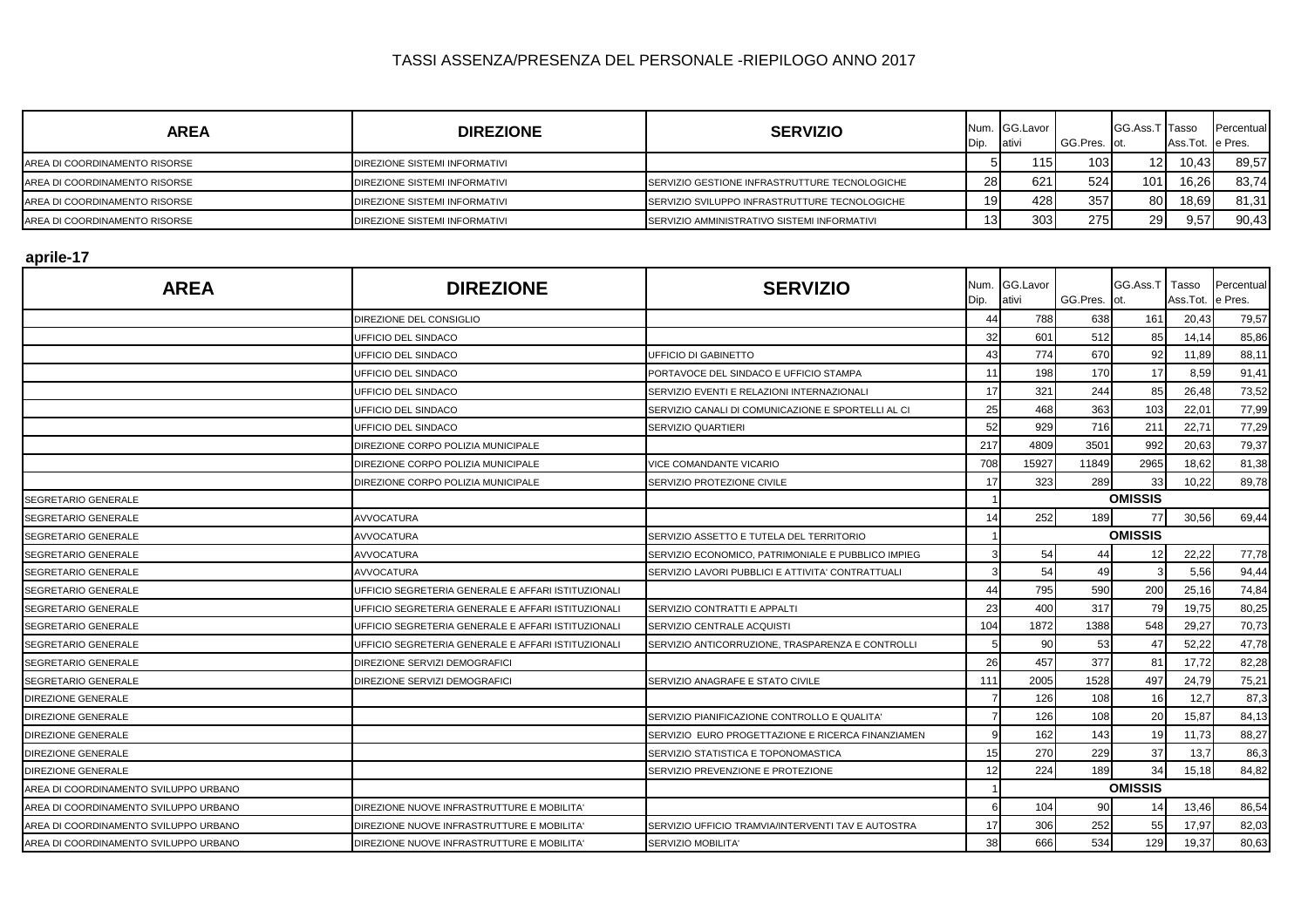## TASSI ASSENZA/PRESENZA DEL PERSONALE -RIEPILOGO ANNO 2017

| AREA | DIREZIONE | SERVIZIO | Num. Dip. | GG.Lavorativi | GG.Pres. | GG.Ass.Tot. | Tasso Ass.Tot. | Percentuale Pres. |
|---|---|---|---|---|---|---|---|---|
| AREA DI COORDINAMENTO RISORSE | DIREZIONE SISTEMI INFORMATIVI | | 5 | 115 | 103 | 12 | 10,43 | 89,57 |
| AREA DI COORDINAMENTO RISORSE | DIREZIONE SISTEMI INFORMATIVI | SERVIZIO GESTIONE INFRASTRUTTURE TECNOLOGICHE | 28 | 621 | 524 | 101 | 16,26 | 83,74 |
| AREA DI COORDINAMENTO RISORSE | DIREZIONE SISTEMI INFORMATIVI | SERVIZIO SVILUPPO INFRASTRUTTURE TECNOLOGICHE | 19 | 428 | 357 | 80 | 18,69 | 81,31 |
| AREA DI COORDINAMENTO RISORSE | DIREZIONE SISTEMI INFORMATIVI | SERVIZIO AMMINISTRATIVO SISTEMI INFORMATIVI | 13 | 303 | 275 | 29 | 9,57 | 90,43 |

**aprile-17**

| AREA | DIREZIONE | SERVIZIO | Num. Dip. | GG.Lavorativi | GG.Pres. | GG.Ass.Tot. | Tasso Ass.Tot. | Percentuale Pres. |
|---|---|---|---|---|---|---|---|---|
| | DIREZIONE DEL CONSIGLIO | | 44 | 788 | 638 | 161 | 20,43 | 79,57 |
| | UFFICIO DEL SINDACO | | 32 | 601 | 512 | 85 | 14,14 | 85,86 |
| | UFFICIO DEL SINDACO | UFFICIO DI GABINETTO | 43 | 774 | 670 | 92 | 11,89 | 88,11 |
| | UFFICIO DEL SINDACO | PORTAVOCE DEL SINDACO E UFFICIO STAMPA | 11 | 198 | 170 | 17 | 8,59 | 91,41 |
| | UFFICIO DEL SINDACO | SERVIZIO EVENTI E RELAZIONI INTERNAZIONALI | 17 | 321 | 244 | 85 | 26,48 | 73,52 |
| | UFFICIO DEL SINDACO | SERVIZIO CANALI DI COMUNICAZIONE E SPORTELLI AL CI | 25 | 468 | 363 | 103 | 22,01 | 77,99 |
| | UFFICIO DEL SINDACO | SERVIZIO QUARTIERI | 52 | 929 | 716 | 211 | 22,71 | 77,29 |
| | DIREZIONE CORPO POLIZIA MUNICIPALE | | 217 | 4809 | 3501 | 992 | 20,63 | 79,37 |
| | DIREZIONE CORPO POLIZIA MUNICIPALE | VICE COMANDANTE VICARIO | 708 | 15927 | 11849 | 2965 | 18,62 | 81,38 |
| | DIREZIONE CORPO POLIZIA MUNICIPALE | SERVIZIO PROTEZIONE CIVILE | 17 | 323 | 289 | 33 | 10,22 | 89,78 |
| SEGRETARIO GENERALE | | | 1 | | | OMISSIS | | |
| SEGRETARIO GENERALE | AVVOCATURA | | 14 | 252 | 189 | 77 | 30,56 | 69,44 |
| SEGRETARIO GENERALE | AVVOCATURA | SERVIZIO ASSETTO E TUTELA DEL TERRITORIO | 1 | | | OMISSIS | | |
| SEGRETARIO GENERALE | AVVOCATURA | SERVIZIO ECONOMICO, PATRIMONIALE E PUBBLICO IMPIEG | 3 | 54 | 44 | 12 | 22,22 | 77,78 |
| SEGRETARIO GENERALE | AVVOCATURA | SERVIZIO LAVORI PUBBLICI E ATTIVITA' CONTRATTUALI | 3 | 54 | 49 | 3 | 5,56 | 94,44 |
| SEGRETARIO GENERALE | UFFICIO SEGRETERIA GENERALE E AFFARI ISTITUZIONALI | | 44 | 795 | 590 | 200 | 25,16 | 74,84 |
| SEGRETARIO GENERALE | UFFICIO SEGRETERIA GENERALE E AFFARI ISTITUZIONALI | SERVIZIO CONTRATTI E APPALTI | 23 | 400 | 317 | 79 | 19,75 | 80,25 |
| SEGRETARIO GENERALE | UFFICIO SEGRETERIA GENERALE E AFFARI ISTITUZIONALI | SERVIZIO CENTRALE ACQUISTI | 104 | 1872 | 1388 | 548 | 29,27 | 70,73 |
| SEGRETARIO GENERALE | UFFICIO SEGRETERIA GENERALE E AFFARI ISTITUZIONALI | SERVIZIO ANTICORRUZIONE, TRASPARENZA E CONTROLLI | 5 | 90 | 53 | 47 | 52,22 | 47,78 |
| SEGRETARIO GENERALE | DIREZIONE SERVIZI DEMOGRAFICI | | 26 | 457 | 377 | 81 | 17,72 | 82,28 |
| SEGRETARIO GENERALE | DIREZIONE SERVIZI DEMOGRAFICI | SERVIZIO ANAGRAFE E STATO CIVILE | 111 | 2005 | 1528 | 497 | 24,79 | 75,21 |
| DIREZIONE GENERALE | | | 7 | 126 | 108 | 16 | 12,7 | 87,3 |
| DIREZIONE GENERALE | | SERVIZIO PIANIFICAZIONE CONTROLLO E QUALITA' | 7 | 126 | 108 | 20 | 15,87 | 84,13 |
| DIREZIONE GENERALE | | SERVIZIO EURO PROGETTAZIONE E RICERCA FINANZIAMEN | 9 | 162 | 143 | 19 | 11,73 | 88,27 |
| DIREZIONE GENERALE | | SERVIZIO STATISTICA E TOPONOMASTICA | 15 | 270 | 229 | 37 | 13,7 | 86,3 |
| DIREZIONE GENERALE | | SERVIZIO PREVENZIONE E PROTEZIONE | 12 | 224 | 189 | 34 | 15,18 | 84,82 |
| AREA DI COORDINAMENTO SVILUPPO URBANO | | | 1 | | | OMISSIS | | |
| AREA DI COORDINAMENTO SVILUPPO URBANO | DIREZIONE NUOVE INFRASTRUTTURE E MOBILITA' | | 6 | 104 | 90 | 14 | 13,46 | 86,54 |
| AREA DI COORDINAMENTO SVILUPPO URBANO | DIREZIONE NUOVE INFRASTRUTTURE E MOBILITA' | SERVIZIO UFFICIO TRAMVIA/INTERVENTI TAV E AUTOSTRA | 17 | 306 | 252 | 55 | 17,97 | 82,03 |
| AREA DI COORDINAMENTO SVILUPPO URBANO | DIREZIONE NUOVE INFRASTRUTTURE E MOBILITA' | SERVIZIO MOBILITA' | 38 | 666 | 534 | 129 | 19,37 | 80,63 |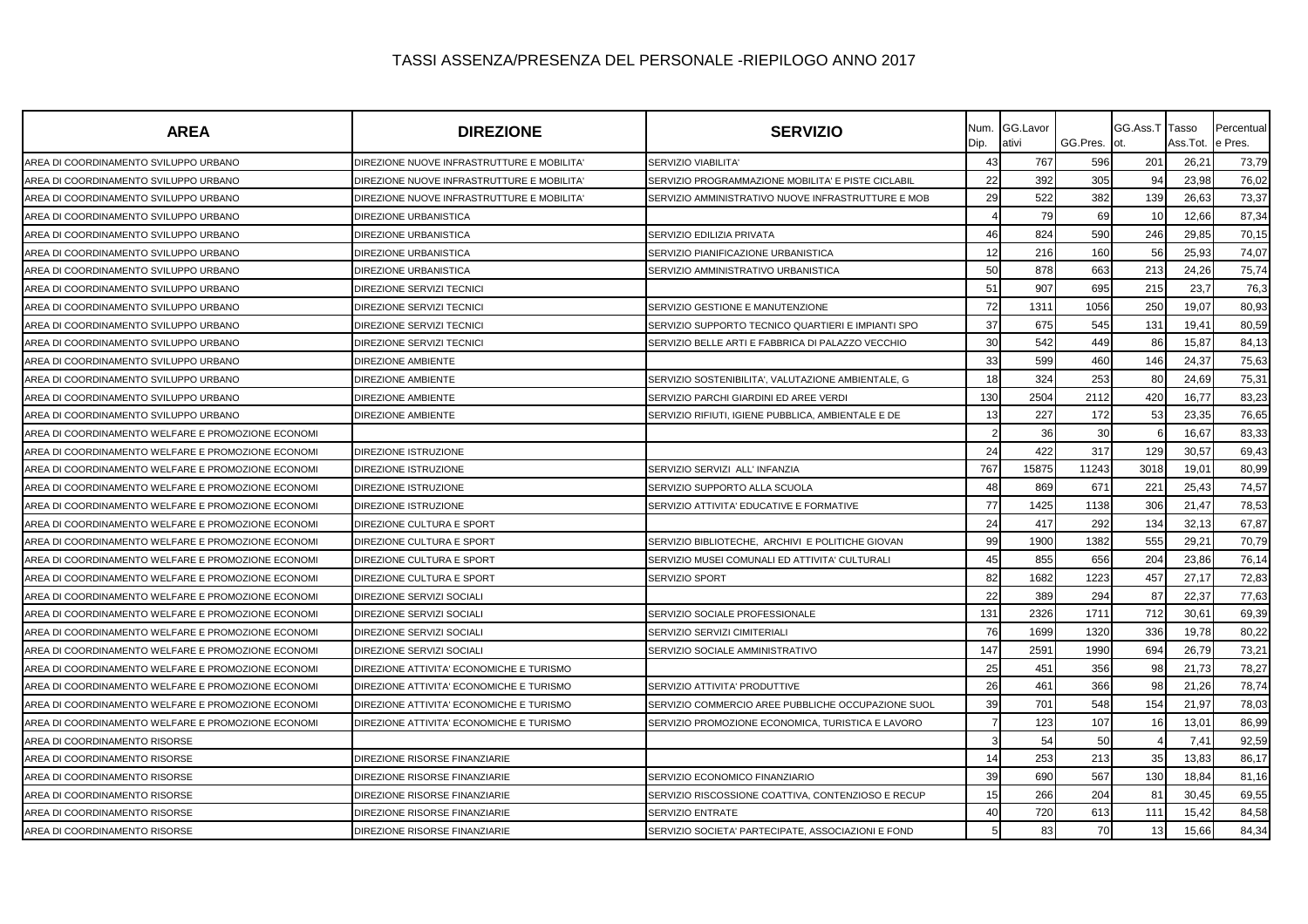## TASSI ASSENZA/PRESENZA DEL PERSONALE -RIEPILOGO ANNO 2017

| AREA | DIREZIONE | SERVIZIO | Num. Dip. | GG.Lavorativi | GG.Pres. | GG.Ass.Tot. | Tasso Ass.Tot. | Percentuale Pres. |
|---|---|---|---|---|---|---|---|---|
| AREA DI COORDINAMENTO SVILUPPO URBANO | DIREZIONE NUOVE INFRASTRUTTURE E MOBILITA' | SERVIZIO VIABILITA' | 43 | 767 | 596 | 201 | 26,21 | 73,79 |
| AREA DI COORDINAMENTO SVILUPPO URBANO | DIREZIONE NUOVE INFRASTRUTTURE E MOBILITA' | SERVIZIO PROGRAMMAZIONE MOBILITA' E PISTE CICLABIL | 22 | 392 | 305 | 94 | 23,98 | 76,02 |
| AREA DI COORDINAMENTO SVILUPPO URBANO | DIREZIONE NUOVE INFRASTRUTTURE E MOBILITA' | SERVIZIO AMMINISTRATIVO NUOVE INFRASTRUTTURE E MOB | 29 | 522 | 382 | 139 | 26,63 | 73,37 |
| AREA DI COORDINAMENTO SVILUPPO URBANO | DIREZIONE URBANISTICA | | 4 | 79 | 69 | 10 | 12,66 | 87,34 |
| AREA DI COORDINAMENTO SVILUPPO URBANO | DIREZIONE URBANISTICA | SERVIZIO EDILIZIA PRIVATA | 46 | 824 | 590 | 246 | 29,85 | 70,15 |
| AREA DI COORDINAMENTO SVILUPPO URBANO | DIREZIONE URBANISTICA | SERVIZIO PIANIFICAZIONE URBANISTICA | 12 | 216 | 160 | 56 | 25,93 | 74,07 |
| AREA DI COORDINAMENTO SVILUPPO URBANO | DIREZIONE URBANISTICA | SERVIZIO AMMINISTRATIVO URBANISTICA | 50 | 878 | 663 | 213 | 24,26 | 75,74 |
| AREA DI COORDINAMENTO SVILUPPO URBANO | DIREZIONE SERVIZI TECNICI | | 51 | 907 | 695 | 215 | 23,7 | 76,3 |
| AREA DI COORDINAMENTO SVILUPPO URBANO | DIREZIONE SERVIZI TECNICI | SERVIZIO GESTIONE E MANUTENZIONE | 72 | 1311 | 1056 | 250 | 19,07 | 80,93 |
| AREA DI COORDINAMENTO SVILUPPO URBANO | DIREZIONE SERVIZI TECNICI | SERVIZIO SUPPORTO TECNICO QUARTIERI E IMPIANTI SPO | 37 | 675 | 545 | 131 | 19,41 | 80,59 |
| AREA DI COORDINAMENTO SVILUPPO URBANO | DIREZIONE SERVIZI TECNICI | SERVIZIO BELLE ARTI E FABBRICA DI PALAZZO VECCHIO | 30 | 542 | 449 | 86 | 15,87 | 84,13 |
| AREA DI COORDINAMENTO SVILUPPO URBANO | DIREZIONE AMBIENTE | | 33 | 599 | 460 | 146 | 24,37 | 75,63 |
| AREA DI COORDINAMENTO SVILUPPO URBANO | DIREZIONE AMBIENTE | SERVIZIO SOSTENIBILITA', VALUTAZIONE AMBIENTALE, G | 18 | 324 | 253 | 80 | 24,69 | 75,31 |
| AREA DI COORDINAMENTO SVILUPPO URBANO | DIREZIONE AMBIENTE | SERVIZIO PARCHI GIARDINI ED AREE VERDI | 130 | 2504 | 2112 | 420 | 16,77 | 83,23 |
| AREA DI COORDINAMENTO SVILUPPO URBANO | DIREZIONE AMBIENTE | SERVIZIO RIFIUTI, IGIENE PUBBLICA, AMBIENTALE E DE | 13 | 227 | 172 | 53 | 23,35 | 76,65 |
| AREA DI COORDINAMENTO WELFARE E PROMOZIONE ECONOMI | | | 2 | 36 | 30 | 6 | 16,67 | 83,33 |
| AREA DI COORDINAMENTO WELFARE E PROMOZIONE ECONOMI | DIREZIONE ISTRUZIONE | | 24 | 422 | 317 | 129 | 30,57 | 69,43 |
| AREA DI COORDINAMENTO WELFARE E PROMOZIONE ECONOMI | DIREZIONE ISTRUZIONE | SERVIZIO SERVIZI ALL' INFANZIA | 767 | 15875 | 11243 | 3018 | 19,01 | 80,99 |
| AREA DI COORDINAMENTO WELFARE E PROMOZIONE ECONOMI | DIREZIONE ISTRUZIONE | SERVIZIO SUPPORTO ALLA SCUOLA | 48 | 869 | 671 | 221 | 25,43 | 74,57 |
| AREA DI COORDINAMENTO WELFARE E PROMOZIONE ECONOMI | DIREZIONE ISTRUZIONE | SERVIZIO ATTIVITA' EDUCATIVE E FORMATIVE | 77 | 1425 | 1138 | 306 | 21,47 | 78,53 |
| AREA DI COORDINAMENTO WELFARE E PROMOZIONE ECONOMI | DIREZIONE CULTURA E SPORT | | 24 | 417 | 292 | 134 | 32,13 | 67,87 |
| AREA DI COORDINAMENTO WELFARE E PROMOZIONE ECONOMI | DIREZIONE CULTURA E SPORT | SERVIZIO BIBLIOTECHE, ARCHIVI E POLITICHE GIOVAN | 99 | 1900 | 1382 | 555 | 29,21 | 70,79 |
| AREA DI COORDINAMENTO WELFARE E PROMOZIONE ECONOMI | DIREZIONE CULTURA E SPORT | SERVIZIO MUSEI COMUNALI ED ATTIVITA' CULTURALI | 45 | 855 | 656 | 204 | 23,86 | 76,14 |
| AREA DI COORDINAMENTO WELFARE E PROMOZIONE ECONOMI | DIREZIONE CULTURA E SPORT | SERVIZIO SPORT | 82 | 1682 | 1223 | 457 | 27,17 | 72,83 |
| AREA DI COORDINAMENTO WELFARE E PROMOZIONE ECONOMI | DIREZIONE SERVIZI SOCIALI | | 22 | 389 | 294 | 87 | 22,37 | 77,63 |
| AREA DI COORDINAMENTO WELFARE E PROMOZIONE ECONOMI | DIREZIONE SERVIZI SOCIALI | SERVIZIO SOCIALE PROFESSIONALE | 131 | 2326 | 1711 | 712 | 30,61 | 69,39 |
| AREA DI COORDINAMENTO WELFARE E PROMOZIONE ECONOMI | DIREZIONE SERVIZI SOCIALI | SERVIZIO SERVIZI CIMITERIALI | 76 | 1699 | 1320 | 336 | 19,78 | 80,22 |
| AREA DI COORDINAMENTO WELFARE E PROMOZIONE ECONOMI | DIREZIONE SERVIZI SOCIALI | SERVIZIO SOCIALE AMMINISTRATIVO | 147 | 2591 | 1990 | 694 | 26,79 | 73,21 |
| AREA DI COORDINAMENTO WELFARE E PROMOZIONE ECONOMI | DIREZIONE ATTIVITA' ECONOMICHE E TURISMO | | 25 | 451 | 356 | 98 | 21,73 | 78,27 |
| AREA DI COORDINAMENTO WELFARE E PROMOZIONE ECONOMI | DIREZIONE ATTIVITA' ECONOMICHE E TURISMO | SERVIZIO ATTIVITA' PRODUTTIVE | 26 | 461 | 366 | 98 | 21,26 | 78,74 |
| AREA DI COORDINAMENTO WELFARE E PROMOZIONE ECONOMI | DIREZIONE ATTIVITA' ECONOMICHE E TURISMO | SERVIZIO COMMERCIO AREE PUBBLICHE OCCUPAZIONE SUOL | 39 | 701 | 548 | 154 | 21,97 | 78,03 |
| AREA DI COORDINAMENTO WELFARE E PROMOZIONE ECONOMI | DIREZIONE ATTIVITA' ECONOMICHE E TURISMO | SERVIZIO PROMOZIONE ECONOMICA, TURISTICA E LAVORO | 7 | 123 | 107 | 16 | 13,01 | 86,99 |
| AREA DI COORDINAMENTO RISORSE | | | 3 | 54 | 50 | 4 | 7,41 | 92,59 |
| AREA DI COORDINAMENTO RISORSE | DIREZIONE RISORSE FINANZIARIE | | 14 | 253 | 213 | 35 | 13,83 | 86,17 |
| AREA DI COORDINAMENTO RISORSE | DIREZIONE RISORSE FINANZIARIE | SERVIZIO ECONOMICO FINANZIARIO | 39 | 690 | 567 | 130 | 18,84 | 81,16 |
| AREA DI COORDINAMENTO RISORSE | DIREZIONE RISORSE FINANZIARIE | SERVIZIO RISCOSSIONE COATTIVA, CONTENZIOSO E RECUP | 15 | 266 | 204 | 81 | 30,45 | 69,55 |
| AREA DI COORDINAMENTO RISORSE | DIREZIONE RISORSE FINANZIARIE | SERVIZIO ENTRATE | 40 | 720 | 613 | 111 | 15,42 | 84,58 |
| AREA DI COORDINAMENTO RISORSE | DIREZIONE RISORSE FINANZIARIE | SERVIZIO SOCIETA' PARTECIPATE, ASSOCIAZIONI E FOND | 5 | 83 | 70 | 13 | 15,66 | 84,34 |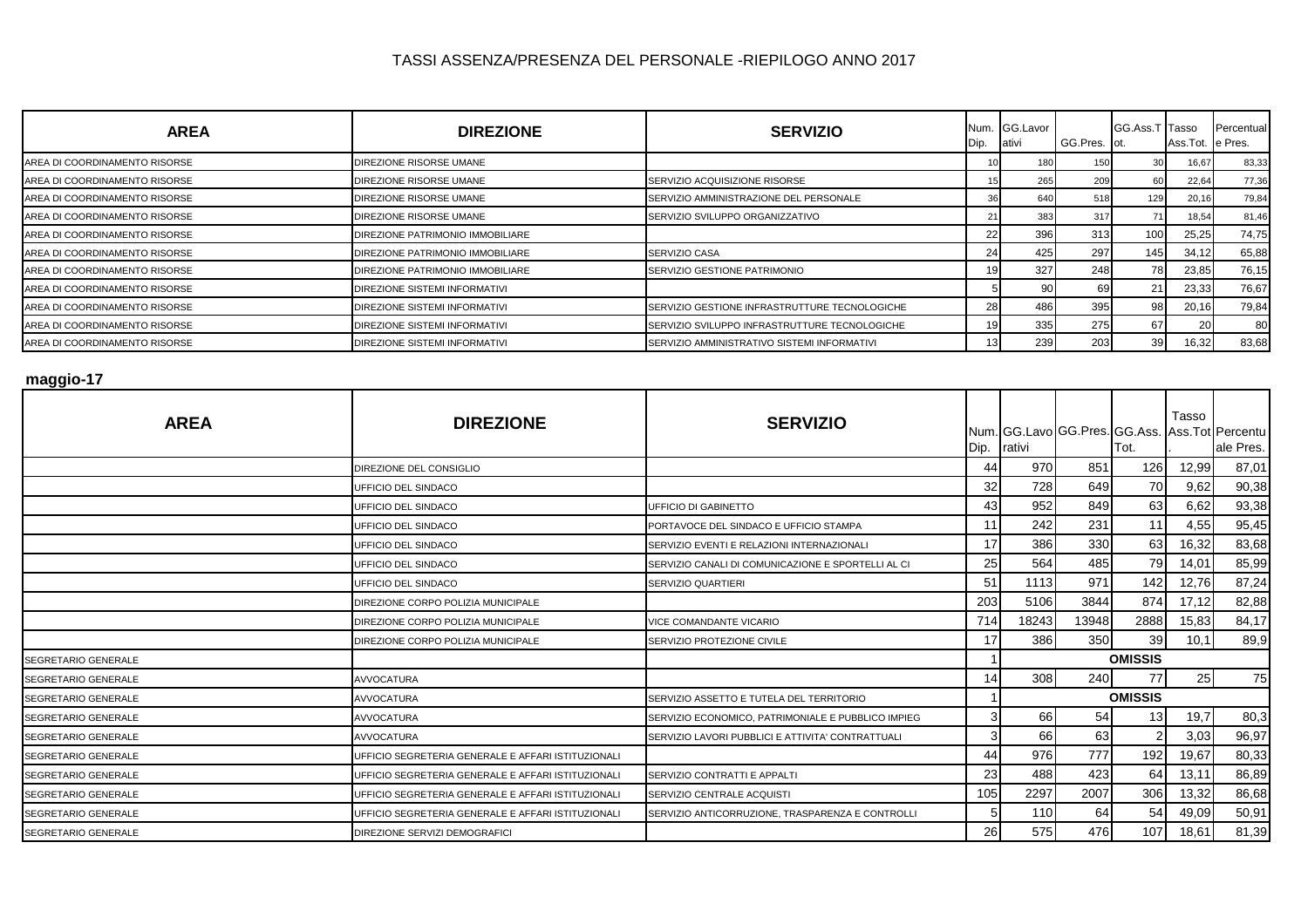## TASSI ASSENZA/PRESENZA DEL PERSONALE -RIEPILOGO ANNO 2017

| AREA | DIREZIONE | SERVIZIO | Num. Dip. | GG.Lavorativi | GG.Pres. | GG.Ass.Tot. | Tasso Ass.Tot. | Percentuale Pres. |
|---|---|---|---|---|---|---|---|---|
| AREA DI COORDINAMENTO RISORSE | DIREZIONE RISORSE UMANE | | 10 | 180 | 150 | 30 | 16,67 | 83,33 |
| AREA DI COORDINAMENTO RISORSE | DIREZIONE RISORSE UMANE | SERVIZIO ACQUISIZIONE RISORSE | 15 | 265 | 209 | 60 | 22,64 | 77,36 |
| AREA DI COORDINAMENTO RISORSE | DIREZIONE RISORSE UMANE | SERVIZIO AMMINISTRAZIONE DEL PERSONALE | 36 | 640 | 518 | 129 | 20,16 | 79,84 |
| AREA DI COORDINAMENTO RISORSE | DIREZIONE RISORSE UMANE | SERVIZIO SVILUPPO ORGANIZZATIVO | 21 | 383 | 317 | 71 | 18,54 | 81,46 |
| AREA DI COORDINAMENTO RISORSE | DIREZIONE PATRIMONIO IMMOBILIARE | | 22 | 396 | 313 | 100 | 25,25 | 74,75 |
| AREA DI COORDINAMENTO RISORSE | DIREZIONE PATRIMONIO IMMOBILIARE | SERVIZIO CASA | 24 | 425 | 297 | 145 | 34,12 | 65,88 |
| AREA DI COORDINAMENTO RISORSE | DIREZIONE PATRIMONIO IMMOBILIARE | SERVIZIO GESTIONE PATRIMONIO | 19 | 327 | 248 | 78 | 23,85 | 76,15 |
| AREA DI COORDINAMENTO RISORSE | DIREZIONE SISTEMI INFORMATIVI | | 5 | 90 | 69 | 21 | 23,33 | 76,67 |
| AREA DI COORDINAMENTO RISORSE | DIREZIONE SISTEMI INFORMATIVI | SERVIZIO GESTIONE INFRASTRUTTURE TECNOLOGICHE | 28 | 486 | 395 | 98 | 20,16 | 79,84 |
| AREA DI COORDINAMENTO RISORSE | DIREZIONE SISTEMI INFORMATIVI | SERVIZIO SVILUPPO INFRASTRUTTURE TECNOLOGICHE | 19 | 335 | 275 | 67 | 20 | 80 |
| AREA DI COORDINAMENTO RISORSE | DIREZIONE SISTEMI INFORMATIVI | SERVIZIO AMMINISTRATIVO SISTEMI INFORMATIVI | 13 | 239 | 203 | 39 | 16,32 | 83,68 |

**maggio-17**

| AREA | DIREZIONE | SERVIZIO | Num. Dip. | GG.Lavorativi | GG.Pres. | GG.Ass. Tot. | Tasso Ass.Tot. | Percentuale Pres. |
|---|---|---|---|---|---|---|---|---|
| | DIREZIONE DEL CONSIGLIO | | 44 | 970 | 851 | 126 | 12,99 | 87,01 |
| | UFFICIO DEL SINDACO | | 32 | 728 | 649 | 70 | 9,62 | 90,38 |
| | UFFICIO DEL SINDACO | UFFICIO DI GABINETTO | 43 | 952 | 849 | 63 | 6,62 | 93,38 |
| | UFFICIO DEL SINDACO | PORTAVOCE DEL SINDACO E UFFICIO STAMPA | 11 | 242 | 231 | 11 | 4,55 | 95,45 |
| | UFFICIO DEL SINDACO | SERVIZIO EVENTI E RELAZIONI INTERNAZIONALI | 17 | 386 | 330 | 63 | 16,32 | 83,68 |
| | UFFICIO DEL SINDACO | SERVIZIO CANALI DI COMUNICAZIONE E SPORTELLI AL CI | 25 | 564 | 485 | 79 | 14,01 | 85,99 |
| | UFFICIO DEL SINDACO | SERVIZIO QUARTIERI | 51 | 1113 | 971 | 142 | 12,76 | 87,24 |
| | DIREZIONE CORPO POLIZIA MUNICIPALE | | 203 | 5106 | 3844 | 874 | 17,12 | 82,88 |
| | DIREZIONE CORPO POLIZIA MUNICIPALE | VICE COMANDANTE VICARIO | 714 | 18243 | 13948 | 2888 | 15,83 | 84,17 |
| | DIREZIONE CORPO POLIZIA MUNICIPALE | SERVIZIO PROTEZIONE CIVILE | 17 | 386 | 350 | 39 | 10,1 | 89,9 |
| SEGRETARIO GENERALE | | | 1 | | | OMISSIS | | |
| SEGRETARIO GENERALE | AVVOCATURA | | 14 | 308 | 240 | 77 | 25 | 75 |
| SEGRETARIO GENERALE | AVVOCATURA | SERVIZIO ASSETTO E TUTELA DEL TERRITORIO | 1 | | | OMISSIS | | |
| SEGRETARIO GENERALE | AVVOCATURA | SERVIZIO ECONOMICO, PATRIMONIALE E PUBBLICO IMPIEG | 3 | 66 | 54 | 13 | 19,7 | 80,3 |
| SEGRETARIO GENERALE | AVVOCATURA | SERVIZIO LAVORI PUBBLICI E ATTIVITA' CONTRATTUALI | 3 | 66 | 63 | 2 | 3,03 | 96,97 |
| SEGRETARIO GENERALE | UFFICIO SEGRETERIA GENERALE E AFFARI ISTITUZIONALI | | 44 | 976 | 777 | 192 | 19,67 | 80,33 |
| SEGRETARIO GENERALE | UFFICIO SEGRETERIA GENERALE E AFFARI ISTITUZIONALI | SERVIZIO CONTRATTI E APPALTI | 23 | 488 | 423 | 64 | 13,11 | 86,89 |
| SEGRETARIO GENERALE | UFFICIO SEGRETERIA GENERALE E AFFARI ISTITUZIONALI | SERVIZIO CENTRALE ACQUISTI | 105 | 2297 | 2007 | 306 | 13,32 | 86,68 |
| SEGRETARIO GENERALE | UFFICIO SEGRETERIA GENERALE E AFFARI ISTITUZIONALI | SERVIZIO ANTICORRUZIONE, TRASPARENZA E CONTROLLI | 5 | 110 | 64 | 54 | 49,09 | 50,91 |
| SEGRETARIO GENERALE | DIREZIONE SERVIZI DEMOGRAFICI | | 26 | 575 | 476 | 107 | 18,61 | 81,39 |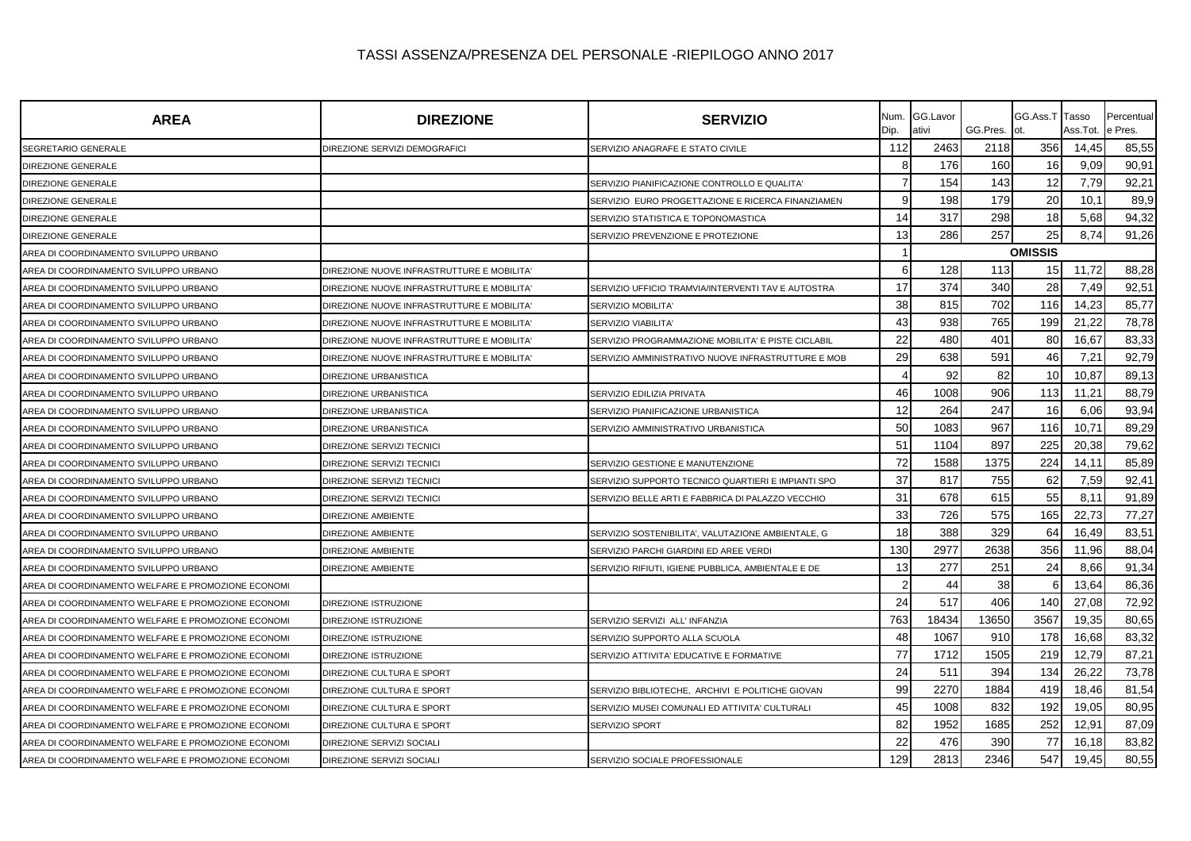# TASSI ASSENZA/PRESENZA DEL PERSONALE -RIEPILOGO ANNO 2017

| AREA | DIREZIONE | SERVIZIO | Num. Dip. | GG.Lavorativi | GG.Pres. | GG.Ass.Tot. | Tasso Ass.Tot. | Percentuale Pres. |
|---|---|---|---|---|---|---|---|---|
| SEGRETARIO GENERALE | DIREZIONE SERVIZI DEMOGRAFICI | SERVIZIO ANAGRAFE E STATO CIVILE | 112 | 2463 | 2118 | 356 | 14,45 | 85,55 |
| DIREZIONE GENERALE | | | 8 | 176 | 160 | 16 | 9,09 | 90,91 |
| DIREZIONE GENERALE | | SERVIZIO PIANIFICAZIONE CONTROLLO E QUALITA' | 7 | 154 | 143 | 12 | 7,79 | 92,21 |
| DIREZIONE GENERALE | | SERVIZIO EURO PROGETTAZIONE E RICERCA FINANZIAMEN | 9 | 198 | 179 | 20 | 10,1 | 89,9 |
| DIREZIONE GENERALE | | SERVIZIO STATISTICA E TOPONOMASTICA | 14 | 317 | 298 | 18 | 5,68 | 94,32 |
| DIREZIONE GENERALE | | SERVIZIO PREVENZIONE E PROTEZIONE | 13 | 286 | 257 | 25 | 8,74 | 91,26 |
| AREA DI COORDINAMENTO SVILUPPO URBANO | | | 1 | | | OMISSIS | | |
| AREA DI COORDINAMENTO SVILUPPO URBANO | DIREZIONE NUOVE INFRASTRUTTURE E MOBILITA' | | 6 | 128 | 113 | 15 | 11,72 | 88,28 |
| AREA DI COORDINAMENTO SVILUPPO URBANO | DIREZIONE NUOVE INFRASTRUTTURE E MOBILITA' | SERVIZIO UFFICIO TRAMVIA/INTERVENTI TAV E AUTOSTRA | 17 | 374 | 340 | 28 | 7,49 | 92,51 |
| AREA DI COORDINAMENTO SVILUPPO URBANO | DIREZIONE NUOVE INFRASTRUTTURE E MOBILITA' | SERVIZIO MOBILITA' | 38 | 815 | 702 | 116 | 14,23 | 85,77 |
| AREA DI COORDINAMENTO SVILUPPO URBANO | DIREZIONE NUOVE INFRASTRUTTURE E MOBILITA' | SERVIZIO VIABILITA' | 43 | 938 | 765 | 199 | 21,22 | 78,78 |
| AREA DI COORDINAMENTO SVILUPPO URBANO | DIREZIONE NUOVE INFRASTRUTTURE E MOBILITA' | SERVIZIO PROGRAMMAZIONE MOBILITA' E PISTE CICLABIL | 22 | 480 | 401 | 80 | 16,67 | 83,33 |
| AREA DI COORDINAMENTO SVILUPPO URBANO | DIREZIONE NUOVE INFRASTRUTTURE E MOBILITA' | SERVIZIO AMMINISTRATIVO NUOVE INFRASTRUTTURE E MOB | 29 | 638 | 591 | 46 | 7,21 | 92,79 |
| AREA DI COORDINAMENTO SVILUPPO URBANO | DIREZIONE URBANISTICA | | 4 | 92 | 82 | 10 | 10,87 | 89,13 |
| AREA DI COORDINAMENTO SVILUPPO URBANO | DIREZIONE URBANISTICA | SERVIZIO EDILIZIA PRIVATA | 46 | 1008 | 906 | 113 | 11,21 | 88,79 |
| AREA DI COORDINAMENTO SVILUPPO URBANO | DIREZIONE URBANISTICA | SERVIZIO PIANIFICAZIONE URBANISTICA | 12 | 264 | 247 | 16 | 6,06 | 93,94 |
| AREA DI COORDINAMENTO SVILUPPO URBANO | DIREZIONE URBANISTICA | SERVIZIO AMMINISTRATIVO URBANISTICA | 50 | 1083 | 967 | 116 | 10,71 | 89,29 |
| AREA DI COORDINAMENTO SVILUPPO URBANO | DIREZIONE SERVIZI TECNICI | | 51 | 1104 | 897 | 225 | 20,38 | 79,62 |
| AREA DI COORDINAMENTO SVILUPPO URBANO | DIREZIONE SERVIZI TECNICI | SERVIZIO GESTIONE E MANUTENZIONE | 72 | 1588 | 1375 | 224 | 14,11 | 85,89 |
| AREA DI COORDINAMENTO SVILUPPO URBANO | DIREZIONE SERVIZI TECNICI | SERVIZIO SUPPORTO TECNICO QUARTIERI E IMPIANTI SPO | 37 | 817 | 755 | 62 | 7,59 | 92,41 |
| AREA DI COORDINAMENTO SVILUPPO URBANO | DIREZIONE SERVIZI TECNICI | SERVIZIO BELLE ARTI E FABBRICA DI PALAZZO VECCHIO | 31 | 678 | 615 | 55 | 8,11 | 91,89 |
| AREA DI COORDINAMENTO SVILUPPO URBANO | DIREZIONE AMBIENTE | | 33 | 726 | 575 | 165 | 22,73 | 77,27 |
| AREA DI COORDINAMENTO SVILUPPO URBANO | DIREZIONE AMBIENTE | SERVIZIO SOSTENIBILITA', VALUTAZIONE AMBIENTALE, G | 18 | 388 | 329 | 64 | 16,49 | 83,51 |
| AREA DI COORDINAMENTO SVILUPPO URBANO | DIREZIONE AMBIENTE | SERVIZIO PARCHI GIARDINI ED AREE VERDI | 130 | 2977 | 2638 | 356 | 11,96 | 88,04 |
| AREA DI COORDINAMENTO SVILUPPO URBANO | DIREZIONE AMBIENTE | SERVIZIO RIFIUTI, IGIENE PUBBLICA, AMBIENTALE E DE | 13 | 277 | 251 | 24 | 8,66 | 91,34 |
| AREA DI COORDINAMENTO WELFARE E PROMOZIONE ECONOMI | | | 2 | 44 | 38 | 6 | 13,64 | 86,36 |
| AREA DI COORDINAMENTO WELFARE E PROMOZIONE ECONOMI | DIREZIONE ISTRUZIONE | | 24 | 517 | 406 | 140 | 27,08 | 72,92 |
| AREA DI COORDINAMENTO WELFARE E PROMOZIONE ECONOMI | DIREZIONE ISTRUZIONE | SERVIZIO SERVIZI ALL' INFANZIA | 763 | 18434 | 13650 | 3567 | 19,35 | 80,65 |
| AREA DI COORDINAMENTO WELFARE E PROMOZIONE ECONOMI | DIREZIONE ISTRUZIONE | SERVIZIO SUPPORTO ALLA SCUOLA | 48 | 1067 | 910 | 178 | 16,68 | 83,32 |
| AREA DI COORDINAMENTO WELFARE E PROMOZIONE ECONOMI | DIREZIONE ISTRUZIONE | SERVIZIO ATTIVITA' EDUCATIVE E FORMATIVE | 77 | 1712 | 1505 | 219 | 12,79 | 87,21 |
| AREA DI COORDINAMENTO WELFARE E PROMOZIONE ECONOMI | DIREZIONE CULTURA E SPORT | | 24 | 511 | 394 | 134 | 26,22 | 73,78 |
| AREA DI COORDINAMENTO WELFARE E PROMOZIONE ECONOMI | DIREZIONE CULTURA E SPORT | SERVIZIO BIBLIOTECHE, ARCHIVI E POLITICHE GIOVAN | 99 | 2270 | 1884 | 419 | 18,46 | 81,54 |
| AREA DI COORDINAMENTO WELFARE E PROMOZIONE ECONOMI | DIREZIONE CULTURA E SPORT | SERVIZIO MUSEI COMUNALI ED ATTIVITA' CULTURALI | 45 | 1008 | 832 | 192 | 19,05 | 80,95 |
| AREA DI COORDINAMENTO WELFARE E PROMOZIONE ECONOMI | DIREZIONE CULTURA E SPORT | SERVIZIO SPORT | 82 | 1952 | 1685 | 252 | 12,91 | 87,09 |
| AREA DI COORDINAMENTO WELFARE E PROMOZIONE ECONOMI | DIREZIONE SERVIZI SOCIALI | | 22 | 476 | 390 | 77 | 16,18 | 83,82 |
| AREA DI COORDINAMENTO WELFARE E PROMOZIONE ECONOMI | DIREZIONE SERVIZI SOCIALI | SERVIZIO SOCIALE PROFESSIONALE | 129 | 2813 | 2346 | 547 | 19,45 | 80,55 |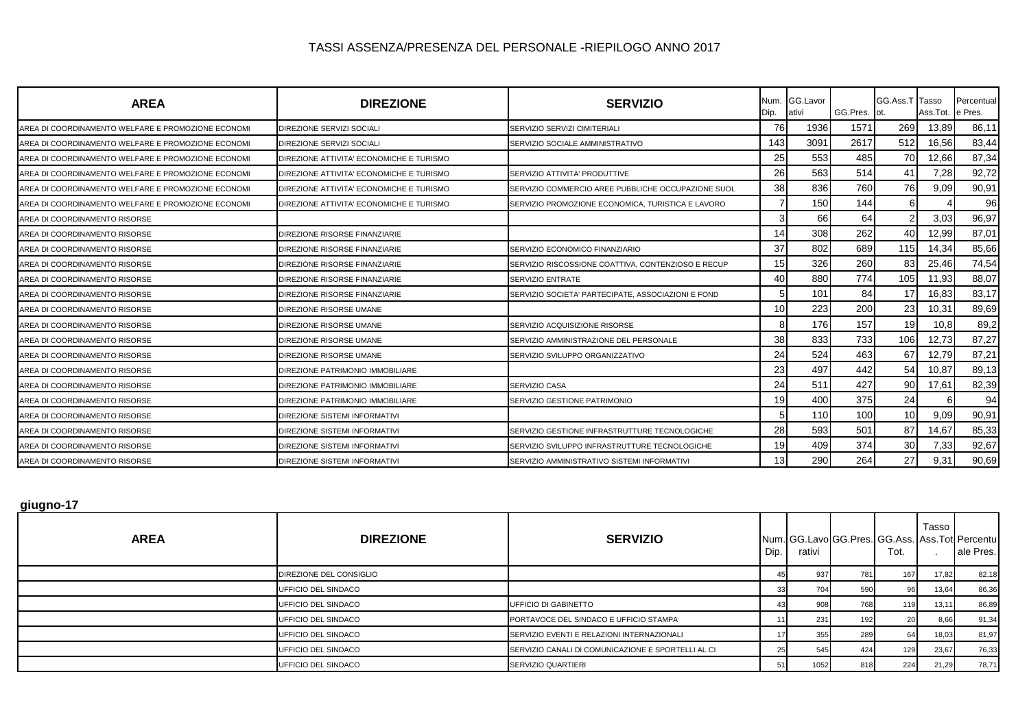# TASSI ASSENZA/PRESENZA DEL PERSONALE -RIEPILOGO ANNO 2017

| AREA | DIREZIONE | SERVIZIO | Num. Dip. | GG.Lavorativi | GG.Pres. | GG.Ass.Tot. | Tasso Ass.Tot. | Percentuale Pres. |
|---|---|---|---|---|---|---|---|---|
| AREA DI COORDINAMENTO WELFARE E PROMOZIONE ECONOMI | DIREZIONE SERVIZI SOCIALI | SERVIZIO SERVIZI CIMITERIALI | 76 | 1936 | 1571 | 269 | 13,89 | 86,11 |
| AREA DI COORDINAMENTO WELFARE E PROMOZIONE ECONOMI | DIREZIONE SERVIZI SOCIALI | SERVIZIO SOCIALE AMMINISTRATIVO | 143 | 3091 | 2617 | 512 | 16,56 | 83,44 |
| AREA DI COORDINAMENTO WELFARE E PROMOZIONE ECONOMI | DIREZIONE ATTIVITA' ECONOMICHE E TURISMO | | 25 | 553 | 485 | 70 | 12,66 | 87,34 |
| AREA DI COORDINAMENTO WELFARE E PROMOZIONE ECONOMI | DIREZIONE ATTIVITA' ECONOMICHE E TURISMO | SERVIZIO ATTIVITA' PRODUTTIVE | 26 | 563 | 514 | 41 | 7,28 | 92,72 |
| AREA DI COORDINAMENTO WELFARE E PROMOZIONE ECONOMI | DIREZIONE ATTIVITA' ECONOMICHE E TURISMO | SERVIZIO COMMERCIO AREE PUBBLICHE OCCUPAZIONE SUOL | 38 | 836 | 760 | 76 | 9,09 | 90,91 |
| AREA DI COORDINAMENTO WELFARE E PROMOZIONE ECONOMI | DIREZIONE ATTIVITA' ECONOMICHE E TURISMO | SERVIZIO PROMOZIONE ECONOMICA, TURISTICA E LAVORO | 7 | 150 | 144 | 6 | 4 | 96 |
| AREA DI COORDINAMENTO RISORSE | | | 3 | 66 | 64 | 2 | 3,03 | 96,97 |
| AREA DI COORDINAMENTO RISORSE | DIREZIONE RISORSE FINANZIARIE | | 14 | 308 | 262 | 40 | 12,99 | 87,01 |
| AREA DI COORDINAMENTO RISORSE | DIREZIONE RISORSE FINANZIARIE | SERVIZIO ECONOMICO FINANZIARIO | 37 | 802 | 689 | 115 | 14,34 | 85,66 |
| AREA DI COORDINAMENTO RISORSE | DIREZIONE RISORSE FINANZIARIE | SERVIZIO RISCOSSIONE COATTIVA, CONTENZIOSO E RECUP | 15 | 326 | 260 | 83 | 25,46 | 74,54 |
| AREA DI COORDINAMENTO RISORSE | DIREZIONE RISORSE FINANZIARIE | SERVIZIO ENTRATE | 40 | 880 | 774 | 105 | 11,93 | 88,07 |
| AREA DI COORDINAMENTO RISORSE | DIREZIONE RISORSE FINANZIARIE | SERVIZIO SOCIETA' PARTECIPATE, ASSOCIAZIONI E FOND | 5 | 101 | 84 | 17 | 16,83 | 83,17 |
| AREA DI COORDINAMENTO RISORSE | DIREZIONE RISORSE UMANE | | 10 | 223 | 200 | 23 | 10,31 | 89,69 |
| AREA DI COORDINAMENTO RISORSE | DIREZIONE RISORSE UMANE | SERVIZIO ACQUISIZIONE RISORSE | 8 | 176 | 157 | 19 | 10,8 | 89,2 |
| AREA DI COORDINAMENTO RISORSE | DIREZIONE RISORSE UMANE | SERVIZIO AMMINISTRAZIONE DEL PERSONALE | 38 | 833 | 733 | 106 | 12,73 | 87,27 |
| AREA DI COORDINAMENTO RISORSE | DIREZIONE RISORSE UMANE | SERVIZIO SVILUPPO ORGANIZZATIVO | 24 | 524 | 463 | 67 | 12,79 | 87,21 |
| AREA DI COORDINAMENTO RISORSE | DIREZIONE PATRIMONIO IMMOBILIARE | | 23 | 497 | 442 | 54 | 10,87 | 89,13 |
| AREA DI COORDINAMENTO RISORSE | DIREZIONE PATRIMONIO IMMOBILIARE | SERVIZIO CASA | 24 | 511 | 427 | 90 | 17,61 | 82,39 |
| AREA DI COORDINAMENTO RISORSE | DIREZIONE PATRIMONIO IMMOBILIARE | SERVIZIO GESTIONE PATRIMONIO | 19 | 400 | 375 | 24 | 6 | 94 |
| AREA DI COORDINAMENTO RISORSE | DIREZIONE SISTEMI INFORMATIVI | | 5 | 110 | 100 | 10 | 9,09 | 90,91 |
| AREA DI COORDINAMENTO RISORSE | DIREZIONE SISTEMI INFORMATIVI | SERVIZIO GESTIONE INFRASTRUTTURE TECNOLOGICHE | 28 | 593 | 501 | 87 | 14,67 | 85,33 |
| AREA DI COORDINAMENTO RISORSE | DIREZIONE SISTEMI INFORMATIVI | SERVIZIO SVILUPPO INFRASTRUTTURE TECNOLOGICHE | 19 | 409 | 374 | 30 | 7,33 | 92,67 |
| AREA DI COORDINAMENTO RISORSE | DIREZIONE SISTEMI INFORMATIVI | SERVIZIO AMMINISTRATIVO SISTEMI INFORMATIVI | 13 | 290 | 264 | 27 | 9,31 | 90,69 |

## giugno-17

| AREA | DIREZIONE | SERVIZIO | Num. Dip. | GG.Lavorativi | GG.Pres. | GG.Ass. Tot. | Tasso Tot. | Percentuale Pres. |
|---|---|---|---|---|---|---|---|---|
| | DIREZIONE DEL CONSIGLIO | | 45 | 937 | 781 | 167 | 17,82 | 82,18 |
| | UFFICIO DEL SINDACO | | 33 | 704 | 590 | 96 | 13,64 | 86,36 |
| | UFFICIO DEL SINDACO | UFFICIO DI GABINETTO | 43 | 908 | 768 | 119 | 13,11 | 86,89 |
| | UFFICIO DEL SINDACO | PORTAVOCE DEL SINDACO E UFFICIO STAMPA | 11 | 231 | 192 | 20 | 8,66 | 91,34 |
| | UFFICIO DEL SINDACO | SERVIZIO EVENTI E RELAZIONI INTERNAZIONALI | 17 | 355 | 289 | 64 | 18,03 | 81,97 |
| | UFFICIO DEL SINDACO | SERVIZIO CANALI DI COMUNICAZIONE E SPORTELLI AL CI | 25 | 545 | 424 | 129 | 23,67 | 76,33 |
| | UFFICIO DEL SINDACO | SERVIZIO QUARTIERI | 51 | 1052 | 818 | 224 | 21,29 | 78,71 |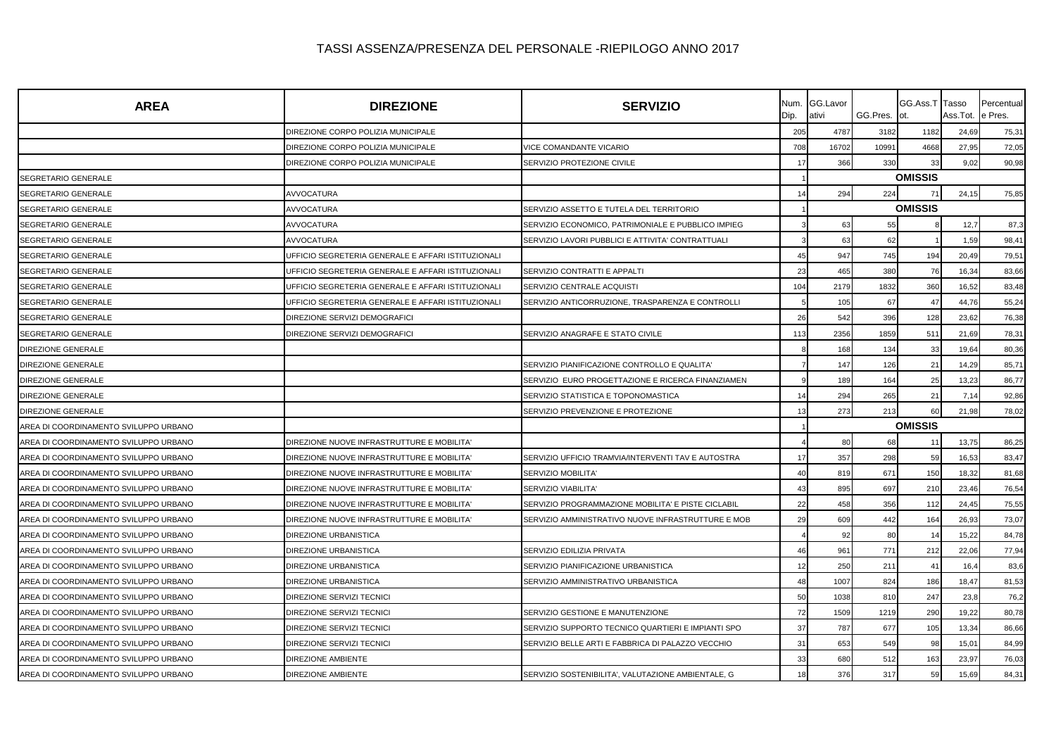# TASSI ASSENZA/PRESENZA DEL PERSONALE -RIEPILOGO ANNO 2017

| AREA | DIREZIONE | SERVIZIO | Num. Dip. | GG.Lavorativi | GG.Pres. | GG.Ass.Tot. | Tasso Ass.Tot. | Percentuale Pres. |
|---|---|---|---|---|---|---|---|---|
| | DIREZIONE CORPO POLIZIA MUNICIPALE | | 205 | 4787 | 3182 | 1182 | 24,69 | 75,31 |
| | DIREZIONE CORPO POLIZIA MUNICIPALE | VICE COMANDANTE VICARIO | 708 | 16702 | 10991 | 4668 | 27,95 | 72,05 |
| | DIREZIONE CORPO POLIZIA MUNICIPALE | SERVIZIO PROTEZIONE CIVILE | 17 | 366 | 330 | 33 | 9,02 | 90,98 |
| SEGRETARIO GENERALE | | | 1 | | | OMISSIS | | |
| SEGRETARIO GENERALE | AVVOCATURA | | 14 | 294 | 224 | 71 | 24,15 | 75,85 |
| SEGRETARIO GENERALE | AVVOCATURA | SERVIZIO ASSETTO E TUTELA DEL TERRITORIO | 1 | | | OMISSIS | | |
| SEGRETARIO GENERALE | AVVOCATURA | SERVIZIO ECONOMICO, PATRIMONIALE E PUBBLICO IMPIEG | 3 | 63 | 55 | 8 | 12,7 | 87,3 |
| SEGRETARIO GENERALE | AVVOCATURA | SERVIZIO LAVORI PUBBLICI E ATTIVITA' CONTRATTUALI | 3 | 63 | 62 | 1 | 1,59 | 98,41 |
| SEGRETARIO GENERALE | UFFICIO SEGRETERIA GENERALE E AFFARI ISTITUZIONALI | | 45 | 947 | 745 | 194 | 20,49 | 79,51 |
| SEGRETARIO GENERALE | UFFICIO SEGRETERIA GENERALE E AFFARI ISTITUZIONALI | SERVIZIO CONTRATTI E APPALTI | 23 | 465 | 380 | 76 | 16,34 | 83,66 |
| SEGRETARIO GENERALE | UFFICIO SEGRETERIA GENERALE E AFFARI ISTITUZIONALI | SERVIZIO CENTRALE ACQUISTI | 104 | 2179 | 1832 | 360 | 16,52 | 83,48 |
| SEGRETARIO GENERALE | UFFICIO SEGRETERIA GENERALE E AFFARI ISTITUZIONALI | SERVIZIO ANTICORRUZIONE, TRASPARENZA E CONTROLLI | 5 | 105 | 67 | 47 | 44,76 | 55,24 |
| SEGRETARIO GENERALE | DIREZIONE SERVIZI DEMOGRAFICI | | 26 | 542 | 396 | 128 | 23,62 | 76,38 |
| SEGRETARIO GENERALE | DIREZIONE SERVIZI DEMOGRAFICI | SERVIZIO ANAGRAFE E STATO CIVILE | 113 | 2356 | 1859 | 511 | 21,69 | 78,31 |
| DIREZIONE GENERALE | | | 8 | 168 | 134 | 33 | 19,64 | 80,36 |
| DIREZIONE GENERALE | | SERVIZIO PIANIFICAZIONE CONTROLLO E QUALITA' | 7 | 147 | 126 | 21 | 14,29 | 85,71 |
| DIREZIONE GENERALE | | SERVIZIO EURO PROGETTAZIONE E RICERCA FINANZIAMEN | 9 | 189 | 164 | 25 | 13,23 | 86,77 |
| DIREZIONE GENERALE | | SERVIZIO STATISTICA E TOPONOMASTICA | 14 | 294 | 265 | 21 | 7,14 | 92,86 |
| DIREZIONE GENERALE | | SERVIZIO PREVENZIONE E PROTEZIONE | 13 | 273 | 213 | 60 | 21,98 | 78,02 |
| AREA DI COORDINAMENTO SVILUPPO URBANO | | | 1 | | | OMISSIS | | |
| AREA DI COORDINAMENTO SVILUPPO URBANO | DIREZIONE NUOVE INFRASTRUTTURE E MOBILITA' | | 4 | 80 | 68 | 11 | 13,75 | 86,25 |
| AREA DI COORDINAMENTO SVILUPPO URBANO | DIREZIONE NUOVE INFRASTRUTTURE E MOBILITA' | SERVIZIO UFFICIO TRAMVIA/INTERVENTI TAV E AUTOSTRA | 17 | 357 | 298 | 59 | 16,53 | 83,47 |
| AREA DI COORDINAMENTO SVILUPPO URBANO | DIREZIONE NUOVE INFRASTRUTTURE E MOBILITA' | SERVIZIO MOBILITA' | 40 | 819 | 671 | 150 | 18,32 | 81,68 |
| AREA DI COORDINAMENTO SVILUPPO URBANO | DIREZIONE NUOVE INFRASTRUTTURE E MOBILITA' | SERVIZIO VIABILITA' | 43 | 895 | 697 | 210 | 23,46 | 76,54 |
| AREA DI COORDINAMENTO SVILUPPO URBANO | DIREZIONE NUOVE INFRASTRUTTURE E MOBILITA' | SERVIZIO PROGRAMMAZIONE MOBILITA' E PISTE CICLABIL | 22 | 458 | 356 | 112 | 24,45 | 75,55 |
| AREA DI COORDINAMENTO SVILUPPO URBANO | DIREZIONE NUOVE INFRASTRUTTURE E MOBILITA' | SERVIZIO AMMINISTRATIVO NUOVE INFRASTRUTTURE E MOB | 29 | 609 | 442 | 164 | 26,93 | 73,07 |
| AREA DI COORDINAMENTO SVILUPPO URBANO | DIREZIONE URBANISTICA | | 4 | 92 | 80 | 14 | 15,22 | 84,78 |
| AREA DI COORDINAMENTO SVILUPPO URBANO | DIREZIONE URBANISTICA | SERVIZIO EDILIZIA PRIVATA | 46 | 961 | 771 | 212 | 22,06 | 77,94 |
| AREA DI COORDINAMENTO SVILUPPO URBANO | DIREZIONE URBANISTICA | SERVIZIO PIANIFICAZIONE URBANISTICA | 12 | 250 | 211 | 41 | 16,4 | 83,6 |
| AREA DI COORDINAMENTO SVILUPPO URBANO | DIREZIONE URBANISTICA | SERVIZIO AMMINISTRATIVO URBANISTICA | 48 | 1007 | 824 | 186 | 18,47 | 81,53 |
| AREA DI COORDINAMENTO SVILUPPO URBANO | DIREZIONE SERVIZI TECNICI | | 50 | 1038 | 810 | 247 | 23,8 | 76,2 |
| AREA DI COORDINAMENTO SVILUPPO URBANO | DIREZIONE SERVIZI TECNICI | SERVIZIO GESTIONE E MANUTENZIONE | 72 | 1509 | 1219 | 290 | 19,22 | 80,78 |
| AREA DI COORDINAMENTO SVILUPPO URBANO | DIREZIONE SERVIZI TECNICI | SERVIZIO SUPPORTO TECNICO QUARTIERI E IMPIANTI SPO | 37 | 787 | 677 | 105 | 13,34 | 86,66 |
| AREA DI COORDINAMENTO SVILUPPO URBANO | DIREZIONE SERVIZI TECNICI | SERVIZIO BELLE ARTI E FABBRICA DI PALAZZO VECCHIO | 31 | 653 | 549 | 98 | 15,01 | 84,99 |
| AREA DI COORDINAMENTO SVILUPPO URBANO | DIREZIONE AMBIENTE | | 33 | 680 | 512 | 163 | 23,97 | 76,03 |
| AREA DI COORDINAMENTO SVILUPPO URBANO | DIREZIONE AMBIENTE | SERVIZIO SOSTENIBILITA', VALUTAZIONE AMBIENTALE, G | 18 | 376 | 317 | 59 | 15,69 | 84,31 |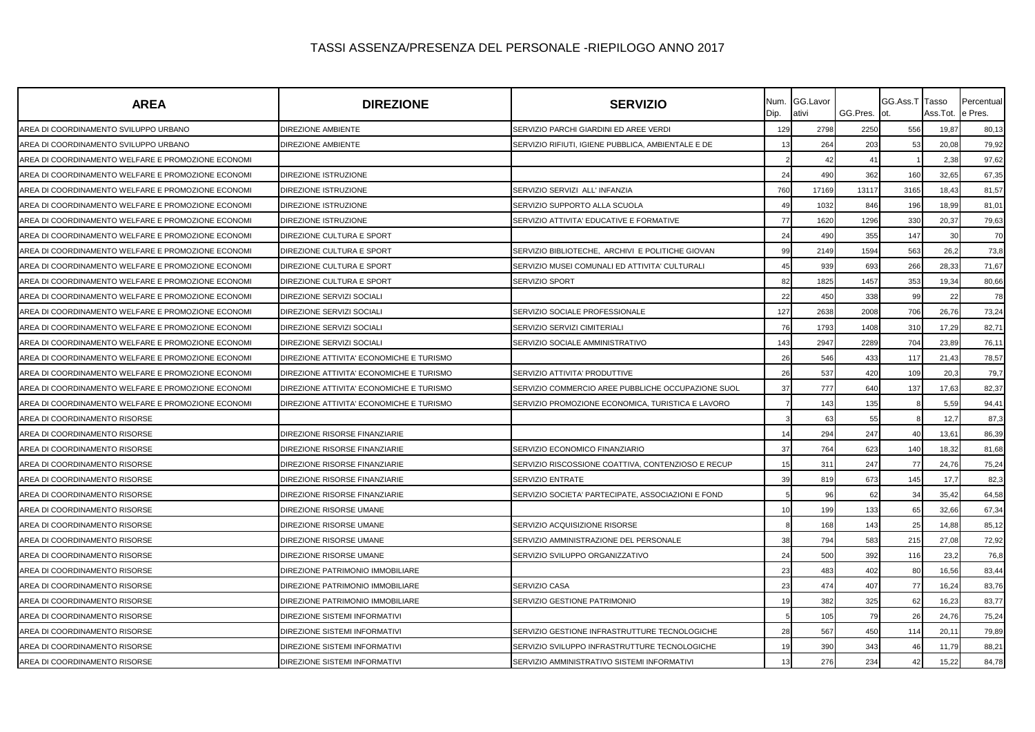# TASSI ASSENZA/PRESENZA DEL PERSONALE -RIEPILOGO ANNO 2017

| AREA | DIREZIONE | SERVIZIO | Num. Dip. | GG.Lavorativi | GG.Pres. | GG.Ass.Tot. | Tasso Ass.Tot. | Percentuale Pres. |
|---|---|---|---|---|---|---|---|---|
| AREA DI COORDINAMENTO SVILUPPO URBANO | DIREZIONE AMBIENTE | SERVIZIO PARCHI GIARDINI ED AREE VERDI | 129 | 2798 | 2250 | 556 | 19,87 | 80,13 |
| AREA DI COORDINAMENTO SVILUPPO URBANO | DIREZIONE AMBIENTE | SERVIZIO RIFIUTI, IGIENE PUBBLICA, AMBIENTALE E DE | 13 | 264 | 203 | 53 | 20,08 | 79,92 |
| AREA DI COORDINAMENTO WELFARE E PROMOZIONE ECONOMI | | | 2 | 42 | 41 | 1 | 2,38 | 97,62 |
| AREA DI COORDINAMENTO WELFARE E PROMOZIONE ECONOMI | DIREZIONE ISTRUZIONE | | 24 | 490 | 362 | 160 | 32,65 | 67,35 |
| AREA DI COORDINAMENTO WELFARE E PROMOZIONE ECONOMI | DIREZIONE ISTRUZIONE | SERVIZIO SERVIZI ALL' INFANZIA | 760 | 17169 | 13117 | 3165 | 18,43 | 81,57 |
| AREA DI COORDINAMENTO WELFARE E PROMOZIONE ECONOMI | DIREZIONE ISTRUZIONE | SERVIZIO SUPPORTO ALLA SCUOLA | 49 | 1032 | 846 | 196 | 18,99 | 81,01 |
| AREA DI COORDINAMENTO WELFARE E PROMOZIONE ECONOMI | DIREZIONE ISTRUZIONE | SERVIZIO ATTIVITA' EDUCATIVE E FORMATIVE | 77 | 1620 | 1296 | 330 | 20,37 | 79,63 |
| AREA DI COORDINAMENTO WELFARE E PROMOZIONE ECONOMI | DIREZIONE CULTURA E SPORT | | 24 | 490 | 355 | 147 | 30 | 70 |
| AREA DI COORDINAMENTO WELFARE E PROMOZIONE ECONOMI | DIREZIONE CULTURA E SPORT | SERVIZIO BIBLIOTECHE, ARCHIVI E POLITICHE GIOVAN | 99 | 2149 | 1594 | 563 | 26,2 | 73,8 |
| AREA DI COORDINAMENTO WELFARE E PROMOZIONE ECONOMI | DIREZIONE CULTURA E SPORT | SERVIZIO MUSEI COMUNALI ED ATTIVITA' CULTURALI | 45 | 939 | 693 | 266 | 28,33 | 71,67 |
| AREA DI COORDINAMENTO WELFARE E PROMOZIONE ECONOMI | DIREZIONE CULTURA E SPORT | SERVIZIO SPORT | 82 | 1825 | 1457 | 353 | 19,34 | 80,66 |
| AREA DI COORDINAMENTO WELFARE E PROMOZIONE ECONOMI | DIREZIONE SERVIZI SOCIALI | | 22 | 450 | 338 | 99 | 22 | 78 |
| AREA DI COORDINAMENTO WELFARE E PROMOZIONE ECONOMI | DIREZIONE SERVIZI SOCIALI | SERVIZIO SOCIALE PROFESSIONALE | 127 | 2638 | 2008 | 706 | 26,76 | 73,24 |
| AREA DI COORDINAMENTO WELFARE E PROMOZIONE ECONOMI | DIREZIONE SERVIZI SOCIALI | SERVIZIO SERVIZI CIMITERIALI | 76 | 1793 | 1408 | 310 | 17,29 | 82,71 |
| AREA DI COORDINAMENTO WELFARE E PROMOZIONE ECONOMI | DIREZIONE SERVIZI SOCIALI | SERVIZIO SOCIALE AMMINISTRATIVO | 143 | 2947 | 2289 | 704 | 23,89 | 76,11 |
| AREA DI COORDINAMENTO WELFARE E PROMOZIONE ECONOMI | DIREZIONE ATTIVITA' ECONOMICHE E TURISMO | | 26 | 546 | 433 | 117 | 21,43 | 78,57 |
| AREA DI COORDINAMENTO WELFARE E PROMOZIONE ECONOMI | DIREZIONE ATTIVITA' ECONOMICHE E TURISMO | SERVIZIO ATTIVITA' PRODUTTIVE | 26 | 537 | 420 | 109 | 20,3 | 79,7 |
| AREA DI COORDINAMENTO WELFARE E PROMOZIONE ECONOMI | DIREZIONE ATTIVITA' ECONOMICHE E TURISMO | SERVIZIO COMMERCIO AREE PUBBLICHE OCCUPAZIONE SUOL | 37 | 777 | 640 | 137 | 17,63 | 82,37 |
| AREA DI COORDINAMENTO WELFARE E PROMOZIONE ECONOMI | DIREZIONE ATTIVITA' ECONOMICHE E TURISMO | SERVIZIO PROMOZIONE ECONOMICA, TURISTICA E LAVORO | 7 | 143 | 135 | 8 | 5,59 | 94,41 |
| AREA DI COORDINAMENTO RISORSE | | | 3 | 63 | 55 | 8 | 12,7 | 87,3 |
| AREA DI COORDINAMENTO RISORSE | DIREZIONE RISORSE FINANZIARIE | | 14 | 294 | 247 | 40 | 13,61 | 86,39 |
| AREA DI COORDINAMENTO RISORSE | DIREZIONE RISORSE FINANZIARIE | SERVIZIO ECONOMICO FINANZIARIO | 37 | 764 | 623 | 140 | 18,32 | 81,68 |
| AREA DI COORDINAMENTO RISORSE | DIREZIONE RISORSE FINANZIARIE | SERVIZIO RISCOSSIONE COATTIVA, CONTENZIOSO E RECUP | 15 | 311 | 247 | 77 | 24,76 | 75,24 |
| AREA DI COORDINAMENTO RISORSE | DIREZIONE RISORSE FINANZIARIE | SERVIZIO ENTRATE | 39 | 819 | 673 | 145 | 17,7 | 82,3 |
| AREA DI COORDINAMENTO RISORSE | DIREZIONE RISORSE FINANZIARIE | SERVIZIO SOCIETA' PARTECIPATE, ASSOCIAZIONI E FOND | 5 | 96 | 62 | 34 | 35,42 | 64,58 |
| AREA DI COORDINAMENTO RISORSE | DIREZIONE RISORSE UMANE | | 10 | 199 | 133 | 65 | 32,66 | 67,34 |
| AREA DI COORDINAMENTO RISORSE | DIREZIONE RISORSE UMANE | SERVIZIO ACQUISIZIONE RISORSE | 8 | 168 | 143 | 25 | 14,88 | 85,12 |
| AREA DI COORDINAMENTO RISORSE | DIREZIONE RISORSE UMANE | SERVIZIO AMMINISTRAZIONE DEL PERSONALE | 38 | 794 | 583 | 215 | 27,08 | 72,92 |
| AREA DI COORDINAMENTO RISORSE | DIREZIONE RISORSE UMANE | SERVIZIO SVILUPPO ORGANIZZATIVO | 24 | 500 | 392 | 116 | 23,2 | 76,8 |
| AREA DI COORDINAMENTO RISORSE | DIREZIONE PATRIMONIO IMMOBILIARE | | 23 | 483 | 402 | 80 | 16,56 | 83,44 |
| AREA DI COORDINAMENTO RISORSE | DIREZIONE PATRIMONIO IMMOBILIARE | SERVIZIO CASA | 23 | 474 | 407 | 77 | 16,24 | 83,76 |
| AREA DI COORDINAMENTO RISORSE | DIREZIONE PATRIMONIO IMMOBILIARE | SERVIZIO GESTIONE PATRIMONIO | 19 | 382 | 325 | 62 | 16,23 | 83,77 |
| AREA DI COORDINAMENTO RISORSE | DIREZIONE SISTEMI INFORMATIVI | | 5 | 105 | 79 | 26 | 24,76 | 75,24 |
| AREA DI COORDINAMENTO RISORSE | DIREZIONE SISTEMI INFORMATIVI | SERVIZIO GESTIONE INFRASTRUTTURE TECNOLOGICHE | 28 | 567 | 450 | 114 | 20,11 | 79,89 |
| AREA DI COORDINAMENTO RISORSE | DIREZIONE SISTEMI INFORMATIVI | SERVIZIO SVILUPPO INFRASTRUTTURE TECNOLOGICHE | 19 | 390 | 343 | 46 | 11,79 | 88,21 |
| AREA DI COORDINAMENTO RISORSE | DIREZIONE SISTEMI INFORMATIVI | SERVIZIO AMMINISTRATIVO SISTEMI INFORMATIVI | 13 | 276 | 234 | 42 | 15,22 | 84,78 |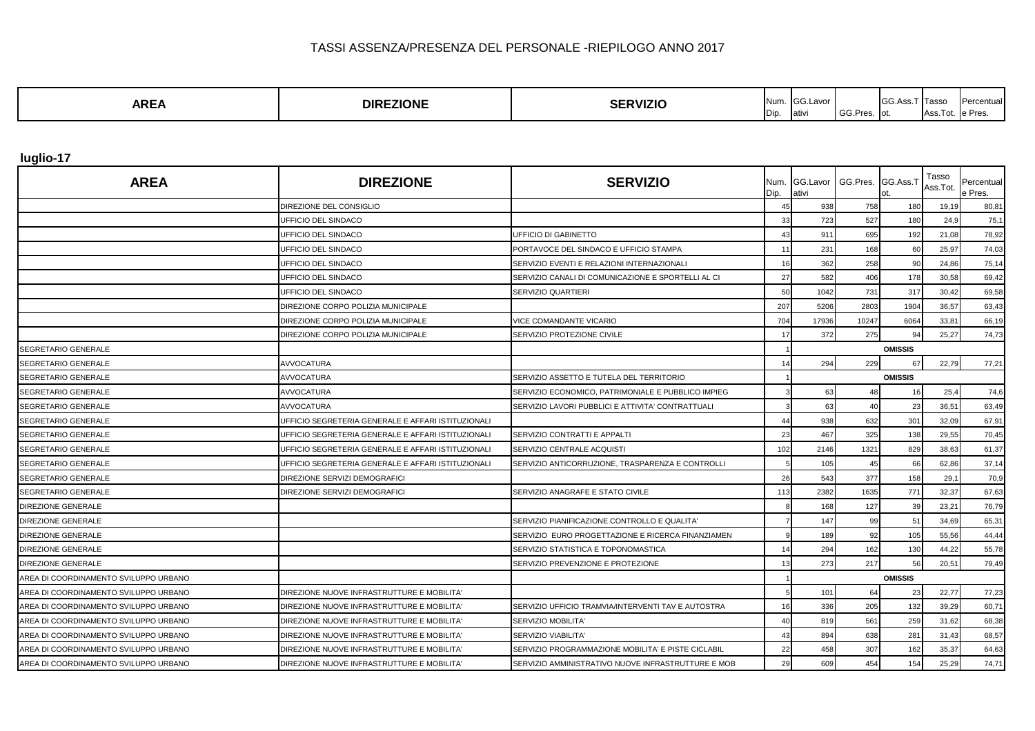# TASSI ASSENZA/PRESENZA DEL PERSONALE -RIEPILOGO ANNO 2017

| AREA | DIREZIONE | SERVIZIO | Num. Dip. | GG.Lavorativi | GG.Pres. | GG.Ass.Tot. | Tasso Ass.Tot. | Percentuale Pres. |
|---|---|---|---|---|---|---|---|---|

**luglio-17**

| AREA | DIREZIONE | SERVIZIO | Num. Dip. | GG.Lavorativi | GG.Pres. | GG.Ass.Tot. | Tasso Ass.Tot. | Percentuale Pres. |
|---|---|---|---|---|---|---|---|---|
| | DIREZIONE DEL CONSIGLIO | | 45 | 938 | 758 | 180 | 19,19 | 80,81 |
| | UFFICIO DEL SINDACO | | 33 | 723 | 527 | 180 | 24,9 | 75,1 |
| | UFFICIO DEL SINDACO | UFFICIO DI GABINETTO | 43 | 911 | 695 | 192 | 21,08 | 78,92 |
| | UFFICIO DEL SINDACO | PORTAVOCE DEL SINDACO E UFFICIO STAMPA | 11 | 231 | 168 | 60 | 25,97 | 74,03 |
| | UFFICIO DEL SINDACO | SERVIZIO EVENTI E RELAZIONI INTERNAZIONALI | 16 | 362 | 258 | 90 | 24,86 | 75,14 |
| | UFFICIO DEL SINDACO | SERVIZIO CANALI DI COMUNICAZIONE E SPORTELLI AL CI | 27 | 582 | 406 | 178 | 30,58 | 69,42 |
| | UFFICIO DEL SINDACO | SERVIZIO QUARTIERI | 50 | 1042 | 731 | 317 | 30,42 | 69,58 |
| | DIREZIONE CORPO POLIZIA MUNICIPALE | | 207 | 5206 | 2803 | 1904 | 36,57 | 63,43 |
| | DIREZIONE CORPO POLIZIA MUNICIPALE | VICE COMANDANTE VICARIO | 704 | 17936 | 10247 | 6064 | 33,81 | 66,19 |
| | DIREZIONE CORPO POLIZIA MUNICIPALE | SERVIZIO PROTEZIONE CIVILE | 17 | 372 | 275 | 94 | 25,27 | 74,73 |
| SEGRETARIO GENERALE | | | 1 | | | OMISSIS | | |
| SEGRETARIO GENERALE | AVVOCATURA | | 14 | 294 | 229 | 67 | 22,79 | 77,21 |
| SEGRETARIO GENERALE | AVVOCATURA | SERVIZIO ASSETTO E TUTELA DEL TERRITORIO | 1 | | | OMISSIS | | |
| SEGRETARIO GENERALE | AVVOCATURA | SERVIZIO ECONOMICO, PATRIMONIALE E PUBBLICO IMPIEG | 3 | 63 | 48 | 16 | 25,4 | 74,6 |
| SEGRETARIO GENERALE | AVVOCATURA | SERVIZIO LAVORI PUBBLICI E ATTIVITA' CONTRATTUALI | 3 | 63 | 40 | 23 | 36,51 | 63,49 |
| SEGRETARIO GENERALE | UFFICIO SEGRETERIA GENERALE E AFFARI ISTITUZIONALI | | 44 | 938 | 632 | 301 | 32,09 | 67,91 |
| SEGRETARIO GENERALE | UFFICIO SEGRETERIA GENERALE E AFFARI ISTITUZIONALI | SERVIZIO CONTRATTI E APPALTI | 23 | 467 | 325 | 138 | 29,55 | 70,45 |
| SEGRETARIO GENERALE | UFFICIO SEGRETERIA GENERALE E AFFARI ISTITUZIONALI | SERVIZIO CENTRALE ACQUISTI | 102 | 2146 | 1321 | 829 | 38,63 | 61,37 |
| SEGRETARIO GENERALE | UFFICIO SEGRETERIA GENERALE E AFFARI ISTITUZIONALI | SERVIZIO ANTICORRUZIONE, TRASPARENZA E CONTROLLI | 5 | 105 | 45 | 66 | 62,86 | 37,14 |
| SEGRETARIO GENERALE | DIREZIONE SERVIZI DEMOGRAFICI | | 26 | 543 | 377 | 158 | 29,1 | 70,9 |
| SEGRETARIO GENERALE | DIREZIONE SERVIZI DEMOGRAFICI | SERVIZIO ANAGRAFE E STATO CIVILE | 113 | 2382 | 1635 | 771 | 32,37 | 67,63 |
| DIREZIONE GENERALE | | | 8 | 168 | 127 | 39 | 23,21 | 76,79 |
| DIREZIONE GENERALE | | SERVIZIO PIANIFICAZIONE CONTROLLO E QUALITA' | 7 | 147 | 99 | 51 | 34,69 | 65,31 |
| DIREZIONE GENERALE | | SERVIZIO EURO PROGETTAZIONE E RICERCA FINANZIAMEN | 9 | 189 | 92 | 105 | 55,56 | 44,44 |
| DIREZIONE GENERALE | | SERVIZIO STATISTICA E TOPONOMASTICA | 14 | 294 | 162 | 130 | 44,22 | 55,78 |
| DIREZIONE GENERALE | | SERVIZIO PREVENZIONE E PROTEZIONE | 13 | 273 | 217 | 56 | 20,51 | 79,49 |
| AREA DI COORDINAMENTO SVILUPPO URBANO | | | 1 | | | OMISSIS | | |
| AREA DI COORDINAMENTO SVILUPPO URBANO | DIREZIONE NUOVE INFRASTRUTTURE E MOBILITA' | | 5 | 101 | 64 | 23 | 22,77 | 77,23 |
| AREA DI COORDINAMENTO SVILUPPO URBANO | DIREZIONE NUOVE INFRASTRUTTURE E MOBILITA' | SERVIZIO UFFICIO TRAMVIA/INTERVENTI TAV E AUTOSTRA | 16 | 336 | 205 | 132 | 39,29 | 60,71 |
| AREA DI COORDINAMENTO SVILUPPO URBANO | DIREZIONE NUOVE INFRASTRUTTURE E MOBILITA' | SERVIZIO MOBILITA' | 40 | 819 | 561 | 259 | 31,62 | 68,38 |
| AREA DI COORDINAMENTO SVILUPPO URBANO | DIREZIONE NUOVE INFRASTRUTTURE E MOBILITA' | SERVIZIO VIABILITA' | 43 | 894 | 638 | 281 | 31,43 | 68,57 |
| AREA DI COORDINAMENTO SVILUPPO URBANO | DIREZIONE NUOVE INFRASTRUTTURE E MOBILITA' | SERVIZIO PROGRAMMAZIONE MOBILITA' E PISTE CICLABIL | 22 | 458 | 307 | 162 | 35,37 | 64,63 |
| AREA DI COORDINAMENTO SVILUPPO URBANO | DIREZIONE NUOVE INFRASTRUTTURE E MOBILITA' | SERVIZIO AMMINISTRATIVO NUOVE INFRASTRUTTURE E MOB | 29 | 609 | 454 | 154 | 25,29 | 74,71 |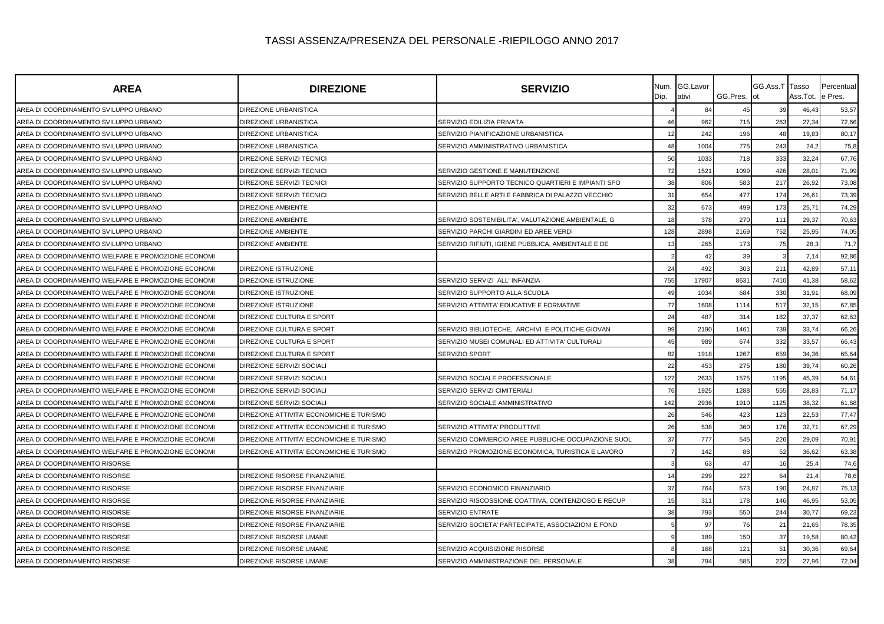# TASSI ASSENZA/PRESENZA DEL PERSONALE -RIEPILOGO ANNO 2017

| AREA | DIREZIONE | SERVIZIO | Num. Dip. | GG.Lavorativi | GG.Pres. | GG.Ass.Tot. | Tasso Ass.Tot. | Percentuale Pres. |
|---|---|---|---|---|---|---|---|---|
| AREA DI COORDINAMENTO SVILUPPO URBANO | DIREZIONE URBANISTICA | | 4 | 84 | 45 | 39 | 46,43 | 53,57 |
| AREA DI COORDINAMENTO SVILUPPO URBANO | DIREZIONE URBANISTICA | SERVIZIO EDILIZIA PRIVATA | 46 | 962 | 715 | 263 | 27,34 | 72,66 |
| AREA DI COORDINAMENTO SVILUPPO URBANO | DIREZIONE URBANISTICA | SERVIZIO PIANIFICAZIONE URBANISTICA | 12 | 242 | 196 | 48 | 19,83 | 80,17 |
| AREA DI COORDINAMENTO SVILUPPO URBANO | DIREZIONE URBANISTICA | SERVIZIO AMMINISTRATIVO URBANISTICA | 48 | 1004 | 775 | 243 | 24,2 | 75,8 |
| AREA DI COORDINAMENTO SVILUPPO URBANO | DIREZIONE SERVIZI TECNICI | | 50 | 1033 | 718 | 333 | 32,24 | 67,76 |
| AREA DI COORDINAMENTO SVILUPPO URBANO | DIREZIONE SERVIZI TECNICI | SERVIZIO GESTIONE E MANUTENZIONE | 72 | 1521 | 1099 | 426 | 28,01 | 71,99 |
| AREA DI COORDINAMENTO SVILUPPO URBANO | DIREZIONE SERVIZI TECNICI | SERVIZIO SUPPORTO TECNICO QUARTIERI E IMPIANTI SPO | 38 | 806 | 583 | 217 | 26,92 | 73,08 |
| AREA DI COORDINAMENTO SVILUPPO URBANO | DIREZIONE SERVIZI TECNICI | SERVIZIO BELLE ARTI E FABBRICA DI PALAZZO VECCHIO | 31 | 654 | 477 | 174 | 26,61 | 73,39 |
| AREA DI COORDINAMENTO SVILUPPO URBANO | DIREZIONE AMBIENTE | | 32 | 673 | 499 | 173 | 25,71 | 74,29 |
| AREA DI COORDINAMENTO SVILUPPO URBANO | DIREZIONE AMBIENTE | SERVIZIO SOSTENIBILITA', VALUTAZIONE AMBIENTALE, G | 18 | 378 | 270 | 111 | 29,37 | 70,63 |
| AREA DI COORDINAMENTO SVILUPPO URBANO | DIREZIONE AMBIENTE | SERVIZIO PARCHI GIARDINI ED AREE VERDI | 128 | 2898 | 2169 | 752 | 25,95 | 74,05 |
| AREA DI COORDINAMENTO SVILUPPO URBANO | DIREZIONE AMBIENTE | SERVIZIO RIFIUTI, IGIENE PUBBLICA, AMBIENTALE E DE | 13 | 265 | 173 | 75 | 28,3 | 71,7 |
| AREA DI COORDINAMENTO WELFARE E PROMOZIONE ECONOMI | | | 2 | 42 | 39 | 3 | 7,14 | 92,86 |
| AREA DI COORDINAMENTO WELFARE E PROMOZIONE ECONOMI | DIREZIONE ISTRUZIONE | | 24 | 492 | 303 | 211 | 42,89 | 57,11 |
| AREA DI COORDINAMENTO WELFARE E PROMOZIONE ECONOMI | DIREZIONE ISTRUZIONE | SERVIZIO SERVIZI ALL' INFANZIA | 755 | 17907 | 8631 | 7410 | 41,38 | 58,62 |
| AREA DI COORDINAMENTO WELFARE E PROMOZIONE ECONOMI | DIREZIONE ISTRUZIONE | SERVIZIO SUPPORTO ALLA SCUOLA | 49 | 1034 | 684 | 330 | 31,91 | 68,09 |
| AREA DI COORDINAMENTO WELFARE E PROMOZIONE ECONOMI | DIREZIONE ISTRUZIONE | SERVIZIO ATTIVITA' EDUCATIVE E FORMATIVE | 77 | 1608 | 1114 | 517 | 32,15 | 67,85 |
| AREA DI COORDINAMENTO WELFARE E PROMOZIONE ECONOMI | DIREZIONE CULTURA E SPORT | | 24 | 487 | 314 | 182 | 37,37 | 62,63 |
| AREA DI COORDINAMENTO WELFARE E PROMOZIONE ECONOMI | DIREZIONE CULTURA E SPORT | SERVIZIO BIBLIOTECHE, ARCHIVI E POLITICHE GIOVAN | 99 | 2190 | 1461 | 739 | 33,74 | 66,26 |
| AREA DI COORDINAMENTO WELFARE E PROMOZIONE ECONOMI | DIREZIONE CULTURA E SPORT | SERVIZIO MUSEI COMUNALI ED ATTIVITA' CULTURALI | 45 | 989 | 674 | 332 | 33,57 | 66,43 |
| AREA DI COORDINAMENTO WELFARE E PROMOZIONE ECONOMI | DIREZIONE CULTURA E SPORT | SERVIZIO SPORT | 82 | 1918 | 1267 | 659 | 34,36 | 65,64 |
| AREA DI COORDINAMENTO WELFARE E PROMOZIONE ECONOMI | DIREZIONE SERVIZI SOCIALI | | 22 | 453 | 275 | 180 | 39,74 | 60,26 |
| AREA DI COORDINAMENTO WELFARE E PROMOZIONE ECONOMI | DIREZIONE SERVIZI SOCIALI | SERVIZIO SOCIALE PROFESSIONALE | 127 | 2633 | 1575 | 1195 | 45,39 | 54,61 |
| AREA DI COORDINAMENTO WELFARE E PROMOZIONE ECONOMI | DIREZIONE SERVIZI SOCIALI | SERVIZIO SERVIZI CIMITERIALI | 76 | 1925 | 1288 | 555 | 28,83 | 71,17 |
| AREA DI COORDINAMENTO WELFARE E PROMOZIONE ECONOMI | DIREZIONE SERVIZI SOCIALI | SERVIZIO SOCIALE AMMINISTRATIVO | 142 | 2936 | 1910 | 1125 | 38,32 | 61,68 |
| AREA DI COORDINAMENTO WELFARE E PROMOZIONE ECONOMI | DIREZIONE ATTIVITA' ECONOMICHE E TURISMO | | 26 | 546 | 423 | 123 | 22,53 | 77,47 |
| AREA DI COORDINAMENTO WELFARE E PROMOZIONE ECONOMI | DIREZIONE ATTIVITA' ECONOMICHE E TURISMO | SERVIZIO ATTIVITA' PRODUTTIVE | 26 | 538 | 360 | 176 | 32,71 | 67,29 |
| AREA DI COORDINAMENTO WELFARE E PROMOZIONE ECONOMI | DIREZIONE ATTIVITA' ECONOMICHE E TURISMO | SERVIZIO COMMERCIO AREE PUBBLICHE OCCUPAZIONE SUOL | 37 | 777 | 545 | 226 | 29,09 | 70,91 |
| AREA DI COORDINAMENTO WELFARE E PROMOZIONE ECONOMI | DIREZIONE ATTIVITA' ECONOMICHE E TURISMO | SERVIZIO PROMOZIONE ECONOMICA, TURISTICA E LAVORO | 7 | 142 | 88 | 52 | 36,62 | 63,38 |
| AREA DI COORDINAMENTO RISORSE | | | 3 | 63 | 47 | 16 | 25,4 | 74,6 |
| AREA DI COORDINAMENTO RISORSE | DIREZIONE RISORSE FINANZIARIE | | 14 | 299 | 227 | 64 | 21,4 | 78,6 |
| AREA DI COORDINAMENTO RISORSE | DIREZIONE RISORSE FINANZIARIE | SERVIZIO ECONOMICO FINANZIARIO | 37 | 764 | 573 | 190 | 24,87 | 75,13 |
| AREA DI COORDINAMENTO RISORSE | DIREZIONE RISORSE FINANZIARIE | SERVIZIO RISCOSSIONE COATTIVA, CONTENZIOSO E RECUP | 15 | 311 | 178 | 146 | 46,95 | 53,05 |
| AREA DI COORDINAMENTO RISORSE | DIREZIONE RISORSE FINANZIARIE | SERVIZIO ENTRATE | 38 | 793 | 550 | 244 | 30,77 | 69,23 |
| AREA DI COORDINAMENTO RISORSE | DIREZIONE RISORSE FINANZIARIE | SERVIZIO SOCIETA' PARTECIPATE, ASSOCIAZIONI E FOND | 5 | 97 | 76 | 21 | 21,65 | 78,35 |
| AREA DI COORDINAMENTO RISORSE | DIREZIONE RISORSE UMANE | | 9 | 189 | 150 | 37 | 19,58 | 80,42 |
| AREA DI COORDINAMENTO RISORSE | DIREZIONE RISORSE UMANE | SERVIZIO ACQUISIZIONE RISORSE | 8 | 168 | 121 | 51 | 30,36 | 69,64 |
| AREA DI COORDINAMENTO RISORSE | DIREZIONE RISORSE UMANE | SERVIZIO AMMINISTRAZIONE DEL PERSONALE | 38 | 794 | 585 | 222 | 27,96 | 72,04 |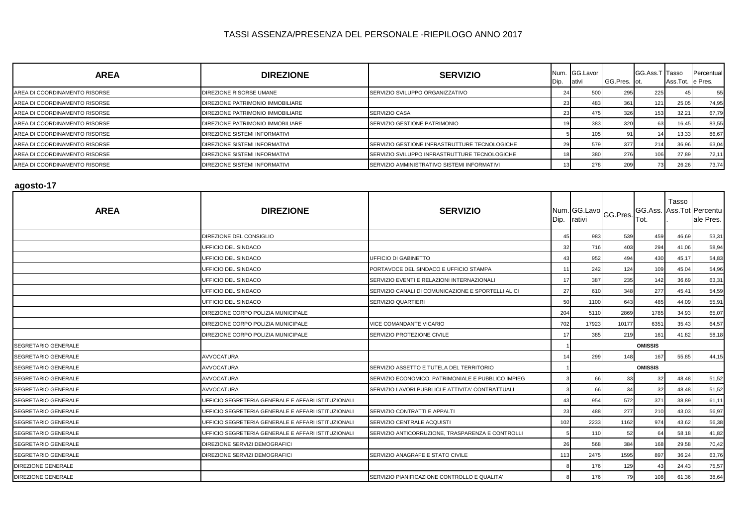## TASSI ASSENZA/PRESENZA DEL PERSONALE -RIEPILOGO ANNO 2017

| AREA | DIREZIONE | SERVIZIO | Num. Dip. | GG.Lavorativi | GG.Pres. | GG.Ass.Tot. | Tasso Ass.Tot. | Percentuale Pres. |
|---|---|---|---|---|---|---|---|---|
| AREA DI COORDINAMENTO RISORSE | DIREZIONE RISORSE UMANE | SERVIZIO SVILUPPO ORGANIZZATIVO | 24 | 500 | 295 | 225 | 45 | 55 |
| AREA DI COORDINAMENTO RISORSE | DIREZIONE PATRIMONIO IMMOBILIARE | | 23 | 483 | 361 | 121 | 25,05 | 74,95 |
| AREA DI COORDINAMENTO RISORSE | DIREZIONE PATRIMONIO IMMOBILIARE | SERVIZIO CASA | 23 | 475 | 326 | 153 | 32,21 | 67,79 |
| AREA DI COORDINAMENTO RISORSE | DIREZIONE PATRIMONIO IMMOBILIARE | SERVIZIO GESTIONE PATRIMONIO | 19 | 383 | 320 | 63 | 16,45 | 83,55 |
| AREA DI COORDINAMENTO RISORSE | DIREZIONE SISTEMI INFORMATIVI | | 5 | 105 | 91 | 14 | 13,33 | 86,67 |
| AREA DI COORDINAMENTO RISORSE | DIREZIONE SISTEMI INFORMATIVI | SERVIZIO GESTIONE INFRASTRUTTURE TECNOLOGICHE | 29 | 579 | 377 | 214 | 36,96 | 63,04 |
| AREA DI COORDINAMENTO RISORSE | DIREZIONE SISTEMI INFORMATIVI | SERVIZIO SVILUPPO INFRASTRUTTURE TECNOLOGICHE | 18 | 380 | 276 | 106 | 27,89 | 72,11 |
| AREA DI COORDINAMENTO RISORSE | DIREZIONE SISTEMI INFORMATIVI | SERVIZIO AMMINISTRATIVO SISTEMI INFORMATIVI | 13 | 278 | 209 | 73 | 26,26 | 73,74 |

### agosto-17

| AREA | DIREZIONE | SERVIZIO | Num. Dip. | GG.Lavorativi | GG.Pres. | GG.Ass. Tot. | Tasso Ass.Tot. | Percentuale Pres. |
|---|---|---|---|---|---|---|---|---|
| | DIREZIONE DEL CONSIGLIO | | 45 | 983 | 539 | 459 | 46,69 | 53,31 |
| | UFFICIO DEL SINDACO | | 32 | 716 | 403 | 294 | 41,06 | 58,94 |
| | UFFICIO DEL SINDACO | UFFICIO DI GABINETTO | 43 | 952 | 494 | 430 | 45,17 | 54,83 |
| | UFFICIO DEL SINDACO | PORTAVOCE DEL SINDACO E UFFICIO STAMPA | 11 | 242 | 124 | 109 | 45,04 | 54,96 |
| | UFFICIO DEL SINDACO | SERVIZIO EVENTI E RELAZIONI INTERNAZIONALI | 17 | 387 | 235 | 142 | 36,69 | 63,31 |
| | UFFICIO DEL SINDACO | SERVIZIO CANALI DI COMUNICAZIONE E SPORTELLI AL CI | 27 | 610 | 348 | 277 | 45,41 | 54,59 |
| | UFFICIO DEL SINDACO | SERVIZIO QUARTIERI | 50 | 1100 | 643 | 485 | 44,09 | 55,91 |
| | DIREZIONE CORPO POLIZIA MUNICIPALE | | 204 | 5110 | 2869 | 1785 | 34,93 | 65,07 |
| | DIREZIONE CORPO POLIZIA MUNICIPALE | VICE COMANDANTE VICARIO | 702 | 17923 | 10177 | 6351 | 35,43 | 64,57 |
| | DIREZIONE CORPO POLIZIA MUNICIPALE | SERVIZIO PROTEZIONE CIVILE | 17 | 385 | 219 | 161 | 41,82 | 58,18 |
| SEGRETARIO GENERALE | | | 1 | | | OMISSIS | | |
| SEGRETARIO GENERALE | AVVOCATURA | | 14 | 299 | 148 | 167 | 55,85 | 44,15 |
| SEGRETARIO GENERALE | AVVOCATURA | SERVIZIO ASSETTO E TUTELA DEL TERRITORIO | 1 | | | OMISSIS | | |
| SEGRETARIO GENERALE | AVVOCATURA | SERVIZIO ECONOMICO, PATRIMONIALE E PUBBLICO IMPIEG | 3 | 66 | 33 | 32 | 48,48 | 51,52 |
| SEGRETARIO GENERALE | AVVOCATURA | SERVIZIO LAVORI PUBBLICI E ATTIVITA' CONTRATTUALI | 3 | 66 | 34 | 32 | 48,48 | 51,52 |
| SEGRETARIO GENERALE | UFFICIO SEGRETERIA GENERALE E AFFARI ISTITUZIONALI | | 43 | 954 | 572 | 371 | 38,89 | 61,11 |
| SEGRETARIO GENERALE | UFFICIO SEGRETERIA GENERALE E AFFARI ISTITUZIONALI | SERVIZIO CONTRATTI E APPALTI | 23 | 488 | 277 | 210 | 43,03 | 56,97 |
| SEGRETARIO GENERALE | UFFICIO SEGRETERIA GENERALE E AFFARI ISTITUZIONALI | SERVIZIO CENTRALE ACQUISTI | 102 | 2233 | 1162 | 974 | 43,62 | 56,38 |
| SEGRETARIO GENERALE | UFFICIO SEGRETERIA GENERALE E AFFARI ISTITUZIONALI | SERVIZIO ANTICORRUZIONE, TRASPARENZA E CONTROLLI | 5 | 110 | 52 | 64 | 58,18 | 41,82 |
| SEGRETARIO GENERALE | DIREZIONE SERVIZI DEMOGRAFICI | | 26 | 568 | 384 | 168 | 29,58 | 70,42 |
| SEGRETARIO GENERALE | DIREZIONE SERVIZI DEMOGRAFICI | SERVIZIO ANAGRAFE E STATO CIVILE | 113 | 2475 | 1595 | 897 | 36,24 | 63,76 |
| DIREZIONE GENERALE | | | 8 | 176 | 129 | 43 | 24,43 | 75,57 |
| DIREZIONE GENERALE | | SERVIZIO PIANIFICAZIONE CONTROLLO E QUALITA' | 8 | 176 | 79 | 108 | 61,36 | 38,64 |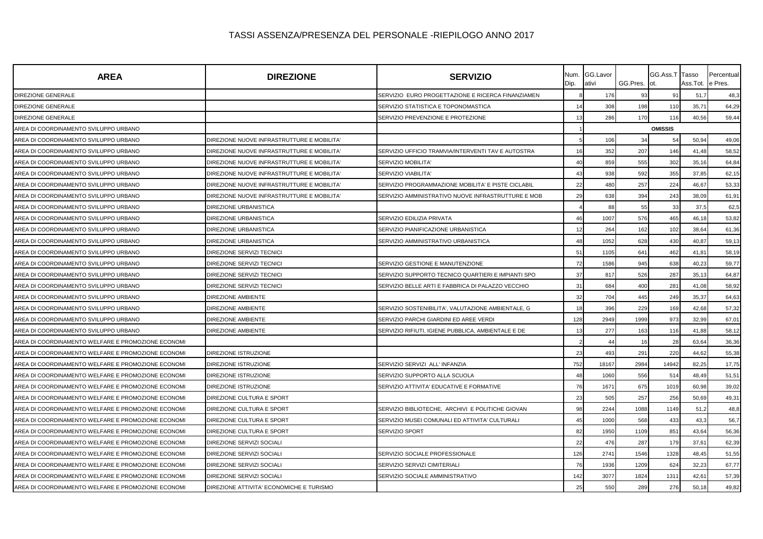# TASSI ASSENZA/PRESENZA DEL PERSONALE -RIEPILOGO ANNO 2017

| AREA | DIREZIONE | SERVIZIO | Num. Dip. | GG.Lavorativi | GG.Pres. | GG.Ass.Tot. | Tasso Ass.Tot. | Percentuale Pres. |
|---|---|---|---|---|---|---|---|---|
| DIREZIONE GENERALE | | SERVIZIO EURO PROGETTAZIONE E RICERCA FINANZIAMEN | 8 | 176 | 93 | 91 | 51,7 | 48,3 |
| DIREZIONE GENERALE | | SERVIZIO STATISTICA E TOPONOMASTICA | 14 | 308 | 198 | 110 | 35,71 | 64,29 |
| DIREZIONE GENERALE | | SERVIZIO PREVENZIONE E PROTEZIONE | 13 | 286 | 170 | 116 | 40,56 | 59,44 |
| AREA DI COORDINAMENTO SVILUPPO URBANO | | | 1 | | | OMISSIS | | |
| AREA DI COORDINAMENTO SVILUPPO URBANO | DIREZIONE NUOVE INFRASTRUTTURE E MOBILITA' | | 5 | 106 | 34 | 54 | 50,94 | 49,06 |
| AREA DI COORDINAMENTO SVILUPPO URBANO | DIREZIONE NUOVE INFRASTRUTTURE E MOBILITA' | SERVIZIO UFFICIO TRAMVIA/INTERVENTI TAV E AUTOSTRA | 16 | 352 | 207 | 146 | 41,48 | 58,52 |
| AREA DI COORDINAMENTO SVILUPPO URBANO | DIREZIONE NUOVE INFRASTRUTTURE E MOBILITA' | SERVIZIO MOBILITA' | 40 | 859 | 555 | 302 | 35,16 | 64,84 |
| AREA DI COORDINAMENTO SVILUPPO URBANO | DIREZIONE NUOVE INFRASTRUTTURE E MOBILITA' | SERVIZIO VIABILITA' | 43 | 938 | 592 | 355 | 37,85 | 62,15 |
| AREA DI COORDINAMENTO SVILUPPO URBANO | DIREZIONE NUOVE INFRASTRUTTURE E MOBILITA' | SERVIZIO PROGRAMMAZIONE MOBILITA' E PISTE CICLABIL | 22 | 480 | 257 | 224 | 46,67 | 53,33 |
| AREA DI COORDINAMENTO SVILUPPO URBANO | DIREZIONE NUOVE INFRASTRUTTURE E MOBILITA' | SERVIZIO AMMINISTRATIVO NUOVE INFRASTRUTTURE E MOB | 29 | 638 | 394 | 243 | 38,09 | 61,91 |
| AREA DI COORDINAMENTO SVILUPPO URBANO | DIREZIONE URBANISTICA | | 4 | 88 | 55 | 33 | 37,5 | 62,5 |
| AREA DI COORDINAMENTO SVILUPPO URBANO | DIREZIONE URBANISTICA | SERVIZIO EDILIZIA PRIVATA | 46 | 1007 | 576 | 465 | 46,18 | 53,82 |
| AREA DI COORDINAMENTO SVILUPPO URBANO | DIREZIONE URBANISTICA | SERVIZIO PIANIFICAZIONE URBANISTICA | 12 | 264 | 162 | 102 | 38,64 | 61,36 |
| AREA DI COORDINAMENTO SVILUPPO URBANO | DIREZIONE URBANISTICA | SERVIZIO AMMINISTRATIVO URBANISTICA | 48 | 1052 | 628 | 430 | 40,87 | 59,13 |
| AREA DI COORDINAMENTO SVILUPPO URBANO | DIREZIONE SERVIZI TECNICI | | 51 | 1105 | 641 | 462 | 41,81 | 58,19 |
| AREA DI COORDINAMENTO SVILUPPO URBANO | DIREZIONE SERVIZI TECNICI | SERVIZIO GESTIONE E MANUTENZIONE | 72 | 1586 | 945 | 638 | 40,23 | 59,77 |
| AREA DI COORDINAMENTO SVILUPPO URBANO | DIREZIONE SERVIZI TECNICI | SERVIZIO SUPPORTO TECNICO QUARTIERI E IMPIANTI SPO | 37 | 817 | 526 | 287 | 35,13 | 64,87 |
| AREA DI COORDINAMENTO SVILUPPO URBANO | DIREZIONE SERVIZI TECNICI | SERVIZIO BELLE ARTI E FABBRICA DI PALAZZO VECCHIO | 31 | 684 | 400 | 281 | 41,08 | 58,92 |
| AREA DI COORDINAMENTO SVILUPPO URBANO | DIREZIONE AMBIENTE | | 32 | 704 | 445 | 249 | 35,37 | 64,63 |
| AREA DI COORDINAMENTO SVILUPPO URBANO | DIREZIONE AMBIENTE | SERVIZIO SOSTENIBILITA', VALUTAZIONE AMBIENTALE, G | 18 | 396 | 229 | 169 | 42,68 | 57,32 |
| AREA DI COORDINAMENTO SVILUPPO URBANO | DIREZIONE AMBIENTE | SERVIZIO PARCHI GIARDINI ED AREE VERDI | 128 | 2949 | 1999 | 973 | 32,99 | 67,01 |
| AREA DI COORDINAMENTO SVILUPPO URBANO | DIREZIONE AMBIENTE | SERVIZIO RIFIUTI, IGIENE PUBBLICA, AMBIENTALE E DE | 13 | 277 | 163 | 116 | 41,88 | 58,12 |
| AREA DI COORDINAMENTO WELFARE E PROMOZIONE ECONOMI | | | 2 | 44 | 16 | 28 | 63,64 | 36,36 |
| AREA DI COORDINAMENTO WELFARE E PROMOZIONE ECONOMI | DIREZIONE ISTRUZIONE | | 23 | 493 | 291 | 220 | 44,62 | 55,38 |
| AREA DI COORDINAMENTO WELFARE E PROMOZIONE ECONOMI | DIREZIONE ISTRUZIONE | SERVIZIO SERVIZI ALL' INFANZIA | 752 | 18167 | 2984 | 14942 | 82,25 | 17,75 |
| AREA DI COORDINAMENTO WELFARE E PROMOZIONE ECONOMI | DIREZIONE ISTRUZIONE | SERVIZIO SUPPORTO ALLA SCUOLA | 48 | 1060 | 556 | 514 | 48,49 | 51,51 |
| AREA DI COORDINAMENTO WELFARE E PROMOZIONE ECONOMI | DIREZIONE ISTRUZIONE | SERVIZIO ATTIVITA' EDUCATIVE E FORMATIVE | 76 | 1671 | 675 | 1019 | 60,98 | 39,02 |
| AREA DI COORDINAMENTO WELFARE E PROMOZIONE ECONOMI | DIREZIONE CULTURA E SPORT | | 23 | 505 | 257 | 256 | 50,69 | 49,31 |
| AREA DI COORDINAMENTO WELFARE E PROMOZIONE ECONOMI | DIREZIONE CULTURA E SPORT | SERVIZIO BIBLIOTECHE, ARCHIVI E POLITICHE GIOVAN | 98 | 2244 | 1088 | 1149 | 51,2 | 48,8 |
| AREA DI COORDINAMENTO WELFARE E PROMOZIONE ECONOMI | DIREZIONE CULTURA E SPORT | SERVIZIO MUSEI COMUNALI ED ATTIVITA' CULTURALI | 45 | 1000 | 568 | 433 | 43,3 | 56,7 |
| AREA DI COORDINAMENTO WELFARE E PROMOZIONE ECONOMI | DIREZIONE CULTURA E SPORT | SERVIZIO SPORT | 82 | 1950 | 1109 | 851 | 43,64 | 56,36 |
| AREA DI COORDINAMENTO WELFARE E PROMOZIONE ECONOMI | DIREZIONE SERVIZI SOCIALI | | 22 | 476 | 287 | 179 | 37,61 | 62,39 |
| AREA DI COORDINAMENTO WELFARE E PROMOZIONE ECONOMI | DIREZIONE SERVIZI SOCIALI | SERVIZIO SOCIALE PROFESSIONALE | 126 | 2741 | 1546 | 1328 | 48,45 | 51,55 |
| AREA DI COORDINAMENTO WELFARE E PROMOZIONE ECONOMI | DIREZIONE SERVIZI SOCIALI | SERVIZIO SERVIZI CIMITERIALI | 76 | 1936 | 1209 | 624 | 32,23 | 67,77 |
| AREA DI COORDINAMENTO WELFARE E PROMOZIONE ECONOMI | DIREZIONE SERVIZI SOCIALI | SERVIZIO SOCIALE AMMINISTRATIVO | 142 | 3077 | 1824 | 1311 | 42,61 | 57,39 |
| AREA DI COORDINAMENTO WELFARE E PROMOZIONE ECONOMI | DIREZIONE ATTIVITA' ECONOMICHE E TURISMO | | 25 | 550 | 289 | 276 | 50,18 | 49,82 |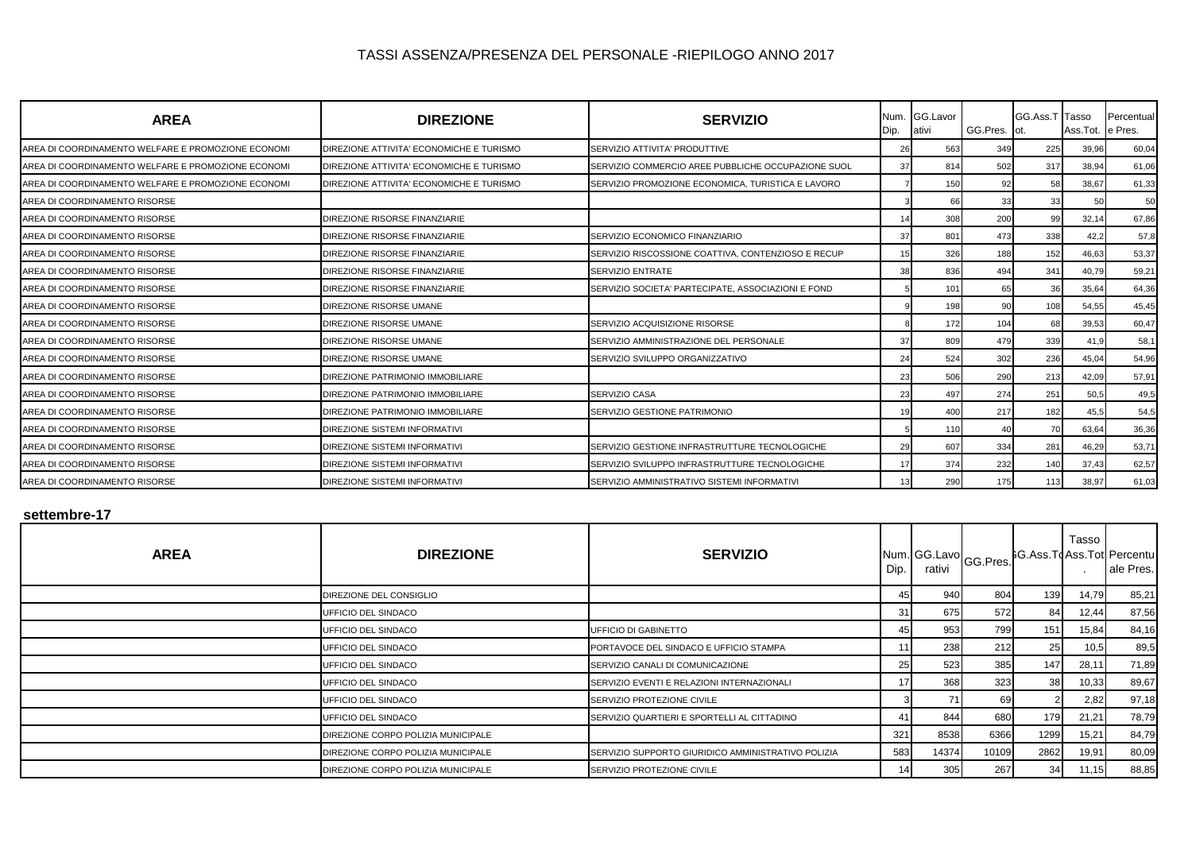# TASSI ASSENZA/PRESENZA DEL PERSONALE -RIEPILOGO ANNO 2017

| AREA | DIREZIONE | SERVIZIO | Num. Dip. | GG.Lavorativi | GG.Pres. | GG.Ass.Tot. | Tasso Ass.Tot. | Percentuale Pres. |
|---|---|---|---|---|---|---|---|---|
| AREA DI COORDINAMENTO WELFARE E PROMOZIONE ECONOMI | DIREZIONE ATTIVITA' ECONOMICHE E TURISMO | SERVIZIO ATTIVITA' PRODUTTIVE | 26 | 563 | 349 | 225 | 39,96 | 60,04 |
| AREA DI COORDINAMENTO WELFARE E PROMOZIONE ECONOMI | DIREZIONE ATTIVITA' ECONOMICHE E TURISMO | SERVIZIO COMMERCIO AREE PUBBLICHE OCCUPAZIONE SUOL | 37 | 814 | 502 | 317 | 38,94 | 61,06 |
| AREA DI COORDINAMENTO WELFARE E PROMOZIONE ECONOMI | DIREZIONE ATTIVITA' ECONOMICHE E TURISMO | SERVIZIO PROMOZIONE ECONOMICA, TURISTICA E LAVORO | 7 | 150 | 92 | 58 | 38,67 | 61,33 |
| AREA DI COORDINAMENTO RISORSE | | | 3 | 66 | 33 | 33 | 50 | 50 |
| AREA DI COORDINAMENTO RISORSE | DIREZIONE RISORSE FINANZIARIE | | 14 | 308 | 200 | 99 | 32,14 | 67,86 |
| AREA DI COORDINAMENTO RISORSE | DIREZIONE RISORSE FINANZIARIE | SERVIZIO ECONOMICO FINANZIARIO | 37 | 801 | 473 | 338 | 42,2 | 57,8 |
| AREA DI COORDINAMENTO RISORSE | DIREZIONE RISORSE FINANZIARIE | SERVIZIO RISCOSSIONE COATTIVA, CONTENZIOSO E RECUP | 15 | 326 | 188 | 152 | 46,63 | 53,37 |
| AREA DI COORDINAMENTO RISORSE | DIREZIONE RISORSE FINANZIARIE | SERVIZIO ENTRATE | 38 | 836 | 494 | 341 | 40,79 | 59,21 |
| AREA DI COORDINAMENTO RISORSE | DIREZIONE RISORSE FINANZIARIE | SERVIZIO SOCIETA' PARTECIPATE, ASSOCIAZIONI E FOND | 5 | 101 | 65 | 36 | 35,64 | 64,36 |
| AREA DI COORDINAMENTO RISORSE | DIREZIONE RISORSE UMANE | | 9 | 198 | 90 | 108 | 54,55 | 45,45 |
| AREA DI COORDINAMENTO RISORSE | DIREZIONE RISORSE UMANE | SERVIZIO ACQUISIZIONE RISORSE | 8 | 172 | 104 | 68 | 39,53 | 60,47 |
| AREA DI COORDINAMENTO RISORSE | DIREZIONE RISORSE UMANE | SERVIZIO AMMINISTRAZIONE DEL PERSONALE | 37 | 809 | 479 | 339 | 41,9 | 58,1 |
| AREA DI COORDINAMENTO RISORSE | DIREZIONE RISORSE UMANE | SERVIZIO SVILUPPO ORGANIZZATIVO | 24 | 524 | 302 | 236 | 45,04 | 54,96 |
| AREA DI COORDINAMENTO RISORSE | DIREZIONE PATRIMONIO IMMOBILIARE | | 23 | 506 | 290 | 213 | 42,09 | 57,91 |
| AREA DI COORDINAMENTO RISORSE | DIREZIONE PATRIMONIO IMMOBILIARE | SERVIZIO CASA | 23 | 497 | 274 | 251 | 50,5 | 49,5 |
| AREA DI COORDINAMENTO RISORSE | DIREZIONE PATRIMONIO IMMOBILIARE | SERVIZIO GESTIONE PATRIMONIO | 19 | 400 | 217 | 182 | 45,5 | 54,5 |
| AREA DI COORDINAMENTO RISORSE | DIREZIONE SISTEMI INFORMATIVI | | 5 | 110 | 40 | 70 | 63,64 | 36,36 |
| AREA DI COORDINAMENTO RISORSE | DIREZIONE SISTEMI INFORMATIVI | SERVIZIO GESTIONE INFRASTRUTTURE TECNOLOGICHE | 29 | 607 | 334 | 281 | 46,29 | 53,71 |
| AREA DI COORDINAMENTO RISORSE | DIREZIONE SISTEMI INFORMATIVI | SERVIZIO SVILUPPO INFRASTRUTTURE TECNOLOGICHE | 17 | 374 | 232 | 140 | 37,43 | 62,57 |
| AREA DI COORDINAMENTO RISORSE | DIREZIONE SISTEMI INFORMATIVI | SERVIZIO AMMINISTRATIVO SISTEMI INFORMATIVI | 13 | 290 | 175 | 113 | 38,97 | 61,03 |

**settembre-17**

| AREA | DIREZIONE | SERVIZIO | Num. Dip. | GG.Lavorativi | GG.Pres. | GG.Ass.Tot. | Tasso Ass.Tot. | Percentuale Pres. |
|---|---|---|---|---|---|---|---|---|
| | DIREZIONE DEL CONSIGLIO | | 45 | 940 | 804 | 139 | 14,79 | 85,21 |
| | UFFICIO DEL SINDACO | | 31 | 675 | 572 | 84 | 12,44 | 87,56 |
| | UFFICIO DEL SINDACO | UFFICIO DI GABINETTO | 45 | 953 | 799 | 151 | 15,84 | 84,16 |
| | UFFICIO DEL SINDACO | PORTAVOCE DEL SINDACO E UFFICIO STAMPA | 11 | 238 | 212 | 25 | 10,5 | 89,5 |
| | UFFICIO DEL SINDACO | SERVIZIO CANALI DI COMUNICAZIONE | 25 | 523 | 385 | 147 | 28,11 | 71,89 |
| | UFFICIO DEL SINDACO | SERVIZIO EVENTI E RELAZIONI INTERNAZIONALI | 17 | 368 | 323 | 38 | 10,33 | 89,67 |
| | UFFICIO DEL SINDACO | SERVIZIO PROTEZIONE CIVILE | 3 | 71 | 69 | 2 | 2,82 | 97,18 |
| | UFFICIO DEL SINDACO | SERVIZIO QUARTIERI E SPORTELLI AL CITTADINO | 41 | 844 | 680 | 179 | 21,21 | 78,79 |
| | DIREZIONE CORPO POLIZIA MUNICIPALE | | 321 | 8538 | 6366 | 1299 | 15,21 | 84,79 |
| | DIREZIONE CORPO POLIZIA MUNICIPALE | SERVIZIO SUPPORTO GIURIDICO AMMINISTRATIVO POLIZIA | 583 | 14374 | 10109 | 2862 | 19,91 | 80,09 |
| | DIREZIONE CORPO POLIZIA MUNICIPALE | SERVIZIO PROTEZIONE CIVILE | 14 | 305 | 267 | 34 | 11,15 | 88,85 |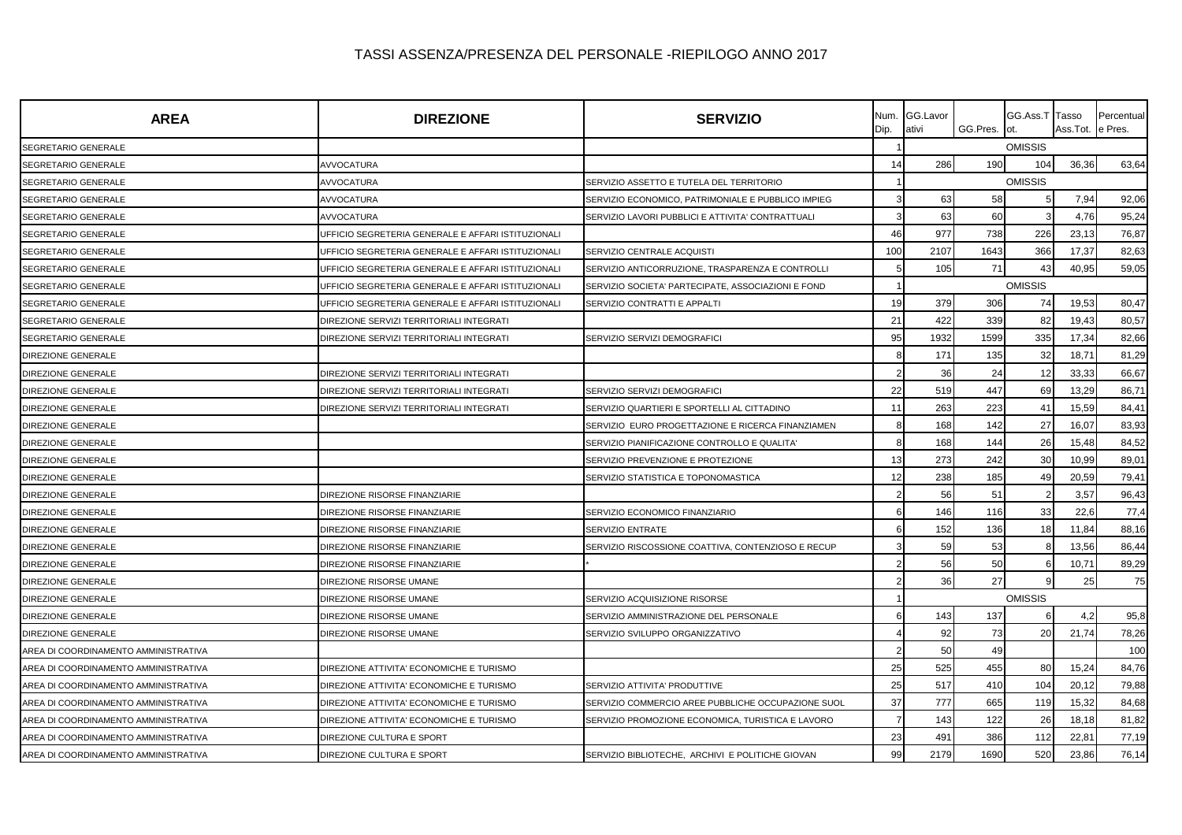# TASSI ASSENZA/PRESENZA DEL PERSONALE -RIEPILOGO ANNO 2017

| AREA | DIREZIONE | SERVIZIO | Num. Dip. | GG.Lavorativi | GG.Pres. | GG.Ass.Tot. | Tasso Ass.Tot. | Percentuale Pres. |
|---|---|---|---|---|---|---|---|---|
| SEGRETARIO GENERALE | | | 1 | | | OMISSIS | | |
| SEGRETARIO GENERALE | AVVOCATURA | | 14 | 286 | 190 | 104 | 36,36 | 63,64 |
| SEGRETARIO GENERALE | AVVOCATURA | SERVIZIO ASSETTO E TUTELA DEL TERRITORIO | 1 | | | OMISSIS | | |
| SEGRETARIO GENERALE | AVVOCATURA | SERVIZIO ECONOMICO, PATRIMONIALE E PUBBLICO IMPIEG | 3 | 63 | 58 | 5 | 7,94 | 92,06 |
| SEGRETARIO GENERALE | AVVOCATURA | SERVIZIO LAVORI PUBBLICI E ATTIVITA' CONTRATTUALI | 3 | 63 | 60 | 3 | 4,76 | 95,24 |
| SEGRETARIO GENERALE | UFFICIO SEGRETERIA GENERALE E AFFARI ISTITUZIONALI | | 46 | 977 | 738 | 226 | 23,13 | 76,87 |
| SEGRETARIO GENERALE | UFFICIO SEGRETERIA GENERALE E AFFARI ISTITUZIONALI | SERVIZIO CENTRALE ACQUISTI | 100 | 2107 | 1643 | 366 | 17,37 | 82,63 |
| SEGRETARIO GENERALE | UFFICIO SEGRETERIA GENERALE E AFFARI ISTITUZIONALI | SERVIZIO ANTICORRUZIONE, TRASPARENZA E CONTROLLI | 5 | 105 | 71 | 43 | 40,95 | 59,05 |
| SEGRETARIO GENERALE | UFFICIO SEGRETERIA GENERALE E AFFARI ISTITUZIONALI | SERVIZIO SOCIETA' PARTECIPATE, ASSOCIAZIONI E FOND | 1 | | | OMISSIS | | |
| SEGRETARIO GENERALE | UFFICIO SEGRETERIA GENERALE E AFFARI ISTITUZIONALI | SERVIZIO CONTRATTI E APPALTI | 19 | 379 | 306 | 74 | 19,53 | 80,47 |
| SEGRETARIO GENERALE | DIREZIONE SERVIZI TERRITORIALI INTEGRATI | | 21 | 422 | 339 | 82 | 19,43 | 80,57 |
| SEGRETARIO GENERALE | DIREZIONE SERVIZI TERRITORIALI INTEGRATI | SERVIZIO SERVIZI DEMOGRAFICI | 95 | 1932 | 1599 | 335 | 17,34 | 82,66 |
| DIREZIONE GENERALE | | | 8 | 171 | 135 | 32 | 18,71 | 81,29 |
| DIREZIONE GENERALE | DIREZIONE SERVIZI TERRITORIALI INTEGRATI | | 2 | 36 | 24 | 12 | 33,33 | 66,67 |
| DIREZIONE GENERALE | DIREZIONE SERVIZI TERRITORIALI INTEGRATI | SERVIZIO SERVIZI DEMOGRAFICI | 22 | 519 | 447 | 69 | 13,29 | 86,71 |
| DIREZIONE GENERALE | DIREZIONE SERVIZI TERRITORIALI INTEGRATI | SERVIZIO QUARTIERI E SPORTELLI AL CITTADINO | 11 | 263 | 223 | 41 | 15,59 | 84,41 |
| DIREZIONE GENERALE | | SERVIZIO EURO PROGETTAZIONE E RICERCA FINANZIAMEN | 8 | 168 | 142 | 27 | 16,07 | 83,93 |
| DIREZIONE GENERALE | | SERVIZIO PIANIFICAZIONE CONTROLLO E QUALITA' | 8 | 168 | 144 | 26 | 15,48 | 84,52 |
| DIREZIONE GENERALE | | SERVIZIO PREVENZIONE E PROTEZIONE | 13 | 273 | 242 | 30 | 10,99 | 89,01 |
| DIREZIONE GENERALE | | SERVIZIO STATISTICA E TOPONOMASTICA | 12 | 238 | 185 | 49 | 20,59 | 79,41 |
| DIREZIONE GENERALE | DIREZIONE RISORSE FINANZIARIE | | 2 | 56 | 51 | 2 | 3,57 | 96,43 |
| DIREZIONE GENERALE | DIREZIONE RISORSE FINANZIARIE | SERVIZIO ECONOMICO FINANZIARIO | 6 | 146 | 116 | 33 | 22,6 | 77,4 |
| DIREZIONE GENERALE | DIREZIONE RISORSE FINANZIARIE | SERVIZIO ENTRATE | 6 | 152 | 136 | 18 | 11,84 | 88,16 |
| DIREZIONE GENERALE | DIREZIONE RISORSE FINANZIARIE | SERVIZIO RISCOSSIONE COATTIVA, CONTENZIOSO E RECUP | 3 | 59 | 53 | 8 | 13,56 | 86,44 |
| DIREZIONE GENERALE | DIREZIONE RISORSE FINANZIARIE | * | 2 | 56 | 50 | 6 | 10,71 | 89,29 |
| DIREZIONE GENERALE | DIREZIONE RISORSE UMANE | | 2 | 36 | 27 | 9 | 25 | 75 |
| DIREZIONE GENERALE | DIREZIONE RISORSE UMANE | SERVIZIO ACQUISIZIONE RISORSE | 1 | | | OMISSIS | | |
| DIREZIONE GENERALE | DIREZIONE RISORSE UMANE | SERVIZIO AMMINISTRAZIONE DEL PERSONALE | 6 | 143 | 137 | 6 | 4,2 | 95,8 |
| DIREZIONE GENERALE | DIREZIONE RISORSE UMANE | SERVIZIO SVILUPPO ORGANIZZATIVO | 4 | 92 | 73 | 20 | 21,74 | 78,26 |
| AREA DI COORDINAMENTO AMMINISTRATIVA | | | 2 | 50 | 49 | | | 100 |
| AREA DI COORDINAMENTO AMMINISTRATIVA | DIREZIONE ATTIVITA' ECONOMICHE E TURISMO | | 25 | 525 | 455 | 80 | 15,24 | 84,76 |
| AREA DI COORDINAMENTO AMMINISTRATIVA | DIREZIONE ATTIVITA' ECONOMICHE E TURISMO | SERVIZIO ATTIVITA' PRODUTTIVE | 25 | 517 | 410 | 104 | 20,12 | 79,88 |
| AREA DI COORDINAMENTO AMMINISTRATIVA | DIREZIONE ATTIVITA' ECONOMICHE E TURISMO | SERVIZIO COMMERCIO AREE PUBBLICHE OCCUPAZIONE SUOL | 37 | 777 | 665 | 119 | 15,32 | 84,68 |
| AREA DI COORDINAMENTO AMMINISTRATIVA | DIREZIONE ATTIVITA' ECONOMICHE E TURISMO | SERVIZIO PROMOZIONE ECONOMICA, TURISTICA E LAVORO | 7 | 143 | 122 | 26 | 18,18 | 81,82 |
| AREA DI COORDINAMENTO AMMINISTRATIVA | DIREZIONE CULTURA E SPORT | | 23 | 491 | 386 | 112 | 22,81 | 77,19 |
| AREA DI COORDINAMENTO AMMINISTRATIVA | DIREZIONE CULTURA E SPORT | SERVIZIO BIBLIOTECHE, ARCHIVI E POLITICHE GIOVAN | 99 | 2179 | 1690 | 520 | 23,86 | 76,14 |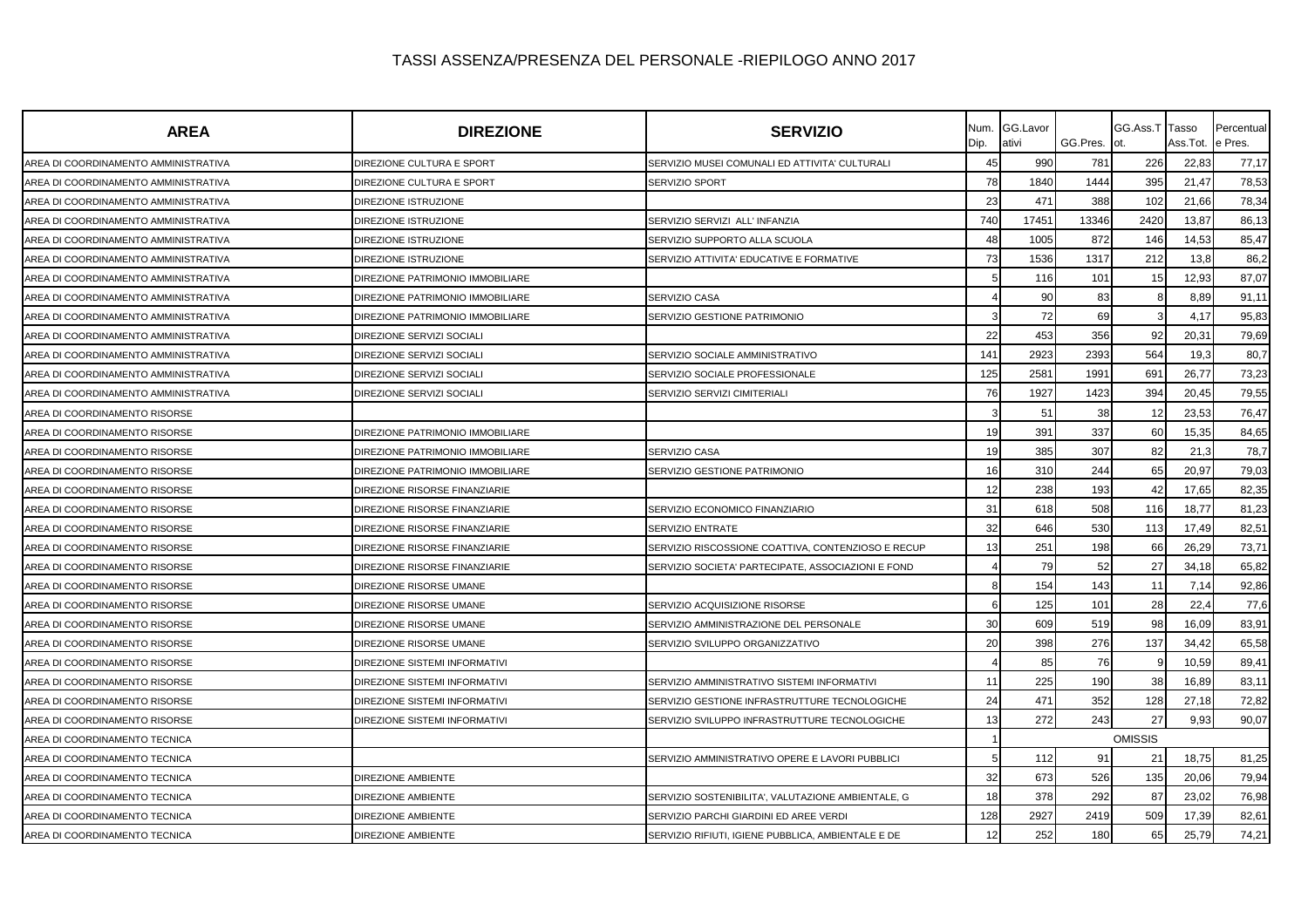# TASSI ASSENZA/PRESENZA DEL PERSONALE -RIEPILOGO ANNO 2017

| AREA | DIREZIONE | SERVIZIO | Num. Dip. | GG.Lavorativi | GG.Pres. | GG.Ass.Tot. | Tasso Ass.Tot. | Percentuale Pres. |
|---|---|---|---|---|---|---|---|---|
| AREA DI COORDINAMENTO AMMINISTRATIVA | DIREZIONE CULTURA E SPORT | SERVIZIO MUSEI COMUNALI ED ATTIVITA' CULTURALI | 45 | 990 | 781 | 226 | 22,83 | 77,17 |
| AREA DI COORDINAMENTO AMMINISTRATIVA | DIREZIONE CULTURA E SPORT | SERVIZIO SPORT | 78 | 1840 | 1444 | 395 | 21,47 | 78,53 |
| AREA DI COORDINAMENTO AMMINISTRATIVA | DIREZIONE ISTRUZIONE | | 23 | 471 | 388 | 102 | 21,66 | 78,34 |
| AREA DI COORDINAMENTO AMMINISTRATIVA | DIREZIONE ISTRUZIONE | SERVIZIO SERVIZI ALL' INFANZIA | 740 | 17451 | 13346 | 2420 | 13,87 | 86,13 |
| AREA DI COORDINAMENTO AMMINISTRATIVA | DIREZIONE ISTRUZIONE | SERVIZIO SUPPORTO ALLA SCUOLA | 48 | 1005 | 872 | 146 | 14,53 | 85,47 |
| AREA DI COORDINAMENTO AMMINISTRATIVA | DIREZIONE ISTRUZIONE | SERVIZIO ATTIVITA' EDUCATIVE E FORMATIVE | 73 | 1536 | 1317 | 212 | 13,8 | 86,2 |
| AREA DI COORDINAMENTO AMMINISTRATIVA | DIREZIONE PATRIMONIO IMMOBILIARE | | 5 | 116 | 101 | 15 | 12,93 | 87,07 |
| AREA DI COORDINAMENTO AMMINISTRATIVA | DIREZIONE PATRIMONIO IMMOBILIARE | SERVIZIO CASA | 4 | 90 | 83 | 8 | 8,89 | 91,11 |
| AREA DI COORDINAMENTO AMMINISTRATIVA | DIREZIONE PATRIMONIO IMMOBILIARE | SERVIZIO GESTIONE PATRIMONIO | 3 | 72 | 69 | 3 | 4,17 | 95,83 |
| AREA DI COORDINAMENTO AMMINISTRATIVA | DIREZIONE SERVIZI SOCIALI | | 22 | 453 | 356 | 92 | 20,31 | 79,69 |
| AREA DI COORDINAMENTO AMMINISTRATIVA | DIREZIONE SERVIZI SOCIALI | SERVIZIO SOCIALE AMMINISTRATIVO | 141 | 2923 | 2393 | 564 | 19,3 | 80,7 |
| AREA DI COORDINAMENTO AMMINISTRATIVA | DIREZIONE SERVIZI SOCIALI | SERVIZIO SOCIALE PROFESSIONALE | 125 | 2581 | 1991 | 691 | 26,77 | 73,23 |
| AREA DI COORDINAMENTO AMMINISTRATIVA | DIREZIONE SERVIZI SOCIALI | SERVIZIO SERVIZI CIMITERIALI | 76 | 1927 | 1423 | 394 | 20,45 | 79,55 |
| AREA DI COORDINAMENTO RISORSE | | | 3 | 51 | 38 | 12 | 23,53 | 76,47 |
| AREA DI COORDINAMENTO RISORSE | DIREZIONE PATRIMONIO IMMOBILIARE | | 19 | 391 | 337 | 60 | 15,35 | 84,65 |
| AREA DI COORDINAMENTO RISORSE | DIREZIONE PATRIMONIO IMMOBILIARE | SERVIZIO CASA | 19 | 385 | 307 | 82 | 21,3 | 78,7 |
| AREA DI COORDINAMENTO RISORSE | DIREZIONE PATRIMONIO IMMOBILIARE | SERVIZIO GESTIONE PATRIMONIO | 16 | 310 | 244 | 65 | 20,97 | 79,03 |
| AREA DI COORDINAMENTO RISORSE | DIREZIONE RISORSE FINANZIARIE | | 12 | 238 | 193 | 42 | 17,65 | 82,35 |
| AREA DI COORDINAMENTO RISORSE | DIREZIONE RISORSE FINANZIARIE | SERVIZIO ECONOMICO FINANZIARIO | 31 | 618 | 508 | 116 | 18,77 | 81,23 |
| AREA DI COORDINAMENTO RISORSE | DIREZIONE RISORSE FINANZIARIE | SERVIZIO ENTRATE | 32 | 646 | 530 | 113 | 17,49 | 82,51 |
| AREA DI COORDINAMENTO RISORSE | DIREZIONE RISORSE FINANZIARIE | SERVIZIO RISCOSSIONE COATTIVA, CONTENZIOSO E RECUP | 13 | 251 | 198 | 66 | 26,29 | 73,71 |
| AREA DI COORDINAMENTO RISORSE | DIREZIONE RISORSE FINANZIARIE | SERVIZIO SOCIETA' PARTECIPATE, ASSOCIAZIONI E FOND | 4 | 79 | 52 | 27 | 34,18 | 65,82 |
| AREA DI COORDINAMENTO RISORSE | DIREZIONE RISORSE UMANE | | 8 | 154 | 143 | 11 | 7,14 | 92,86 |
| AREA DI COORDINAMENTO RISORSE | DIREZIONE RISORSE UMANE | SERVIZIO ACQUISIZIONE RISORSE | 6 | 125 | 101 | 28 | 22,4 | 77,6 |
| AREA DI COORDINAMENTO RISORSE | DIREZIONE RISORSE UMANE | SERVIZIO AMMINISTRAZIONE DEL PERSONALE | 30 | 609 | 519 | 98 | 16,09 | 83,91 |
| AREA DI COORDINAMENTO RISORSE | DIREZIONE RISORSE UMANE | SERVIZIO SVILUPPO ORGANIZZATIVO | 20 | 398 | 276 | 137 | 34,42 | 65,58 |
| AREA DI COORDINAMENTO RISORSE | DIREZIONE SISTEMI INFORMATIVI | | 4 | 85 | 76 | 9 | 10,59 | 89,41 |
| AREA DI COORDINAMENTO RISORSE | DIREZIONE SISTEMI INFORMATIVI | SERVIZIO AMMINISTRATIVO SISTEMI INFORMATIVI | 11 | 225 | 190 | 38 | 16,89 | 83,11 |
| AREA DI COORDINAMENTO RISORSE | DIREZIONE SISTEMI INFORMATIVI | SERVIZIO GESTIONE INFRASTRUTTURE TECNOLOGICHE | 24 | 471 | 352 | 128 | 27,18 | 72,82 |
| AREA DI COORDINAMENTO RISORSE | DIREZIONE SISTEMI INFORMATIVI | SERVIZIO SVILUPPO INFRASTRUTTURE TECNOLOGICHE | 13 | 272 | 243 | 27 | 9,93 | 90,07 |
| AREA DI COORDINAMENTO TECNICA | | | 1 | | | OMISSIS | | |
| AREA DI COORDINAMENTO TECNICA | | SERVIZIO AMMINISTRATIVO OPERE E LAVORI PUBBLICI | 5 | 112 | 91 | 21 | 18,75 | 81,25 |
| AREA DI COORDINAMENTO TECNICA | DIREZIONE AMBIENTE | | 32 | 673 | 526 | 135 | 20,06 | 79,94 |
| AREA DI COORDINAMENTO TECNICA | DIREZIONE AMBIENTE | SERVIZIO SOSTENIBILITA', VALUTAZIONE AMBIENTALE, G | 18 | 378 | 292 | 87 | 23,02 | 76,98 |
| AREA DI COORDINAMENTO TECNICA | DIREZIONE AMBIENTE | SERVIZIO PARCHI GIARDINI ED AREE VERDI | 128 | 2927 | 2419 | 509 | 17,39 | 82,61 |
| AREA DI COORDINAMENTO TECNICA | DIREZIONE AMBIENTE | SERVIZIO RIFIUTI, IGIENE PUBBLICA, AMBIENTALE E DE | 12 | 252 | 180 | 65 | 25,79 | 74,21 |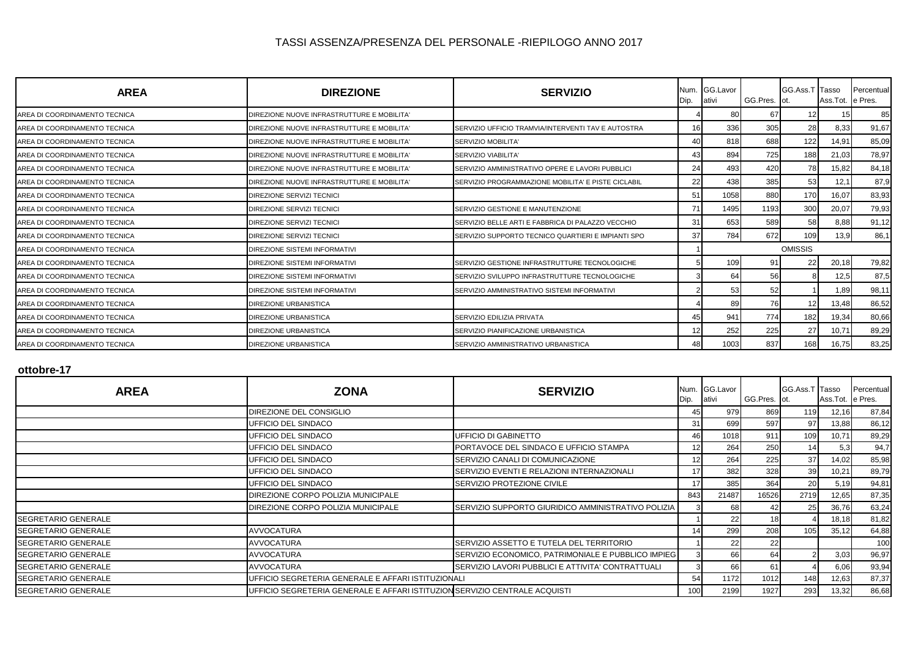# TASSI ASSENZA/PRESENZA DEL PERSONALE -RIEPILOGO ANNO 2017

| AREA | DIREZIONE | SERVIZIO | Num. Dip. | GG.Lavorativi | GG.Pres. | GG.Ass.Tot. | Tasso Ass.Tot. | Percentuale Pres. |
|---|---|---|---|---|---|---|---|---|
| AREA DI COORDINAMENTO TECNICA | DIREZIONE NUOVE INFRASTRUTTURE E MOBILITA' | | 4 | 80 | 67 | 12 | 15 | 85 |
| AREA DI COORDINAMENTO TECNICA | DIREZIONE NUOVE INFRASTRUTTURE E MOBILITA' | SERVIZIO UFFICIO TRAMVIA/INTERVENTI TAV E AUTOSTRA | 16 | 336 | 305 | 28 | 8,33 | 91,67 |
| AREA DI COORDINAMENTO TECNICA | DIREZIONE NUOVE INFRASTRUTTURE E MOBILITA' | SERVIZIO MOBILITA' | 40 | 818 | 688 | 122 | 14,91 | 85,09 |
| AREA DI COORDINAMENTO TECNICA | DIREZIONE NUOVE INFRASTRUTTURE E MOBILITA' | SERVIZIO VIABILITA' | 43 | 894 | 725 | 188 | 21,03 | 78,97 |
| AREA DI COORDINAMENTO TECNICA | DIREZIONE NUOVE INFRASTRUTTURE E MOBILITA' | SERVIZIO AMMINISTRATIVO OPERE E LAVORI PUBBLICI | 24 | 493 | 420 | 78 | 15,82 | 84,18 |
| AREA DI COORDINAMENTO TECNICA | DIREZIONE NUOVE INFRASTRUTTURE E MOBILITA' | SERVIZIO PROGRAMMAZIONE MOBILITA' E PISTE CICLABIL | 22 | 438 | 385 | 53 | 12,1 | 87,9 |
| AREA DI COORDINAMENTO TECNICA | DIREZIONE SERVIZI TECNICI | | 51 | 1058 | 880 | 170 | 16,07 | 83,93 |
| AREA DI COORDINAMENTO TECNICA | DIREZIONE SERVIZI TECNICI | SERVIZIO GESTIONE E MANUTENZIONE | 71 | 1495 | 1193 | 300 | 20,07 | 79,93 |
| AREA DI COORDINAMENTO TECNICA | DIREZIONE SERVIZI TECNICI | SERVIZIO BELLE ARTI E FABBRICA DI PALAZZO VECCHIO | 31 | 653 | 589 | 58 | 8,88 | 91,12 |
| AREA DI COORDINAMENTO TECNICA | DIREZIONE SERVIZI TECNICI | SERVIZIO SUPPORTO TECNICO QUARTIERI E IMPIANTI SPO | 37 | 784 | 672 | 109 | 13,9 | 86,1 |
| AREA DI COORDINAMENTO TECNICA | DIREZIONE SISTEMI INFORMATIVI | | 1 | | | OMISSIS | | |
| AREA DI COORDINAMENTO TECNICA | DIREZIONE SISTEMI INFORMATIVI | SERVIZIO GESTIONE INFRASTRUTTURE TECNOLOGICHE | 5 | 109 | 91 | 22 | 20,18 | 79,82 |
| AREA DI COORDINAMENTO TECNICA | DIREZIONE SISTEMI INFORMATIVI | SERVIZIO SVILUPPO INFRASTRUTTURE TECNOLOGICHE | 3 | 64 | 56 | 8 | 12,5 | 87,5 |
| AREA DI COORDINAMENTO TECNICA | DIREZIONE SISTEMI INFORMATIVI | SERVIZIO AMMINISTRATIVO SISTEMI INFORMATIVI | 2 | 53 | 52 | 1 | 1,89 | 98,11 |
| AREA DI COORDINAMENTO TECNICA | DIREZIONE URBANISTICA | | 4 | 89 | 76 | 12 | 13,48 | 86,52 |
| AREA DI COORDINAMENTO TECNICA | DIREZIONE URBANISTICA | SERVIZIO EDILIZIA PRIVATA | 45 | 941 | 774 | 182 | 19,34 | 80,66 |
| AREA DI COORDINAMENTO TECNICA | DIREZIONE URBANISTICA | SERVIZIO PIANIFICAZIONE URBANISTICA | 12 | 252 | 225 | 27 | 10,71 | 89,29 |
| AREA DI COORDINAMENTO TECNICA | DIREZIONE URBANISTICA | SERVIZIO AMMINISTRATIVO URBANISTICA | 48 | 1003 | 837 | 168 | 16,75 | 83,25 |

**ottobre-17**

| AREA | ZONA | SERVIZIO | Num. Dip. | GG.Lavorativi | GG.Pres. | GG.Ass.Tot. | Tasso Ass.Tot. | Percentuale Pres. |
|---|---|---|---|---|---|---|---|---|
| | DIREZIONE DEL CONSIGLIO | | 45 | 979 | 869 | 119 | 12,16 | 87,84 |
| | UFFICIO DEL SINDACO | | 31 | 699 | 597 | 97 | 13,88 | 86,12 |
| | UFFICIO DEL SINDACO | UFFICIO DI GABINETTO | 46 | 1018 | 911 | 109 | 10,71 | 89,29 |
| | UFFICIO DEL SINDACO | PORTAVOCE DEL SINDACO E UFFICIO STAMPA | 12 | 264 | 250 | 14 | 5,3 | 94,7 |
| | UFFICIO DEL SINDACO | SERVIZIO CANALI DI COMUNICAZIONE | 12 | 264 | 225 | 37 | 14,02 | 85,98 |
| | UFFICIO DEL SINDACO | SERVIZIO EVENTI E RELAZIONI INTERNAZIONALI | 17 | 382 | 328 | 39 | 10,21 | 89,79 |
| | UFFICIO DEL SINDACO | SERVIZIO PROTEZIONE CIVILE | 17 | 385 | 364 | 20 | 5,19 | 94,81 |
| | DIREZIONE CORPO POLIZIA MUNICIPALE | | 843 | 21487 | 16526 | 2719 | 12,65 | 87,35 |
| | DIREZIONE CORPO POLIZIA MUNICIPALE | SERVIZIO SUPPORTO GIURIDICO AMMINISTRATIVO POLIZIA | 3 | 68 | 42 | 25 | 36,76 | 63,24 |
| SEGRETARIO GENERALE | | | 1 | 22 | 18 | 4 | 18,18 | 81,82 |
| SEGRETARIO GENERALE | AVVOCATURA | | 14 | 299 | 208 | 105 | 35,12 | 64,88 |
| SEGRETARIO GENERALE | AVVOCATURA | SERVIZIO ASSETTO E TUTELA DEL TERRITORIO | 1 | 22 | 22 | | | 100 |
| SEGRETARIO GENERALE | AVVOCATURA | SERVIZIO ECONOMICO, PATRIMONIALE E PUBBLICO IMPIEG | 3 | 66 | 64 | 2 | 3,03 | 96,97 |
| SEGRETARIO GENERALE | AVVOCATURA | SERVIZIO LAVORI PUBBLICI E ATTIVITA' CONTRATTUALI | 3 | 66 | 61 | 4 | 6,06 | 93,94 |
| SEGRETARIO GENERALE | UFFICIO SEGRETERIA GENERALE E AFFARI ISTITUZIONALI | | 54 | 1172 | 1012 | 148 | 12,63 | 87,37 |
| SEGRETARIO GENERALE | UFFICIO SEGRETERIA GENERALE E AFFARI ISTITUZION | SERVIZIO CENTRALE ACQUISTI | 100 | 2199 | 1927 | 293 | 13,32 | 86,68 |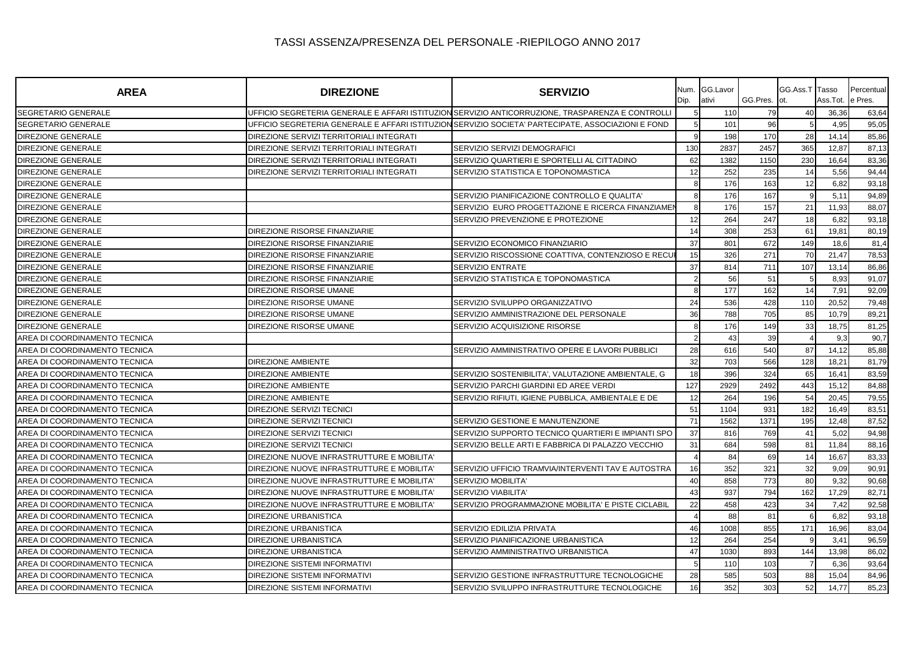# TASSI ASSENZA/PRESENZA DEL PERSONALE -RIEPILOGO ANNO 2017

| AREA | DIREZIONE | SERVIZIO | Num. Dip. | GG.Lavorativi | GG.Pres. | GG.Ass.Tot. | Tasso Ass.Tot. | Percentuale Pres. |
|---|---|---|---|---|---|---|---|---|
| SEGRETARIO GENERALE | UFFICIO SEGRETERIA GENERALE E AFFARI ISTITUZION | SERVIZIO ANTICORRUZIONE, TRASPARENZA E CONTROLLI | 5 | 110 | 79 | 40 | 36,36 | 63,64 |
| SEGRETARIO GENERALE | UFFICIO SEGRETERIA GENERALE E AFFARI ISTITUZION | SERVIZIO SOCIETA' PARTECIPATE, ASSOCIAZIONI E FOND | 5 | 101 | 96 | 5 | 4,95 | 95,05 |
| DIREZIONE GENERALE | DIREZIONE SERVIZI TERRITORIALI INTEGRATI | | 9 | 198 | 170 | 28 | 14,14 | 85,86 |
| DIREZIONE GENERALE | DIREZIONE SERVIZI TERRITORIALI INTEGRATI | SERVIZIO SERVIZI DEMOGRAFICI | 130 | 2837 | 2457 | 365 | 12,87 | 87,13 |
| DIREZIONE GENERALE | DIREZIONE SERVIZI TERRITORIALI INTEGRATI | SERVIZIO QUARTIERI E SPORTELLI AL CITTADINO | 62 | 1382 | 1150 | 230 | 16,64 | 83,36 |
| DIREZIONE GENERALE | DIREZIONE SERVIZI TERRITORIALI INTEGRATI | SERVIZIO STATISTICA E TOPONOMASTICA | 12 | 252 | 235 | 14 | 5,56 | 94,44 |
| DIREZIONE GENERALE | | | 8 | 176 | 163 | 12 | 6,82 | 93,18 |
| DIREZIONE GENERALE | | SERVIZIO PIANIFICAZIONE CONTROLLO E QUALITA' | 8 | 176 | 167 | 9 | 5,11 | 94,89 |
| DIREZIONE GENERALE | | SERVIZIO EURO PROGETTAZIONE E RICERCA FINANZIAMEN | 8 | 176 | 157 | 21 | 11,93 | 88,07 |
| DIREZIONE GENERALE | | SERVIZIO PREVENZIONE E PROTEZIONE | 12 | 264 | 247 | 18 | 6,82 | 93,18 |
| DIREZIONE GENERALE | DIREZIONE RISORSE FINANZIARIE | | 14 | 308 | 253 | 61 | 19,81 | 80,19 |
| DIREZIONE GENERALE | DIREZIONE RISORSE FINANZIARIE | SERVIZIO ECONOMICO FINANZIARIO | 37 | 801 | 672 | 149 | 18,6 | 81,4 |
| DIREZIONE GENERALE | DIREZIONE RISORSE FINANZIARIE | SERVIZIO RISCOSSIONE COATTIVA, CONTENZIOSO E RECU | 15 | 326 | 271 | 70 | 21,47 | 78,53 |
| DIREZIONE GENERALE | DIREZIONE RISORSE FINANZIARIE | SERVIZIO ENTRATE | 37 | 814 | 711 | 107 | 13,14 | 86,86 |
| DIREZIONE GENERALE | DIREZIONE RISORSE FINANZIARIE | SERVIZIO STATISTICA E TOPONOMASTICA | 2 | 56 | 51 | 5 | 8,93 | 91,07 |
| DIREZIONE GENERALE | DIREZIONE RISORSE UMANE | | 8 | 177 | 162 | 14 | 7,91 | 92,09 |
| DIREZIONE GENERALE | DIREZIONE RISORSE UMANE | SERVIZIO SVILUPPO ORGANIZZATIVO | 24 | 536 | 428 | 110 | 20,52 | 79,48 |
| DIREZIONE GENERALE | DIREZIONE RISORSE UMANE | SERVIZIO AMMINISTRAZIONE DEL PERSONALE | 36 | 788 | 705 | 85 | 10,79 | 89,21 |
| DIREZIONE GENERALE | DIREZIONE RISORSE UMANE | SERVIZIO ACQUISIZIONE RISORSE | 8 | 176 | 149 | 33 | 18,75 | 81,25 |
| AREA DI COORDINAMENTO TECNICA | | | 2 | 43 | 39 | 4 | 9,3 | 90,7 |
| AREA DI COORDINAMENTO TECNICA | | SERVIZIO AMMINISTRATIVO OPERE E LAVORI PUBBLICI | 28 | 616 | 540 | 87 | 14,12 | 85,88 |
| AREA DI COORDINAMENTO TECNICA | DIREZIONE AMBIENTE | | 32 | 703 | 566 | 128 | 18,21 | 81,79 |
| AREA DI COORDINAMENTO TECNICA | DIREZIONE AMBIENTE | SERVIZIO SOSTENIBILITA', VALUTAZIONE AMBIENTALE, G | 18 | 396 | 324 | 65 | 16,41 | 83,59 |
| AREA DI COORDINAMENTO TECNICA | DIREZIONE AMBIENTE | SERVIZIO PARCHI GIARDINI ED AREE VERDI | 127 | 2929 | 2492 | 443 | 15,12 | 84,88 |
| AREA DI COORDINAMENTO TECNICA | DIREZIONE AMBIENTE | SERVIZIO RIFIUTI, IGIENE PUBBLICA, AMBIENTALE E DE | 12 | 264 | 196 | 54 | 20,45 | 79,55 |
| AREA DI COORDINAMENTO TECNICA | DIREZIONE SERVIZI TECNICI | | 51 | 1104 | 931 | 182 | 16,49 | 83,51 |
| AREA DI COORDINAMENTO TECNICA | DIREZIONE SERVIZI TECNICI | SERVIZIO GESTIONE E MANUTENZIONE | 71 | 1562 | 1371 | 195 | 12,48 | 87,52 |
| AREA DI COORDINAMENTO TECNICA | DIREZIONE SERVIZI TECNICI | SERVIZIO SUPPORTO TECNICO QUARTIERI E IMPIANTI SPO | 37 | 816 | 769 | 41 | 5,02 | 94,98 |
| AREA DI COORDINAMENTO TECNICA | DIREZIONE SERVIZI TECNICI | SERVIZIO BELLE ARTI E FABBRICA DI PALAZZO VECCHIO | 31 | 684 | 598 | 81 | 11,84 | 88,16 |
| AREA DI COORDINAMENTO TECNICA | DIREZIONE NUOVE INFRASTRUTTURE E MOBILITA' | | 4 | 84 | 69 | 14 | 16,67 | 83,33 |
| AREA DI COORDINAMENTO TECNICA | DIREZIONE NUOVE INFRASTRUTTURE E MOBILITA' | SERVIZIO UFFICIO TRAMVIA/INTERVENTI TAV E AUTOSTRA | 16 | 352 | 321 | 32 | 9,09 | 90,91 |
| AREA DI COORDINAMENTO TECNICA | DIREZIONE NUOVE INFRASTRUTTURE E MOBILITA' | SERVIZIO MOBILITA' | 40 | 858 | 773 | 80 | 9,32 | 90,68 |
| AREA DI COORDINAMENTO TECNICA | DIREZIONE NUOVE INFRASTRUTTURE E MOBILITA' | SERVIZIO VIABILITA' | 43 | 937 | 794 | 162 | 17,29 | 82,71 |
| AREA DI COORDINAMENTO TECNICA | DIREZIONE NUOVE INFRASTRUTTURE E MOBILITA' | SERVIZIO PROGRAMMAZIONE MOBILITA' E PISTE CICLABIL | 22 | 458 | 423 | 34 | 7,42 | 92,58 |
| AREA DI COORDINAMENTO TECNICA | DIREZIONE URBANISTICA | | 4 | 88 | 81 | 6 | 6,82 | 93,18 |
| AREA DI COORDINAMENTO TECNICA | DIREZIONE URBANISTICA | SERVIZIO EDILIZIA PRIVATA | 46 | 1008 | 855 | 171 | 16,96 | 83,04 |
| AREA DI COORDINAMENTO TECNICA | DIREZIONE URBANISTICA | SERVIZIO PIANIFICAZIONE URBANISTICA | 12 | 264 | 254 | 9 | 3,41 | 96,59 |
| AREA DI COORDINAMENTO TECNICA | DIREZIONE URBANISTICA | SERVIZIO AMMINISTRATIVO URBANISTICA | 47 | 1030 | 893 | 144 | 13,98 | 86,02 |
| AREA DI COORDINAMENTO TECNICA | DIREZIONE SISTEMI INFORMATIVI | | 5 | 110 | 103 | 7 | 6,36 | 93,64 |
| AREA DI COORDINAMENTO TECNICA | DIREZIONE SISTEMI INFORMATIVI | SERVIZIO GESTIONE INFRASTRUTTURE TECNOLOGICHE | 28 | 585 | 503 | 88 | 15,04 | 84,96 |
| AREA DI COORDINAMENTO TECNICA | DIREZIONE SISTEMI INFORMATIVI | SERVIZIO SVILUPPO INFRASTRUTTURE TECNOLOGICHE | 16 | 352 | 303 | 52 | 14,77 | 85,23 |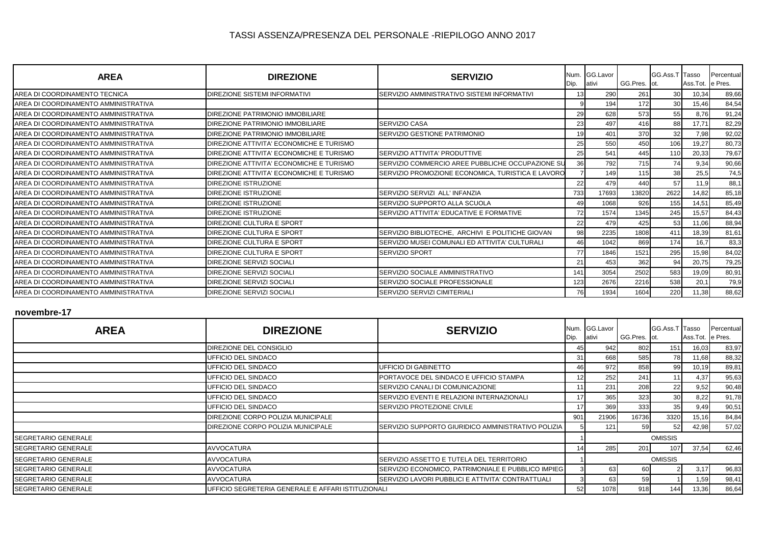# TASSI ASSENZA/PRESENZA DEL PERSONALE -RIEPILOGO ANNO 2017

| AREA | DIREZIONE | SERVIZIO | Num. Dip. | GG.Lavorativi | GG.Pres. | GG.Ass.Tot. | Tasso Ass.Tot. | Percentuale Pres. |
|---|---|---|---|---|---|---|---|---|
| AREA DI COORDINAMENTO TECNICA | DIREZIONE SISTEMI INFORMATIVI | SERVIZIO AMMINISTRATIVO SISTEMI INFORMATIVI | 13 | 290 | 261 | 30 | 10,34 | 89,66 |
| AREA DI COORDINAMENTO AMMINISTRATIVA | | | 9 | 194 | 172 | 30 | 15,46 | 84,54 |
| AREA DI COORDINAMENTO AMMINISTRATIVA | DIREZIONE PATRIMONIO IMMOBILIARE | | 29 | 628 | 573 | 55 | 8,76 | 91,24 |
| AREA DI COORDINAMENTO AMMINISTRATIVA | DIREZIONE PATRIMONIO IMMOBILIARE | SERVIZIO CASA | 23 | 497 | 416 | 88 | 17,71 | 82,29 |
| AREA DI COORDINAMENTO AMMINISTRATIVA | DIREZIONE PATRIMONIO IMMOBILIARE | SERVIZIO GESTIONE PATRIMONIO | 19 | 401 | 370 | 32 | 7,98 | 92,02 |
| AREA DI COORDINAMENTO AMMINISTRATIVA | DIREZIONE ATTIVITA' ECONOMICHE E TURISMO | | 25 | 550 | 450 | 106 | 19,27 | 80,73 |
| AREA DI COORDINAMENTO AMMINISTRATIVA | DIREZIONE ATTIVITA' ECONOMICHE E TURISMO | SERVIZIO ATTIVITA' PRODUTTIVE | 25 | 541 | 445 | 110 | 20,33 | 79,67 |
| AREA DI COORDINAMENTO AMMINISTRATIVA | DIREZIONE ATTIVITA' ECONOMICHE E TURISMO | SERVIZIO COMMERCIO AREE PUBBLICHE OCCUPAZIONE SU | 36 | 792 | 715 | 74 | 9,34 | 90,66 |
| AREA DI COORDINAMENTO AMMINISTRATIVA | DIREZIONE ATTIVITA' ECONOMICHE E TURISMO | SERVIZIO PROMOZIONE ECONOMICA, TURISTICA E LAVORO | 7 | 149 | 115 | 38 | 25,5 | 74,5 |
| AREA DI COORDINAMENTO AMMINISTRATIVA | DIREZIONE ISTRUZIONE | | 22 | 479 | 440 | 57 | 11,9 | 88,1 |
| AREA DI COORDINAMENTO AMMINISTRATIVA | DIREZIONE ISTRUZIONE | SERVIZIO SERVIZI ALL' INFANZIA | 733 | 17693 | 13820 | 2622 | 14,82 | 85,18 |
| AREA DI COORDINAMENTO AMMINISTRATIVA | DIREZIONE ISTRUZIONE | SERVIZIO SUPPORTO ALLA SCUOLA | 49 | 1068 | 926 | 155 | 14,51 | 85,49 |
| AREA DI COORDINAMENTO AMMINISTRATIVA | DIREZIONE ISTRUZIONE | SERVIZIO ATTIVITA' EDUCATIVE E FORMATIVE | 72 | 1574 | 1345 | 245 | 15,57 | 84,43 |
| AREA DI COORDINAMENTO AMMINISTRATIVA | DIREZIONE CULTURA E SPORT | | 22 | 479 | 425 | 53 | 11,06 | 88,94 |
| AREA DI COORDINAMENTO AMMINISTRATIVA | DIREZIONE CULTURA E SPORT | SERVIZIO BIBLIOTECHE, ARCHIVI E POLITICHE GIOVAN | 98 | 2235 | 1808 | 411 | 18,39 | 81,61 |
| AREA DI COORDINAMENTO AMMINISTRATIVA | DIREZIONE CULTURA E SPORT | SERVIZIO MUSEI COMUNALI ED ATTIVITA' CULTURALI | 46 | 1042 | 869 | 174 | 16,7 | 83,3 |
| AREA DI COORDINAMENTO AMMINISTRATIVA | DIREZIONE CULTURA E SPORT | SERVIZIO SPORT | 77 | 1846 | 1521 | 295 | 15,98 | 84,02 |
| AREA DI COORDINAMENTO AMMINISTRATIVA | DIREZIONE SERVIZI SOCIALI | | 21 | 453 | 362 | 94 | 20,75 | 79,25 |
| AREA DI COORDINAMENTO AMMINISTRATIVA | DIREZIONE SERVIZI SOCIALI | SERVIZIO SOCIALE AMMINISTRATIVO | 141 | 3054 | 2502 | 583 | 19,09 | 80,91 |
| AREA DI COORDINAMENTO AMMINISTRATIVA | DIREZIONE SERVIZI SOCIALI | SERVIZIO SOCIALE PROFESSIONALE | 123 | 2676 | 2216 | 538 | 20,1 | 79,9 |
| AREA DI COORDINAMENTO AMMINISTRATIVA | DIREZIONE SERVIZI SOCIALI | SERVIZIO SERVIZI CIMITERIALI | 76 | 1934 | 1604 | 220 | 11,38 | 88,62 |

**novembre-17**

| AREA | DIREZIONE | SERVIZIO | Num. Dip. | GG.Lavorativi | GG.Pres. | GG.Ass.Tot. | Tasso Ass.Tot. | Percentuale Pres. |
|---|---|---|---|---|---|---|---|---|
| | DIREZIONE DEL CONSIGLIO | | 45 | 942 | 802 | 151 | 16,03 | 83,97 |
| | UFFICIO DEL SINDACO | | 31 | 668 | 585 | 78 | 11,68 | 88,32 |
| | UFFICIO DEL SINDACO | UFFICIO DI GABINETTO | 46 | 972 | 858 | 99 | 10,19 | 89,81 |
| | UFFICIO DEL SINDACO | PORTAVOCE DEL SINDACO E UFFICIO STAMPA | 12 | 252 | 241 | 11 | 4,37 | 95,63 |
| | UFFICIO DEL SINDACO | SERVIZIO CANALI DI COMUNICAZIONE | 11 | 231 | 208 | 22 | 9,52 | 90,48 |
| | UFFICIO DEL SINDACO | SERVIZIO EVENTI E RELAZIONI INTERNAZIONALI | 17 | 365 | 323 | 30 | 8,22 | 91,78 |
| | UFFICIO DEL SINDACO | SERVIZIO PROTEZIONE CIVILE | 17 | 369 | 333 | 35 | 9,49 | 90,51 |
| | DIREZIONE CORPO POLIZIA MUNICIPALE | | 901 | 21906 | 16736 | 3320 | 15,16 | 84,84 |
| | DIREZIONE CORPO POLIZIA MUNICIPALE | SERVIZIO SUPPORTO GIURIDICO AMMINISTRATIVO POLIZIA | 5 | 121 | 59 | 52 | 42,98 | 57,02 |
| SEGRETARIO GENERALE | | | 1 | | | OMISSIS | | |
| SEGRETARIO GENERALE | AVVOCATURA | | 14 | 285 | 201 | 107 | 37,54 | 62,46 |
| SEGRETARIO GENERALE | AVVOCATURA | SERVIZIO ASSETTO E TUTELA DEL TERRITORIO | 1 | | | OMISSIS | | |
| SEGRETARIO GENERALE | AVVOCATURA | SERVIZIO ECONOMICO, PATRIMONIALE E PUBBLICO IMPIEG | 3 | 63 | 60 | 2 | 3,17 | 96,83 |
| SEGRETARIO GENERALE | AVVOCATURA | SERVIZIO LAVORI PUBBLICI E ATTIVITA' CONTRATTUALI | 3 | 63 | 59 | 1 | 1,59 | 98,41 |
| SEGRETARIO GENERALE | UFFICIO SEGRETERIA GENERALE E AFFARI ISTITUZIONALI | | 52 | 1078 | 918 | 144 | 13,36 | 86,64 |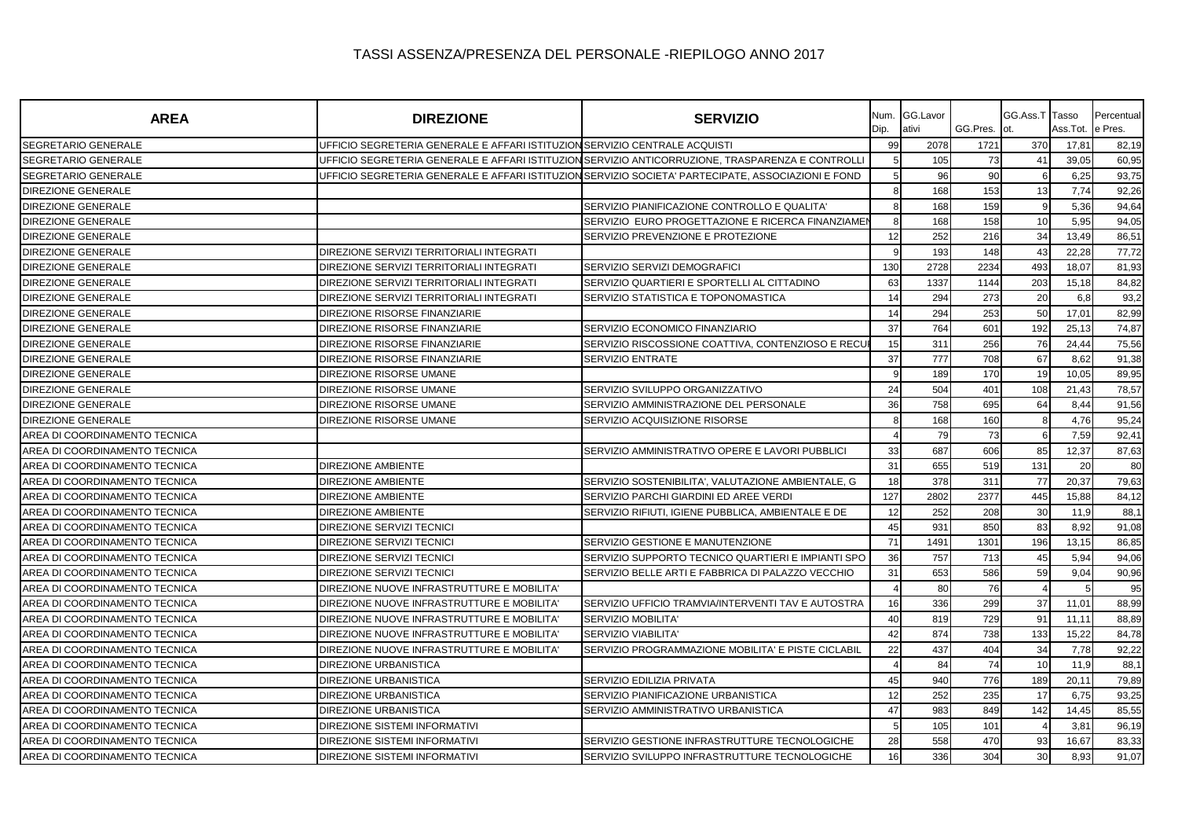# TASSI ASSENZA/PRESENZA DEL PERSONALE -RIEPILOGO ANNO 2017

| AREA | DIREZIONE | SERVIZIO | Num. Dip. | GG.Lavorativi | GG.Pres. | GG.Ass.Tot. | Tasso Ass.Tot. | Percentuale Pres. |
|---|---|---|---|---|---|---|---|---|
| SEGRETARIO GENERALE | UFFICIO SEGRETERIA GENERALE E AFFARI ISTITUZION | SERVIZIO CENTRALE ACQUISTI | 99 | 2078 | 1721 | 370 | 17,81 | 82,19 |
| SEGRETARIO GENERALE | UFFICIO SEGRETERIA GENERALE E AFFARI ISTITUZION | SERVIZIO ANTICORRUZIONE, TRASPARENZA E CONTROLLI | 5 | 105 | 73 | 41 | 39,05 | 60,95 |
| SEGRETARIO GENERALE | UFFICIO SEGRETERIA GENERALE E AFFARI ISTITUZION | SERVIZIO SOCIETA' PARTECIPATE, ASSOCIAZIONI E FOND | 5 | 96 | 90 | 6 | 6,25 | 93,75 |
| DIREZIONE GENERALE | | | 8 | 168 | 153 | 13 | 7,74 | 92,26 |
| DIREZIONE GENERALE | | SERVIZIO PIANIFICAZIONE CONTROLLO E QUALITA' | 8 | 168 | 159 | 9 | 5,36 | 94,64 |
| DIREZIONE GENERALE | | SERVIZIO EURO PROGETTAZIONE E RICERCA FINANZIAMEN | 8 | 168 | 158 | 10 | 5,95 | 94,05 |
| DIREZIONE GENERALE | | SERVIZIO PREVENZIONE E PROTEZIONE | 12 | 252 | 216 | 34 | 13,49 | 86,51 |
| DIREZIONE GENERALE | DIREZIONE SERVIZI TERRITORIALI INTEGRATI | | 9 | 193 | 148 | 43 | 22,28 | 77,72 |
| DIREZIONE GENERALE | DIREZIONE SERVIZI TERRITORIALI INTEGRATI | SERVIZIO SERVIZI DEMOGRAFICI | 130 | 2728 | 2234 | 493 | 18,07 | 81,93 |
| DIREZIONE GENERALE | DIREZIONE SERVIZI TERRITORIALI INTEGRATI | SERVIZIO QUARTIERI E SPORTELLI AL CITTADINO | 63 | 1337 | 1144 | 203 | 15,18 | 84,82 |
| DIREZIONE GENERALE | DIREZIONE SERVIZI TERRITORIALI INTEGRATI | SERVIZIO STATISTICA E TOPONOMASTICA | 14 | 294 | 273 | 20 | 6,8 | 93,2 |
| DIREZIONE GENERALE | DIREZIONE RISORSE FINANZIARIE | | 14 | 294 | 253 | 50 | 17,01 | 82,99 |
| DIREZIONE GENERALE | DIREZIONE RISORSE FINANZIARIE | SERVIZIO ECONOMICO FINANZIARIO | 37 | 764 | 601 | 192 | 25,13 | 74,87 |
| DIREZIONE GENERALE | DIREZIONE RISORSE FINANZIARIE | SERVIZIO RISCOSSIONE COATTIVA, CONTENZIOSO E RECU | 15 | 311 | 256 | 76 | 24,44 | 75,56 |
| DIREZIONE GENERALE | DIREZIONE RISORSE FINANZIARIE | SERVIZIO ENTRATE | 37 | 777 | 708 | 67 | 8,62 | 91,38 |
| DIREZIONE GENERALE | DIREZIONE RISORSE UMANE | | 9 | 189 | 170 | 19 | 10,05 | 89,95 |
| DIREZIONE GENERALE | DIREZIONE RISORSE UMANE | SERVIZIO SVILUPPO ORGANIZZATIVO | 24 | 504 | 401 | 108 | 21,43 | 78,57 |
| DIREZIONE GENERALE | DIREZIONE RISORSE UMANE | SERVIZIO AMMINISTRAZIONE DEL PERSONALE | 36 | 758 | 695 | 64 | 8,44 | 91,56 |
| DIREZIONE GENERALE | DIREZIONE RISORSE UMANE | SERVIZIO ACQUISIZIONE RISORSE | 8 | 168 | 160 | 8 | 4,76 | 95,24 |
| AREA DI COORDINAMENTO TECNICA | | | 4 | 79 | 73 | 6 | 7,59 | 92,41 |
| AREA DI COORDINAMENTO TECNICA | | SERVIZIO AMMINISTRATIVO OPERE E LAVORI PUBBLICI | 33 | 687 | 606 | 85 | 12,37 | 87,63 |
| AREA DI COORDINAMENTO TECNICA | DIREZIONE AMBIENTE | | 31 | 655 | 519 | 131 | 20 | 80 |
| AREA DI COORDINAMENTO TECNICA | DIREZIONE AMBIENTE | SERVIZIO SOSTENIBILITA', VALUTAZIONE AMBIENTALE, G | 18 | 378 | 311 | 77 | 20,37 | 79,63 |
| AREA DI COORDINAMENTO TECNICA | DIREZIONE AMBIENTE | SERVIZIO PARCHI GIARDINI ED AREE VERDI | 127 | 2802 | 2377 | 445 | 15,88 | 84,12 |
| AREA DI COORDINAMENTO TECNICA | DIREZIONE AMBIENTE | SERVIZIO RIFIUTI, IGIENE PUBBLICA, AMBIENTALE E DE | 12 | 252 | 208 | 30 | 11,9 | 88,1 |
| AREA DI COORDINAMENTO TECNICA | DIREZIONE SERVIZI TECNICI | | 45 | 931 | 850 | 83 | 8,92 | 91,08 |
| AREA DI COORDINAMENTO TECNICA | DIREZIONE SERVIZI TECNICI | SERVIZIO GESTIONE E MANUTENZIONE | 71 | 1491 | 1301 | 196 | 13,15 | 86,85 |
| AREA DI COORDINAMENTO TECNICA | DIREZIONE SERVIZI TECNICI | SERVIZIO SUPPORTO TECNICO QUARTIERI E IMPIANTI SPO | 36 | 757 | 713 | 45 | 5,94 | 94,06 |
| AREA DI COORDINAMENTO TECNICA | DIREZIONE SERVIZI TECNICI | SERVIZIO BELLE ARTI E FABBRICA DI PALAZZO VECCHIO | 31 | 653 | 586 | 59 | 9,04 | 90,96 |
| AREA DI COORDINAMENTO TECNICA | DIREZIONE NUOVE INFRASTRUTTURE E MOBILITA' | | 4 | 80 | 76 | 4 | 5 | 95 |
| AREA DI COORDINAMENTO TECNICA | DIREZIONE NUOVE INFRASTRUTTURE E MOBILITA' | SERVIZIO UFFICIO TRAMVIA/INTERVENTI TAV E AUTOSTRA | 16 | 336 | 299 | 37 | 11,01 | 88,99 |
| AREA DI COORDINAMENTO TECNICA | DIREZIONE NUOVE INFRASTRUTTURE E MOBILITA' | SERVIZIO MOBILITA' | 40 | 819 | 729 | 91 | 11,11 | 88,89 |
| AREA DI COORDINAMENTO TECNICA | DIREZIONE NUOVE INFRASTRUTTURE E MOBILITA' | SERVIZIO VIABILITA' | 42 | 874 | 738 | 133 | 15,22 | 84,78 |
| AREA DI COORDINAMENTO TECNICA | DIREZIONE NUOVE INFRASTRUTTURE E MOBILITA' | SERVIZIO PROGRAMMAZIONE MOBILITA' E PISTE CICLABIL | 22 | 437 | 404 | 34 | 7,78 | 92,22 |
| AREA DI COORDINAMENTO TECNICA | DIREZIONE URBANISTICA | | 4 | 84 | 74 | 10 | 11,9 | 88,1 |
| AREA DI COORDINAMENTO TECNICA | DIREZIONE URBANISTICA | SERVIZIO EDILIZIA PRIVATA | 45 | 940 | 776 | 189 | 20,11 | 79,89 |
| AREA DI COORDINAMENTO TECNICA | DIREZIONE URBANISTICA | SERVIZIO PIANIFICAZIONE URBANISTICA | 12 | 252 | 235 | 17 | 6,75 | 93,25 |
| AREA DI COORDINAMENTO TECNICA | DIREZIONE URBANISTICA | SERVIZIO AMMINISTRATIVO URBANISTICA | 47 | 983 | 849 | 142 | 14,45 | 85,55 |
| AREA DI COORDINAMENTO TECNICA | DIREZIONE SISTEMI INFORMATIVI | | 5 | 105 | 101 | 4 | 3,81 | 96,19 |
| AREA DI COORDINAMENTO TECNICA | DIREZIONE SISTEMI INFORMATIVI | SERVIZIO GESTIONE INFRASTRUTTURE TECNOLOGICHE | 28 | 558 | 470 | 93 | 16,67 | 83,33 |
| AREA DI COORDINAMENTO TECNICA | DIREZIONE SISTEMI INFORMATIVI | SERVIZIO SVILUPPO INFRASTRUTTURE TECNOLOGICHE | 16 | 336 | 304 | 30 | 8,93 | 91,07 |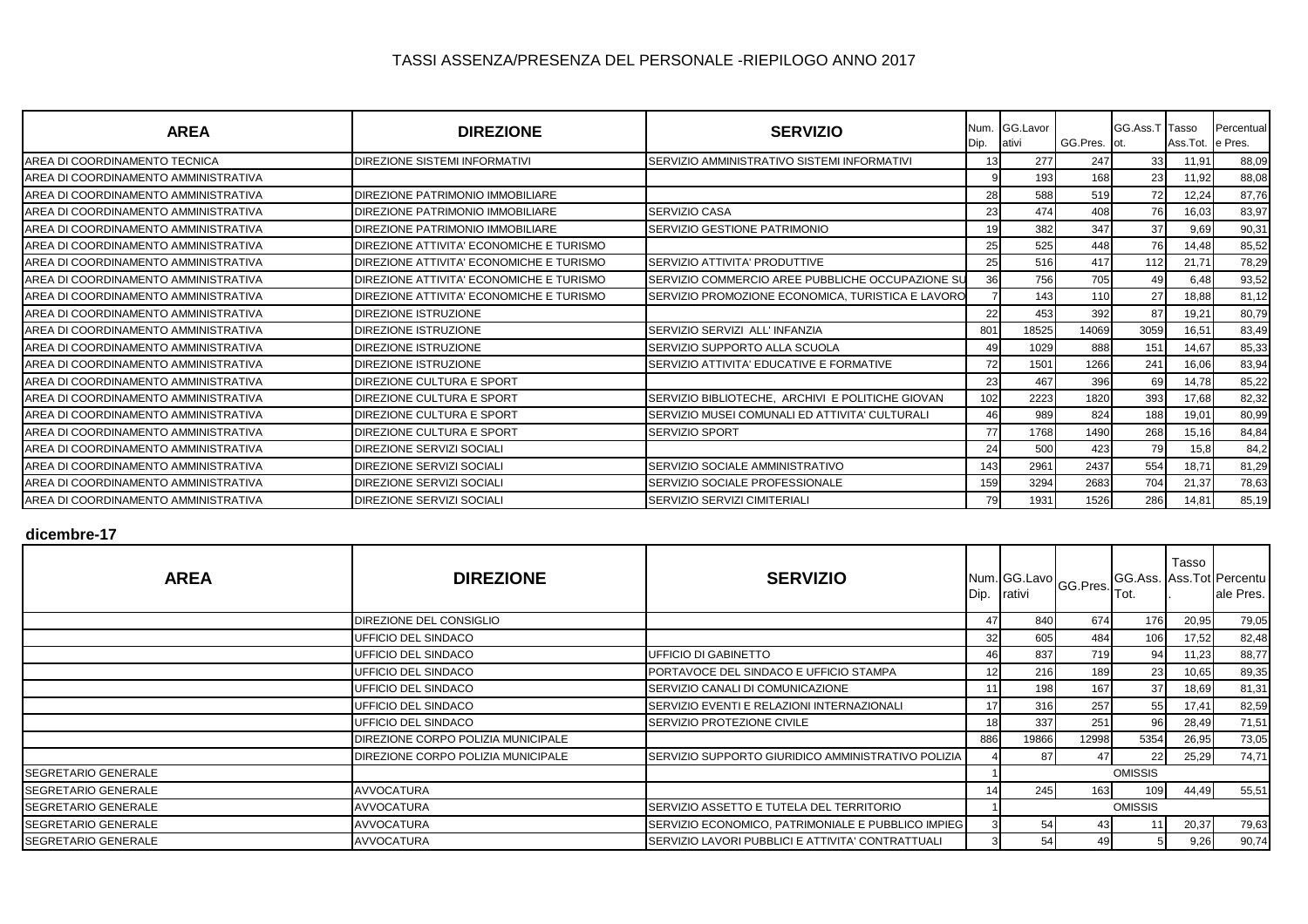# TASSI ASSENZA/PRESENZA DEL PERSONALE -RIEPILOGO ANNO 2017

| AREA | DIREZIONE | SERVIZIO | Num. Dip. | GG.Lavorativi | GG.Pres. | GG.Ass.Tot. | Tasso Ass.Tot. | Percentuale Pres. |
|---|---|---|---|---|---|---|---|---|
| AREA DI COORDINAMENTO TECNICA | DIREZIONE SISTEMI INFORMATIVI | SERVIZIO AMMINISTRATIVO SISTEMI INFORMATIVI | 13 | 277 | 247 | 33 | 11,91 | 88,09 |
| AREA DI COORDINAMENTO AMMINISTRATIVA | | | 9 | 193 | 168 | 23 | 11,92 | 88,08 |
| AREA DI COORDINAMENTO AMMINISTRATIVA | DIREZIONE PATRIMONIO IMMOBILIARE | | 28 | 588 | 519 | 72 | 12,24 | 87,76 |
| AREA DI COORDINAMENTO AMMINISTRATIVA | DIREZIONE PATRIMONIO IMMOBILIARE | SERVIZIO CASA | 23 | 474 | 408 | 76 | 16,03 | 83,97 |
| AREA DI COORDINAMENTO AMMINISTRATIVA | DIREZIONE PATRIMONIO IMMOBILIARE | SERVIZIO GESTIONE PATRIMONIO | 19 | 382 | 347 | 37 | 9,69 | 90,31 |
| AREA DI COORDINAMENTO AMMINISTRATIVA | DIREZIONE ATTIVITA' ECONOMICHE E TURISMO | | 25 | 525 | 448 | 76 | 14,48 | 85,52 |
| AREA DI COORDINAMENTO AMMINISTRATIVA | DIREZIONE ATTIVITA' ECONOMICHE E TURISMO | SERVIZIO ATTIVITA' PRODUTTIVE | 25 | 516 | 417 | 112 | 21,71 | 78,29 |
| AREA DI COORDINAMENTO AMMINISTRATIVA | DIREZIONE ATTIVITA' ECONOMICHE E TURISMO | SERVIZIO COMMERCIO AREE PUBBLICHE OCCUPAZIONE SU | 36 | 756 | 705 | 49 | 6,48 | 93,52 |
| AREA DI COORDINAMENTO AMMINISTRATIVA | DIREZIONE ATTIVITA' ECONOMICHE E TURISMO | SERVIZIO PROMOZIONE ECONOMICA, TURISTICA E LAVORO | 7 | 143 | 110 | 27 | 18,88 | 81,12 |
| AREA DI COORDINAMENTO AMMINISTRATIVA | DIREZIONE ISTRUZIONE | | 22 | 453 | 392 | 87 | 19,21 | 80,79 |
| AREA DI COORDINAMENTO AMMINISTRATIVA | DIREZIONE ISTRUZIONE | SERVIZIO SERVIZI ALL' INFANZIA | 801 | 18525 | 14069 | 3059 | 16,51 | 83,49 |
| AREA DI COORDINAMENTO AMMINISTRATIVA | DIREZIONE ISTRUZIONE | SERVIZIO SUPPORTO ALLA SCUOLA | 49 | 1029 | 888 | 151 | 14,67 | 85,33 |
| AREA DI COORDINAMENTO AMMINISTRATIVA | DIREZIONE ISTRUZIONE | SERVIZIO ATTIVITA' EDUCATIVE E FORMATIVE | 72 | 1501 | 1266 | 241 | 16,06 | 83,94 |
| AREA DI COORDINAMENTO AMMINISTRATIVA | DIREZIONE CULTURA E SPORT | | 23 | 467 | 396 | 69 | 14,78 | 85,22 |
| AREA DI COORDINAMENTO AMMINISTRATIVA | DIREZIONE CULTURA E SPORT | SERVIZIO BIBLIOTECHE, ARCHIVI E POLITICHE GIOVAN | 102 | 2223 | 1820 | 393 | 17,68 | 82,32 |
| AREA DI COORDINAMENTO AMMINISTRATIVA | DIREZIONE CULTURA E SPORT | SERVIZIO MUSEI COMUNALI ED ATTIVITA' CULTURALI | 46 | 989 | 824 | 188 | 19,01 | 80,99 |
| AREA DI COORDINAMENTO AMMINISTRATIVA | DIREZIONE CULTURA E SPORT | SERVIZIO SPORT | 77 | 1768 | 1490 | 268 | 15,16 | 84,84 |
| AREA DI COORDINAMENTO AMMINISTRATIVA | DIREZIONE SERVIZI SOCIALI | | 24 | 500 | 423 | 79 | 15,8 | 84,2 |
| AREA DI COORDINAMENTO AMMINISTRATIVA | DIREZIONE SERVIZI SOCIALI | SERVIZIO SOCIALE AMMINISTRATIVO | 143 | 2961 | 2437 | 554 | 18,71 | 81,29 |
| AREA DI COORDINAMENTO AMMINISTRATIVA | DIREZIONE SERVIZI SOCIALI | SERVIZIO SOCIALE PROFESSIONALE | 159 | 3294 | 2683 | 704 | 21,37 | 78,63 |
| AREA DI COORDINAMENTO AMMINISTRATIVA | DIREZIONE SERVIZI SOCIALI | SERVIZIO SERVIZI CIMITERIALI | 79 | 1931 | 1526 | 286 | 14,81 | 85,19 |

**dicembre-17**

| AREA | DIREZIONE | SERVIZIO | Num. Dip. | GG.Lavorativi | GG.Pres. | GG.Ass. Tot. | Tasso Ass.Tot. | Percentuale Pres. |
|---|---|---|---|---|---|---|---|---|
| | DIREZIONE DEL CONSIGLIO | | 47 | 840 | 674 | 176 | 20,95 | 79,05 |
| | UFFICIO DEL SINDACO | | 32 | 605 | 484 | 106 | 17,52 | 82,48 |
| | UFFICIO DEL SINDACO | UFFICIO DI GABINETTO | 46 | 837 | 719 | 94 | 11,23 | 88,77 |
| | UFFICIO DEL SINDACO | PORTAVOCE DEL SINDACO E UFFICIO STAMPA | 12 | 216 | 189 | 23 | 10,65 | 89,35 |
| | UFFICIO DEL SINDACO | SERVIZIO CANALI DI COMUNICAZIONE | 11 | 198 | 167 | 37 | 18,69 | 81,31 |
| | UFFICIO DEL SINDACO | SERVIZIO EVENTI E RELAZIONI INTERNAZIONALI | 17 | 316 | 257 | 55 | 17,41 | 82,59 |
| | UFFICIO DEL SINDACO | SERVIZIO PROTEZIONE CIVILE | 18 | 337 | 251 | 96 | 28,49 | 71,51 |
| | DIREZIONE CORPO POLIZIA MUNICIPALE | | 886 | 19866 | 12998 | 5354 | 26,95 | 73,05 |
| | DIREZIONE CORPO POLIZIA MUNICIPALE | SERVIZIO SUPPORTO GIURIDICO AMMINISTRATIVO POLIZIA | 4 | 87 | 47 | 22 | 25,29 | 74,71 |
| SEGRETARIO GENERALE | | | 1 | | | OMISSIS | | |
| SEGRETARIO GENERALE | AVVOCATURA | | 14 | 245 | 163 | 109 | 44,49 | 55,51 |
| SEGRETARIO GENERALE | AVVOCATURA | SERVIZIO ASSETTO E TUTELA DEL TERRITORIO | 1 | | | OMISSIS | | |
| SEGRETARIO GENERALE | AVVOCATURA | SERVIZIO ECONOMICO, PATRIMONIALE E PUBBLICO IMPIEG | 3 | 54 | 43 | 11 | 20,37 | 79,63 |
| SEGRETARIO GENERALE | AVVOCATURA | SERVIZIO LAVORI PUBBLICI E ATTIVITA' CONTRATTUALI | 3 | 54 | 49 | 5 | 9,26 | 90,74 |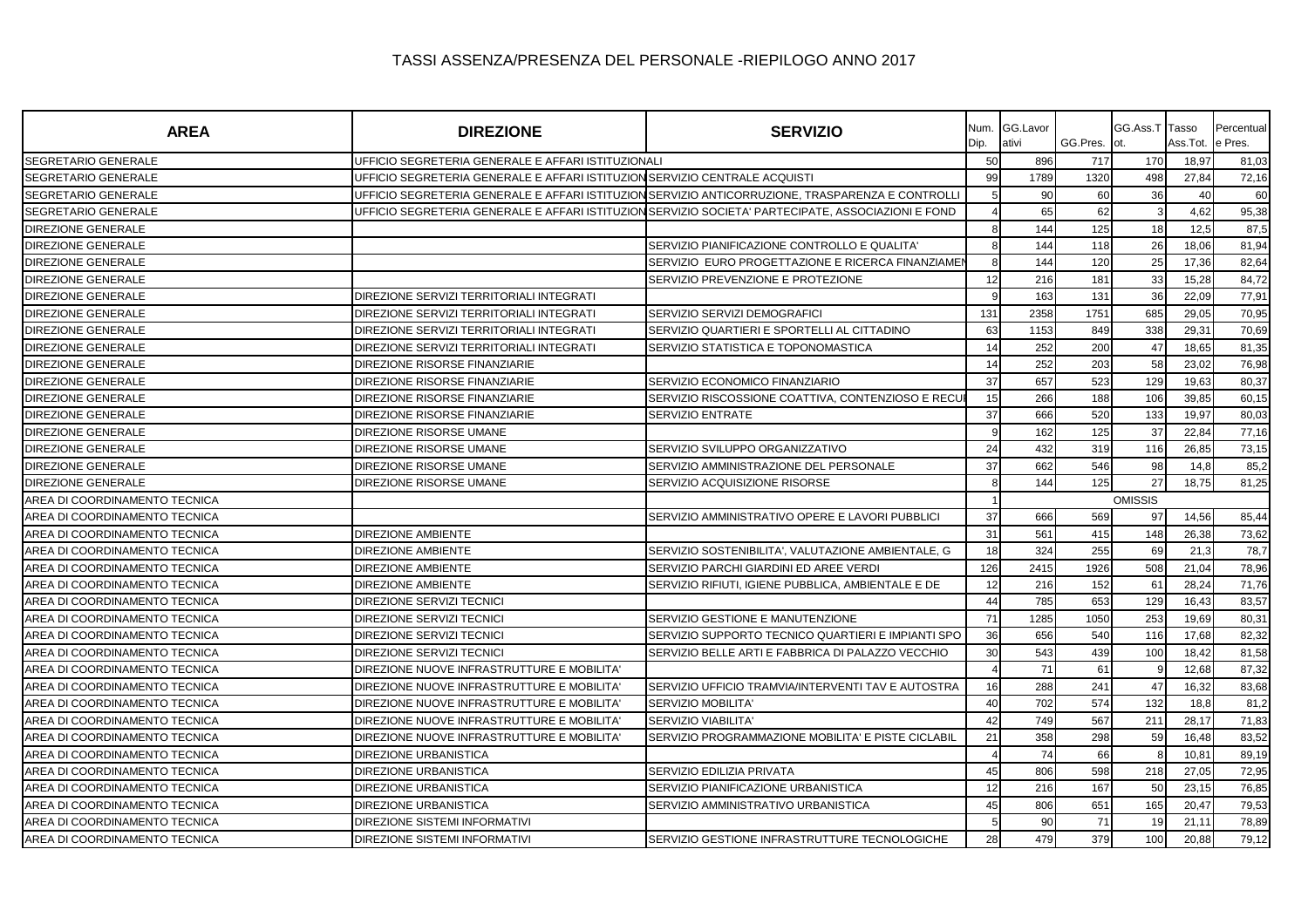# TASSI ASSENZA/PRESENZA DEL PERSONALE -RIEPILOGO ANNO 2017

| AREA | DIREZIONE | SERVIZIO | Num. Dip. | GG.Lavorativi | GG.Pres. | GG.Ass.Tot. | Tasso Ass.Tot. | Percentuale Pres. |
|---|---|---|---|---|---|---|---|---|
| SEGRETARIO GENERALE | UFFICIO SEGRETERIA GENERALE E AFFARI ISTITUZIONALI | | 50 | 896 | 717 | 170 | 18,97 | 81,03 |
| SEGRETARIO GENERALE | UFFICIO SEGRETERIA GENERALE E AFFARI ISTITUZION | SERVIZIO CENTRALE ACQUISTI | 99 | 1789 | 1320 | 498 | 27,84 | 72,16 |
| SEGRETARIO GENERALE | UFFICIO SEGRETERIA GENERALE E AFFARI ISTITUZION | SERVIZIO ANTICORRUZIONE, TRASPARENZA E CONTROLLI | 5 | 90 | 60 | 36 | 40 | 60 |
| SEGRETARIO GENERALE | UFFICIO SEGRETERIA GENERALE E AFFARI ISTITUZION | SERVIZIO SOCIETA' PARTECIPATE, ASSOCIAZIONI E FOND | 4 | 65 | 62 | 3 | 4,62 | 95,38 |
| DIREZIONE GENERALE | | | 8 | 144 | 125 | 18 | 12,5 | 87,5 |
| DIREZIONE GENERALE | | SERVIZIO PIANIFICAZIONE CONTROLLO E QUALITA' | 8 | 144 | 118 | 26 | 18,06 | 81,94 |
| DIREZIONE GENERALE | | SERVIZIO EURO PROGETTAZIONE E RICERCA FINANZIAMEN | 8 | 144 | 120 | 25 | 17,36 | 82,64 |
| DIREZIONE GENERALE | | SERVIZIO PREVENZIONE E PROTEZIONE | 12 | 216 | 181 | 33 | 15,28 | 84,72 |
| DIREZIONE GENERALE | DIREZIONE SERVIZI TERRITORIALI INTEGRATI | | 9 | 163 | 131 | 36 | 22,09 | 77,91 |
| DIREZIONE GENERALE | DIREZIONE SERVIZI TERRITORIALI INTEGRATI | SERVIZIO SERVIZI DEMOGRAFICI | 131 | 2358 | 1751 | 685 | 29,05 | 70,95 |
| DIREZIONE GENERALE | DIREZIONE SERVIZI TERRITORIALI INTEGRATI | SERVIZIO QUARTIERI E SPORTELLI AL CITTADINO | 63 | 1153 | 849 | 338 | 29,31 | 70,69 |
| DIREZIONE GENERALE | DIREZIONE SERVIZI TERRITORIALI INTEGRATI | SERVIZIO STATISTICA E TOPONOMASTICA | 14 | 252 | 200 | 47 | 18,65 | 81,35 |
| DIREZIONE GENERALE | DIREZIONE RISORSE FINANZIARIE | | 14 | 252 | 203 | 58 | 23,02 | 76,98 |
| DIREZIONE GENERALE | DIREZIONE RISORSE FINANZIARIE | SERVIZIO ECONOMICO FINANZIARIO | 37 | 657 | 523 | 129 | 19,63 | 80,37 |
| DIREZIONE GENERALE | DIREZIONE RISORSE FINANZIARIE | SERVIZIO RISCOSSIONE COATTIVA, CONTENZIOSO E RECU | 15 | 266 | 188 | 106 | 39,85 | 60,15 |
| DIREZIONE GENERALE | DIREZIONE RISORSE FINANZIARIE | SERVIZIO ENTRATE | 37 | 666 | 520 | 133 | 19,97 | 80,03 |
| DIREZIONE GENERALE | DIREZIONE RISORSE UMANE | | 9 | 162 | 125 | 37 | 22,84 | 77,16 |
| DIREZIONE GENERALE | DIREZIONE RISORSE UMANE | SERVIZIO SVILUPPO ORGANIZZATIVO | 24 | 432 | 319 | 116 | 26,85 | 73,15 |
| DIREZIONE GENERALE | DIREZIONE RISORSE UMANE | SERVIZIO AMMINISTRAZIONE DEL PERSONALE | 37 | 662 | 546 | 98 | 14,8 | 85,2 |
| DIREZIONE GENERALE | DIREZIONE RISORSE UMANE | SERVIZIO ACQUISIZIONE RISORSE | 8 | 144 | 125 | 27 | 18,75 | 81,25 |
| AREA DI COORDINAMENTO TECNICA | | | 1 | | | OMISSIS | | |
| AREA DI COORDINAMENTO TECNICA | | SERVIZIO AMMINISTRATIVO OPERE E LAVORI PUBBLICI | 37 | 666 | 569 | 97 | 14,56 | 85,44 |
| AREA DI COORDINAMENTO TECNICA | DIREZIONE AMBIENTE | | 31 | 561 | 415 | 148 | 26,38 | 73,62 |
| AREA DI COORDINAMENTO TECNICA | DIREZIONE AMBIENTE | SERVIZIO SOSTENIBILITA', VALUTAZIONE AMBIENTALE, G | 18 | 324 | 255 | 69 | 21,3 | 78,7 |
| AREA DI COORDINAMENTO TECNICA | DIREZIONE AMBIENTE | SERVIZIO PARCHI GIARDINI ED AREE VERDI | 126 | 2415 | 1926 | 508 | 21,04 | 78,96 |
| AREA DI COORDINAMENTO TECNICA | DIREZIONE AMBIENTE | SERVIZIO RIFIUTI, IGIENE PUBBLICA, AMBIENTALE E DE | 12 | 216 | 152 | 61 | 28,24 | 71,76 |
| AREA DI COORDINAMENTO TECNICA | DIREZIONE SERVIZI TECNICI | | 44 | 785 | 653 | 129 | 16,43 | 83,57 |
| AREA DI COORDINAMENTO TECNICA | DIREZIONE SERVIZI TECNICI | SERVIZIO GESTIONE E MANUTENZIONE | 71 | 1285 | 1050 | 253 | 19,69 | 80,31 |
| AREA DI COORDINAMENTO TECNICA | DIREZIONE SERVIZI TECNICI | SERVIZIO SUPPORTO TECNICO QUARTIERI E IMPIANTI SPO | 36 | 656 | 540 | 116 | 17,68 | 82,32 |
| AREA DI COORDINAMENTO TECNICA | DIREZIONE SERVIZI TECNICI | SERVIZIO BELLE ARTI E FABBRICA DI PALAZZO VECCHIO | 30 | 543 | 439 | 100 | 18,42 | 81,58 |
| AREA DI COORDINAMENTO TECNICA | DIREZIONE NUOVE INFRASTRUTTURE E MOBILITA' | | 4 | 71 | 61 | 9 | 12,68 | 87,32 |
| AREA DI COORDINAMENTO TECNICA | DIREZIONE NUOVE INFRASTRUTTURE E MOBILITA' | SERVIZIO UFFICIO TRAMVIA/INTERVENTI TAV E AUTOSTRA | 16 | 288 | 241 | 47 | 16,32 | 83,68 |
| AREA DI COORDINAMENTO TECNICA | DIREZIONE NUOVE INFRASTRUTTURE E MOBILITA' | SERVIZIO MOBILITA' | 40 | 702 | 574 | 132 | 18,8 | 81,2 |
| AREA DI COORDINAMENTO TECNICA | DIREZIONE NUOVE INFRASTRUTTURE E MOBILITA' | SERVIZIO VIABILITA' | 42 | 749 | 567 | 211 | 28,17 | 71,83 |
| AREA DI COORDINAMENTO TECNICA | DIREZIONE NUOVE INFRASTRUTTURE E MOBILITA' | SERVIZIO PROGRAMMAZIONE MOBILITA' E PISTE CICLABIL | 21 | 358 | 298 | 59 | 16,48 | 83,52 |
| AREA DI COORDINAMENTO TECNICA | DIREZIONE URBANISTICA | | 4 | 74 | 66 | 8 | 10,81 | 89,19 |
| AREA DI COORDINAMENTO TECNICA | DIREZIONE URBANISTICA | SERVIZIO EDILIZIA PRIVATA | 45 | 806 | 598 | 218 | 27,05 | 72,95 |
| AREA DI COORDINAMENTO TECNICA | DIREZIONE URBANISTICA | SERVIZIO PIANIFICAZIONE URBANISTICA | 12 | 216 | 167 | 50 | 23,15 | 76,85 |
| AREA DI COORDINAMENTO TECNICA | DIREZIONE URBANISTICA | SERVIZIO AMMINISTRATIVO URBANISTICA | 45 | 806 | 651 | 165 | 20,47 | 79,53 |
| AREA DI COORDINAMENTO TECNICA | DIREZIONE SISTEMI INFORMATIVI | | 5 | 90 | 71 | 19 | 21,11 | 78,89 |
| AREA DI COORDINAMENTO TECNICA | DIREZIONE SISTEMI INFORMATIVI | SERVIZIO GESTIONE INFRASTRUTTURE TECNOLOGICHE | 28 | 479 | 379 | 100 | 20,88 | 79,12 |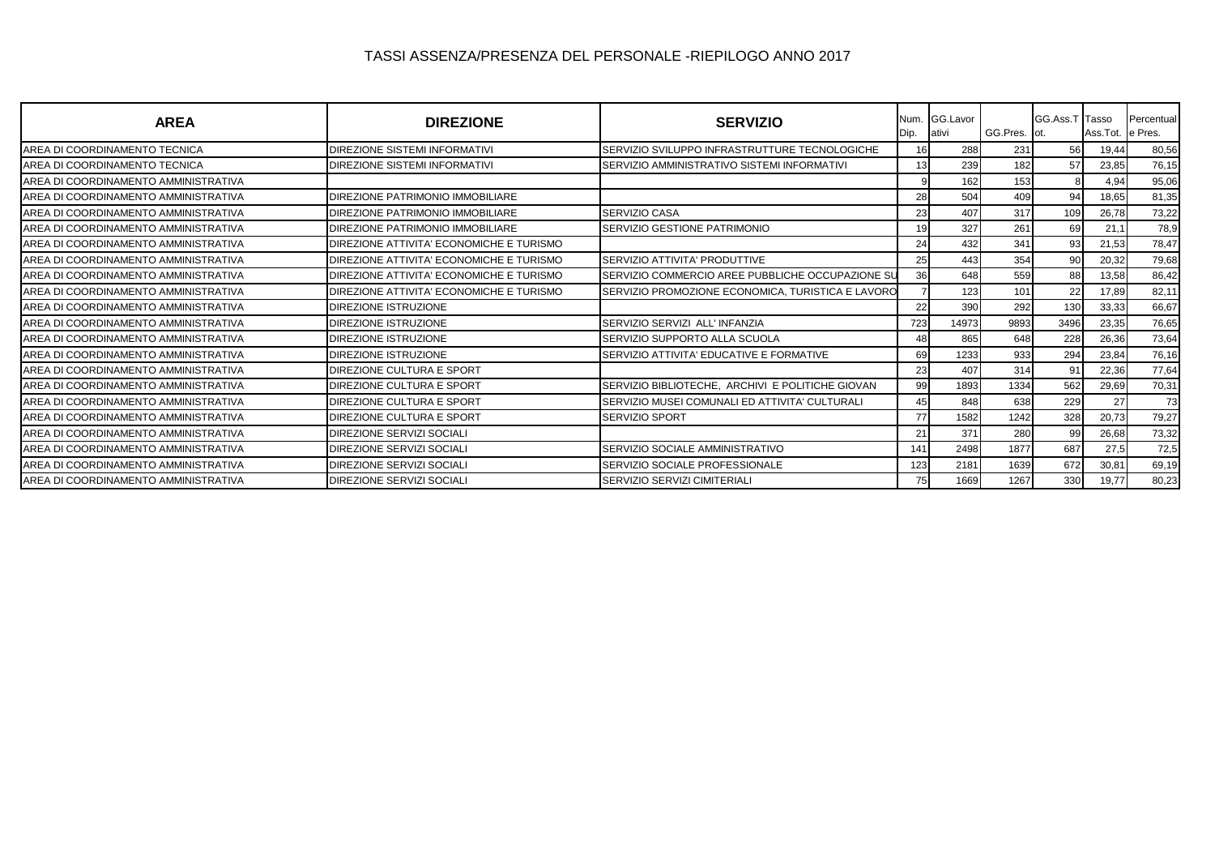# TASSI ASSENZA/PRESENZA DEL PERSONALE -RIEPILOGO ANNO 2017

| AREA | DIREZIONE | SERVIZIO | Num. Dip. | GG.Lavorativi | GG.Pres. | GG.Ass.Tot. | Tasso Ass.Tot. | Percentuale Pres. |
|---|---|---|---|---|---|---|---|---|
| AREA DI COORDINAMENTO TECNICA | DIREZIONE SISTEMI INFORMATIVI | SERVIZIO SVILUPPO INFRASTRUTTURE TECNOLOGICHE | 16 | 288 | 231 | 56 | 19,44 | 80,56 |
| AREA DI COORDINAMENTO TECNICA | DIREZIONE SISTEMI INFORMATIVI | SERVIZIO AMMINISTRATIVO SISTEMI INFORMATIVI | 13 | 239 | 182 | 57 | 23,85 | 76,15 |
| AREA DI COORDINAMENTO AMMINISTRATIVA | | | 9 | 162 | 153 | 8 | 4,94 | 95,06 |
| AREA DI COORDINAMENTO AMMINISTRATIVA | DIREZIONE PATRIMONIO IMMOBILIARE | | 28 | 504 | 409 | 94 | 18,65 | 81,35 |
| AREA DI COORDINAMENTO AMMINISTRATIVA | DIREZIONE PATRIMONIO IMMOBILIARE | SERVIZIO CASA | 23 | 407 | 317 | 109 | 26,78 | 73,22 |
| AREA DI COORDINAMENTO AMMINISTRATIVA | DIREZIONE PATRIMONIO IMMOBILIARE | SERVIZIO GESTIONE PATRIMONIO | 19 | 327 | 261 | 69 | 21,1 | 78,9 |
| AREA DI COORDINAMENTO AMMINISTRATIVA | DIREZIONE ATTIVITA' ECONOMICHE E TURISMO | | 24 | 432 | 341 | 93 | 21,53 | 78,47 |
| AREA DI COORDINAMENTO AMMINISTRATIVA | DIREZIONE ATTIVITA' ECONOMICHE E TURISMO | SERVIZIO ATTIVITA' PRODUTTIVE | 25 | 443 | 354 | 90 | 20,32 | 79,68 |
| AREA DI COORDINAMENTO AMMINISTRATIVA | DIREZIONE ATTIVITA' ECONOMICHE E TURISMO | SERVIZIO COMMERCIO AREE PUBBLICHE OCCUPAZIONE SU | 36 | 648 | 559 | 88 | 13,58 | 86,42 |
| AREA DI COORDINAMENTO AMMINISTRATIVA | DIREZIONE ATTIVITA' ECONOMICHE E TURISMO | SERVIZIO PROMOZIONE ECONOMICA, TURISTICA E LAVORO | 7 | 123 | 101 | 22 | 17,89 | 82,11 |
| AREA DI COORDINAMENTO AMMINISTRATIVA | DIREZIONE ISTRUZIONE | | 22 | 390 | 292 | 130 | 33,33 | 66,67 |
| AREA DI COORDINAMENTO AMMINISTRATIVA | DIREZIONE ISTRUZIONE | SERVIZIO SERVIZI ALL' INFANZIA | 723 | 14973 | 9893 | 3496 | 23,35 | 76,65 |
| AREA DI COORDINAMENTO AMMINISTRATIVA | DIREZIONE ISTRUZIONE | SERVIZIO SUPPORTO ALLA SCUOLA | 48 | 865 | 648 | 228 | 26,36 | 73,64 |
| AREA DI COORDINAMENTO AMMINISTRATIVA | DIREZIONE ISTRUZIONE | SERVIZIO ATTIVITA' EDUCATIVE E FORMATIVE | 69 | 1233 | 933 | 294 | 23,84 | 76,16 |
| AREA DI COORDINAMENTO AMMINISTRATIVA | DIREZIONE CULTURA E SPORT | | 23 | 407 | 314 | 91 | 22,36 | 77,64 |
| AREA DI COORDINAMENTO AMMINISTRATIVA | DIREZIONE CULTURA E SPORT | SERVIZIO BIBLIOTECHE, ARCHIVI E POLITICHE GIOVAN | 99 | 1893 | 1334 | 562 | 29,69 | 70,31 |
| AREA DI COORDINAMENTO AMMINISTRATIVA | DIREZIONE CULTURA E SPORT | SERVIZIO MUSEI COMUNALI ED ATTIVITA' CULTURALI | 45 | 848 | 638 | 229 | 27 | 73 |
| AREA DI COORDINAMENTO AMMINISTRATIVA | DIREZIONE CULTURA E SPORT | SERVIZIO SPORT | 77 | 1582 | 1242 | 328 | 20,73 | 79,27 |
| AREA DI COORDINAMENTO AMMINISTRATIVA | DIREZIONE SERVIZI SOCIALI | | 21 | 371 | 280 | 99 | 26,68 | 73,32 |
| AREA DI COORDINAMENTO AMMINISTRATIVA | DIREZIONE SERVIZI SOCIALI | SERVIZIO SOCIALE AMMINISTRATIVO | 141 | 2498 | 1877 | 687 | 27,5 | 72,5 |
| AREA DI COORDINAMENTO AMMINISTRATIVA | DIREZIONE SERVIZI SOCIALI | SERVIZIO SOCIALE PROFESSIONALE | 123 | 2181 | 1639 | 672 | 30,81 | 69,19 |
| AREA DI COORDINAMENTO AMMINISTRATIVA | DIREZIONE SERVIZI SOCIALI | SERVIZIO SERVIZI CIMITERIALI | 75 | 1669 | 1267 | 330 | 19,77 | 80,23 |